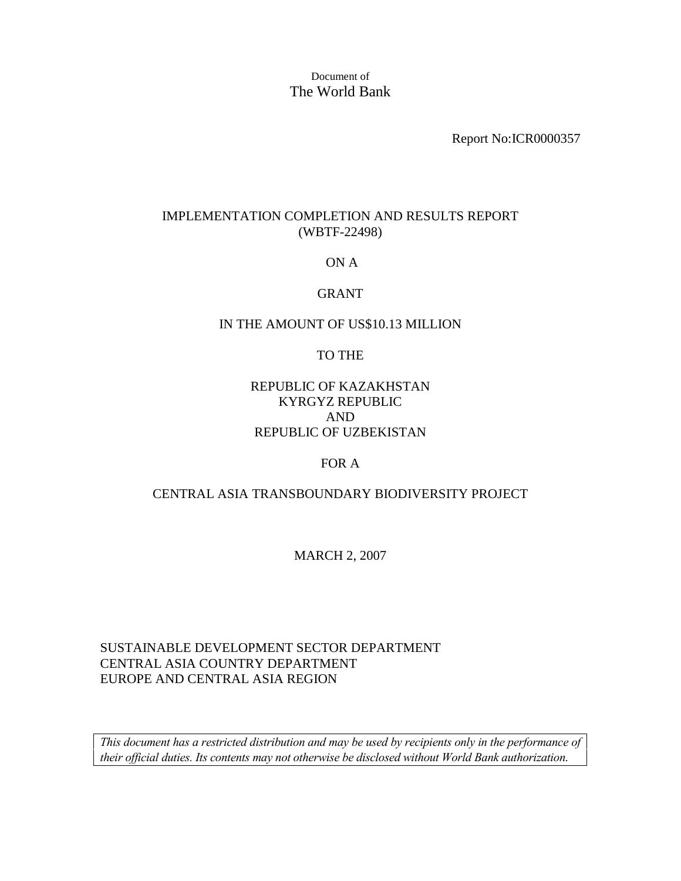Document of
The World Bank

Report No:ICR0000357

# IMPLEMENTATION COMPLETION AND RESULTS REPORT
(WBTF-22498)

ON A

GRANT

IN THE AMOUNT OF US$10.13 MILLION

TO THE

REPUBLIC OF KAZAKHSTAN
KYRGYZ REPUBLIC
AND
REPUBLIC OF UZBEKISTAN

FOR A

CENTRAL ASIA TRANSBOUNDARY BIODIVERSITY PROJECT

MARCH 2, 2007

SUSTAINABLE DEVELOPMENT SECTOR DEPARTMENT
CENTRAL ASIA COUNTRY DEPARTMENT
EUROPE AND CENTRAL ASIA REGION

*This document has a restricted distribution and may be used by recipients only in the performance of their official duties. Its contents may not otherwise be disclosed without World Bank authorization.*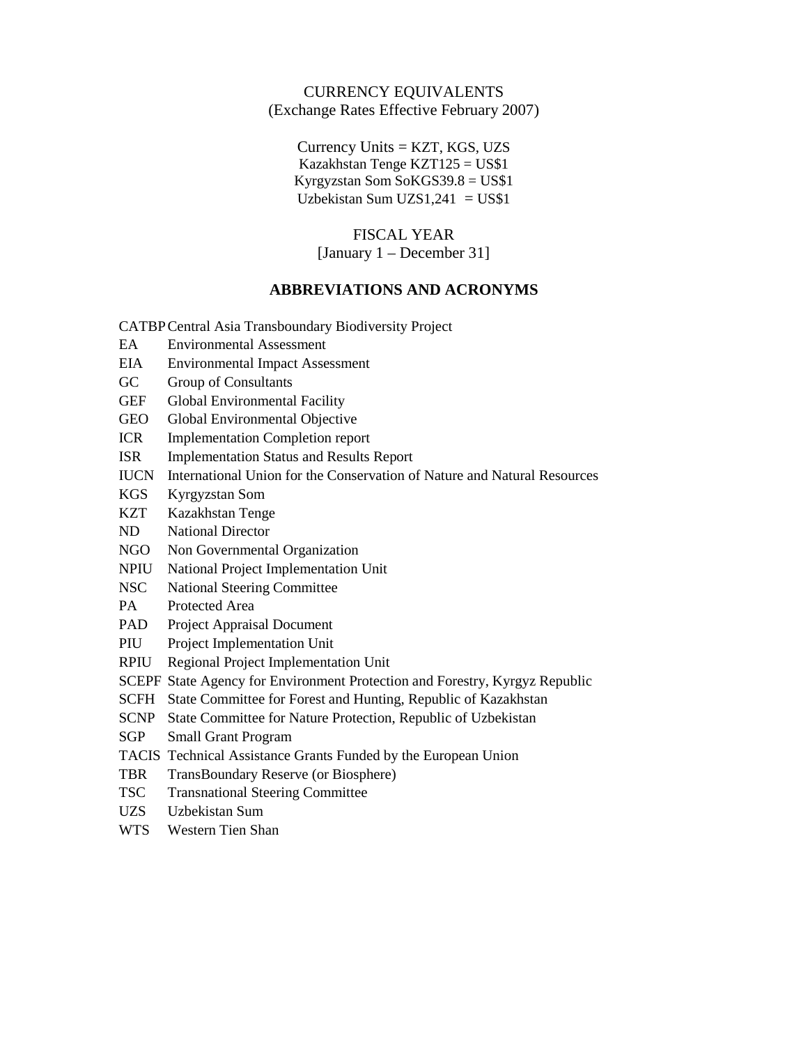CURRENCY EQUIVALENTS
(Exchange Rates Effective February 2007)

Currency Units = KZT, KGS, UZS
Kazakhstan Tenge KZT125 = US$1
Kyrgyzstan Som SoKGS39.8 = US$1
Uzbekistan Sum UZS1,241 = US$1

FISCAL YEAR
[January 1 – December 31]

## ABBREVIATIONS AND ACRONYMS

| | |
|---|---|
| CATBP | Central Asia Transboundary Biodiversity Project |
| EA | Environmental Assessment |
| EIA | Environmental Impact Assessment |
| GC | Group of Consultants |
| GEF | Global Environmental Facility |
| GEO | Global Environmental Objective |
| ICR | Implementation Completion report |
| ISR | Implementation Status and Results Report |
| IUCN | International Union for the Conservation of Nature and Natural Resources |
| KGS | Kyrgyzstan Som |
| KZT | Kazakhstan Tenge |
| ND | National Director |
| NGO | Non Governmental Organization |
| NPIU | National Project Implementation Unit |
| NSC | National Steering Committee |
| PA | Protected Area |
| PAD | Project Appraisal Document |
| PIU | Project Implementation Unit |
| RPIU | Regional Project Implementation Unit |
| SCEPF | State Agency for Environment Protection and Forestry, Kyrgyz Republic |
| SCFH | State Committee for Forest and Hunting, Republic of Kazakhstan |
| SCNP | State Committee for Nature Protection, Republic of Uzbekistan |
| SGP | Small Grant Program |
| TACIS | Technical Assistance Grants Funded by the European Union |
| TBR | TransBoundary Reserve (or Biosphere) |
| TSC | Transnational Steering Committee |
| UZS | Uzbekistan Sum |
| WTS | Western Tien Shan |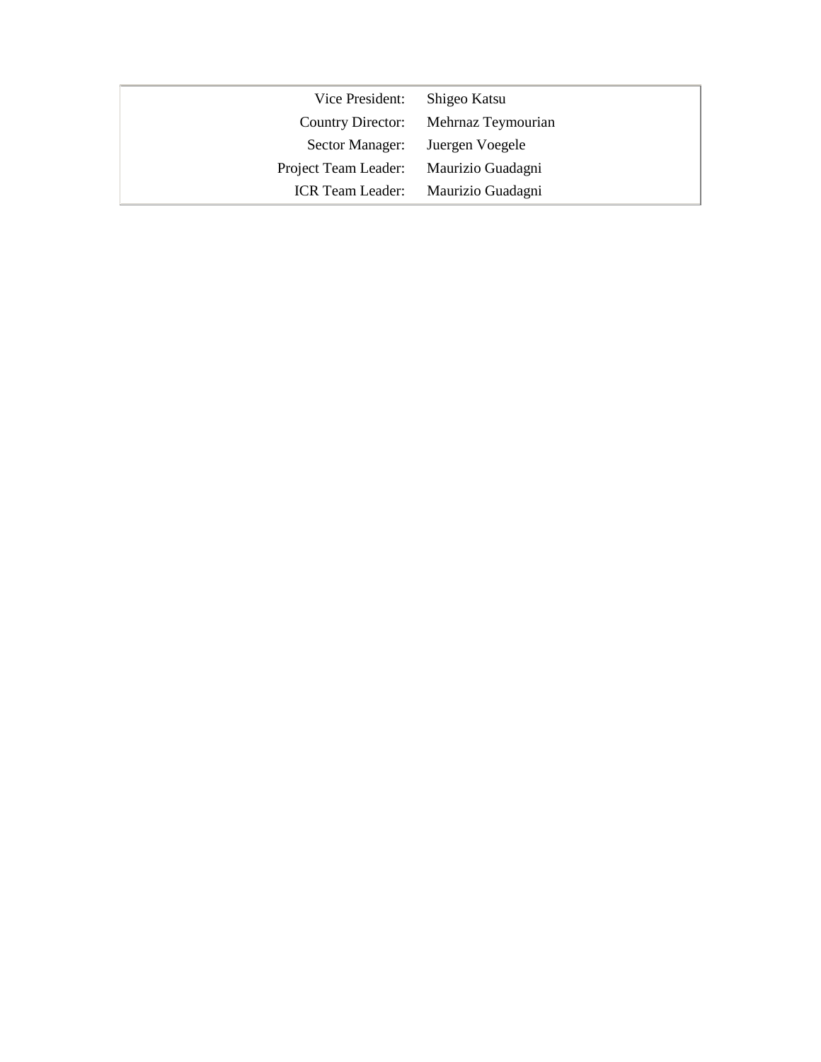| | |
|---|---|
| Vice President: | Shigeo Katsu |
| Country Director: | Mehrnaz Teymourian |
| Sector Manager: | Juergen Voegele |
| Project Team Leader: | Maurizio Guadagni |
| ICR Team Leader: | Maurizio Guadagni |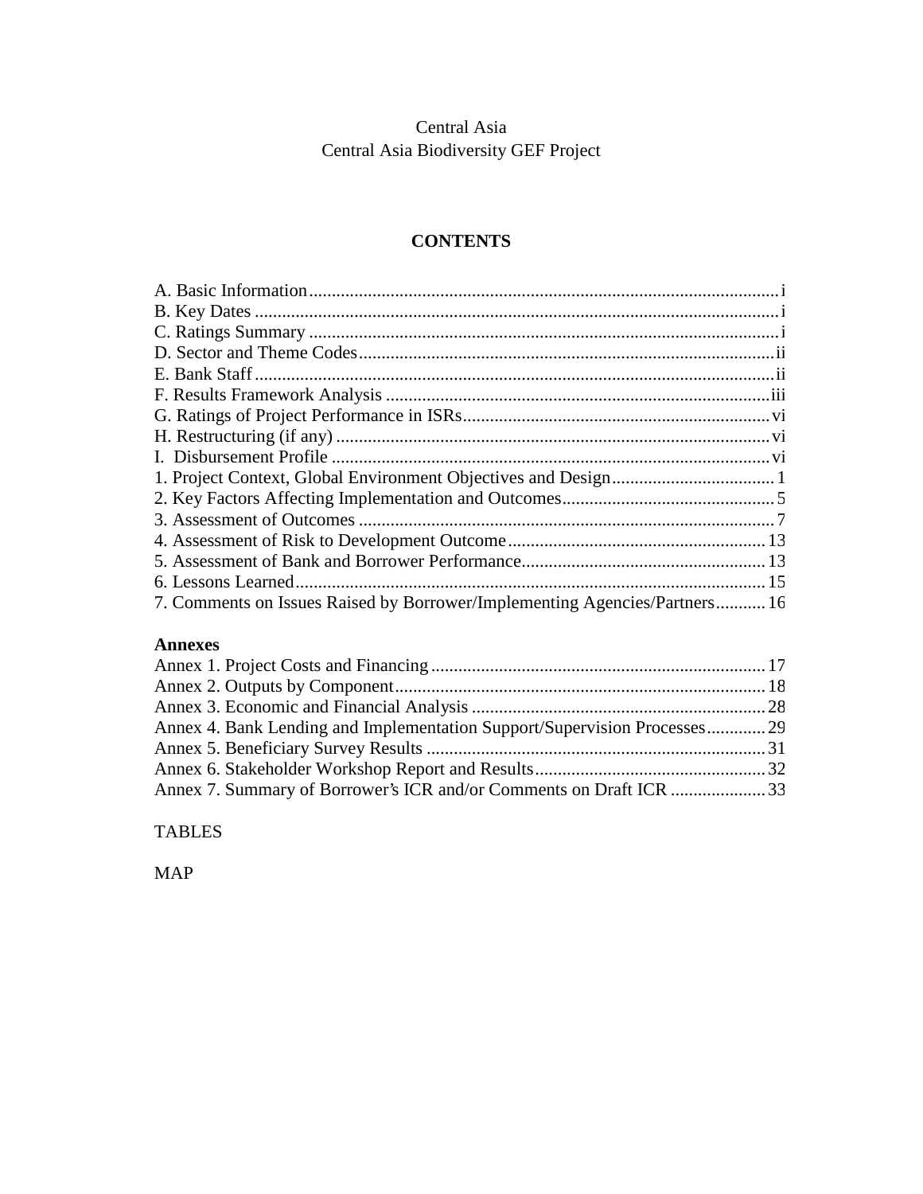Central Asia
Central Asia Biodiversity GEF Project

## CONTENTS

A. Basic Information ..... i
B. Key Dates ..... i
C. Ratings Summary ..... i
D. Sector and Theme Codes ..... ii
E. Bank Staff ..... ii
F. Results Framework Analysis ..... iii
G. Ratings of Project Performance in ISRs ..... vi
H. Restructuring (if any) ..... vi
I. Disbursement Profile ..... vi
1. Project Context, Global Environment Objectives and Design ..... 1
2. Key Factors Affecting Implementation and Outcomes ..... 5
3. Assessment of Outcomes ..... 7
4. Assessment of Risk to Development Outcome ..... 13
5. Assessment of Bank and Borrower Performance ..... 13
6. Lessons Learned ..... 15
7. Comments on Issues Raised by Borrower/Implementing Agencies/Partners ..... 16

**Annexes**

Annex 1. Project Costs and Financing ..... 17
Annex 2. Outputs by Component ..... 18
Annex 3. Economic and Financial Analysis ..... 28
Annex 4. Bank Lending and Implementation Support/Supervision Processes ..... 29
Annex 5. Beneficiary Survey Results ..... 31
Annex 6. Stakeholder Workshop Report and Results ..... 32
Annex 7. Summary of Borrower's ICR and/or Comments on Draft ICR ..... 33

TABLES

MAP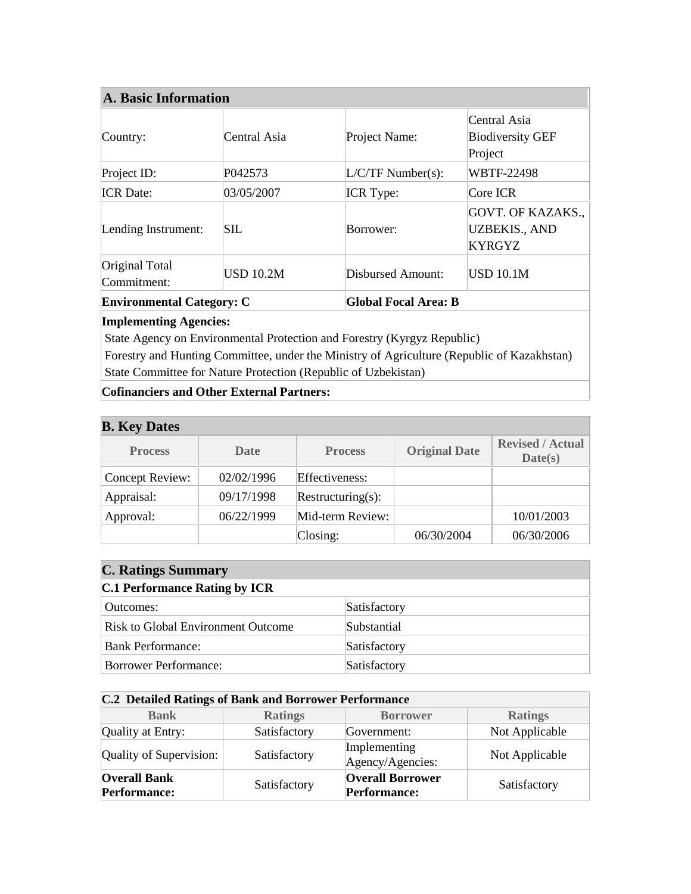## A. Basic Information

| | | | |
|---|---|---|---|
| Country: | Central Asia | Project Name: | Central Asia Biodiversity GEF Project |
| Project ID: | P042573 | L/C/TF Number(s): | WBTF-22498 |
| ICR Date: | 03/05/2007 | ICR Type: | Core ICR |
| Lending Instrument: | SIL | Borrower: | GOVT. OF KAZAKS., UZBEKIS., AND KYRGYZ |
| Original Total Commitment: | USD 10.2M | Disbursed Amount: | USD 10.1M |
| **Environmental Category: C** | | **Global Focal Area: B** | |

**Implementing Agencies:**

State Agency on Environmental Protection and Forestry (Kyrgyz Republic)
Forestry and Hunting Committee, under the Ministry of Agriculture (Republic of Kazakhstan)
State Committee for Nature Protection (Republic of Uzbekistan)

**Cofinanciers and Other External Partners:**

## B. Key Dates

| Process | Date | Process | Original Date | Revised / Actual Date(s) |
|---|---|---|---|---|
| Concept Review: | 02/02/1996 | Effectiveness: | | |
| Appraisal: | 09/17/1998 | Restructuring(s): | | |
| Approval: | 06/22/1999 | Mid-term Review: | | 10/01/2003 |
| | | Closing: | 06/30/2004 | 06/30/2006 |

## C. Ratings Summary

### C.1 Performance Rating by ICR

| | |
|---|---|
| Outcomes: | Satisfactory |
| Risk to Global Environment Outcome | Substantial |
| Bank Performance: | Satisfactory |
| Borrower Performance: | Satisfactory |

### C.2 Detailed Ratings of Bank and Borrower Performance

| Bank | Ratings | Borrower | Ratings |
|---|---|---|---|
| Quality at Entry: | Satisfactory | Government: | Not Applicable |
| Quality of Supervision: | Satisfactory | Implementing Agency/Agencies: | Not Applicable |
| **Overall Bank Performance:** | Satisfactory | **Overall Borrower Performance:** | Satisfactory |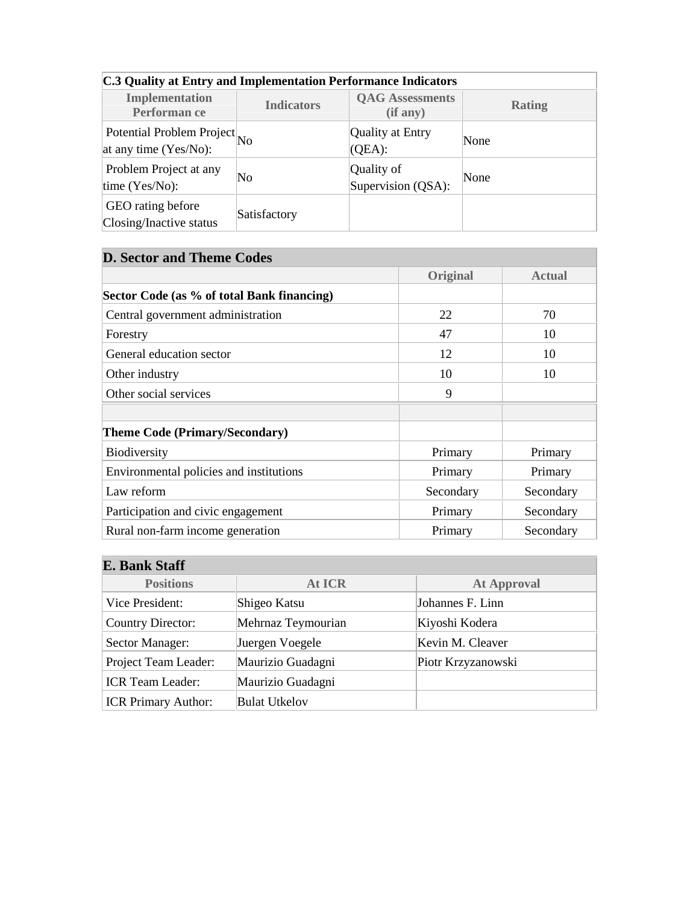| C.3 Quality at Entry and Implementation Performance Indicators | | | |
|---|---|---|---|
| **Implementation Performance** | **Indicators** | **QAG Assessments (if any)** | **Rating** |
| Potential Problem Project at any time (Yes/No): | No | Quality at Entry (QEA): | None |
| Problem Project at any time (Yes/No): | No | Quality of Supervision (QSA): | None |
| GEO rating before Closing/Inactive status | Satisfactory | | |

## D. Sector and Theme Codes

| | Original | Actual |
|---|---|---|
| **Sector Code (as % of total Bank financing)** | | |
| Central government administration | 22 | 70 |
| Forestry | 47 | 10 |
| General education sector | 12 | 10 |
| Other industry | 10 | 10 |
| Other social services | 9 | |
| | | |
| **Theme Code (Primary/Secondary)** | | |
| Biodiversity | Primary | Primary |
| Environmental policies and institutions | Primary | Primary |
| Law reform | Secondary | Secondary |
| Participation and civic engagement | Primary | Secondary |
| Rural non-farm income generation | Primary | Secondary |

## E. Bank Staff

| Positions | At ICR | At Approval |
|---|---|---|
| Vice President: | Shigeo Katsu | Johannes F. Linn |
| Country Director: | Mehrnaz Teymourian | Kiyoshi Kodera |
| Sector Manager: | Juergen Voegele | Kevin M. Cleaver |
| Project Team Leader: | Maurizio Guadagni | Piotr Krzyzanowski |
| ICR Team Leader: | Maurizio Guadagni | |
| ICR Primary Author: | Bulat Utkelov | |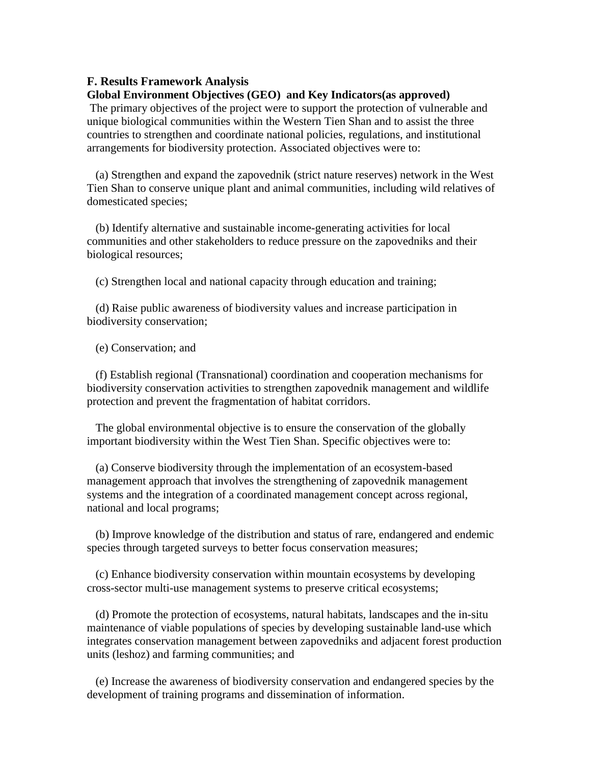**F. Results Framework Analysis**

**Global Environment Objectives (GEO) and Key Indicators(as approved)**

The primary objectives of the project were to support the protection of vulnerable and unique biological communities within the Western Tien Shan and to assist the three countries to strengthen and coordinate national policies, regulations, and institutional arrangements for biodiversity protection. Associated objectives were to:

(a) Strengthen and expand the zapovednik (strict nature reserves) network in the West Tien Shan to conserve unique plant and animal communities, including wild relatives of domesticated species;

(b) Identify alternative and sustainable income-generating activities for local communities and other stakeholders to reduce pressure on the zapovedniks and their biological resources;

(c) Strengthen local and national capacity through education and training;

(d) Raise public awareness of biodiversity values and increase participation in biodiversity conservation;

(e) Conservation; and

(f) Establish regional (Transnational) coordination and cooperation mechanisms for biodiversity conservation activities to strengthen zapovednik management and wildlife protection and prevent the fragmentation of habitat corridors.

The global environmental objective is to ensure the conservation of the globally important biodiversity within the West Tien Shan. Specific objectives were to:

(a) Conserve biodiversity through the implementation of an ecosystem-based management approach that involves the strengthening of zapovednik management systems and the integration of a coordinated management concept across regional, national and local programs;

(b) Improve knowledge of the distribution and status of rare, endangered and endemic species through targeted surveys to better focus conservation measures;

(c) Enhance biodiversity conservation within mountain ecosystems by developing cross-sector multi-use management systems to preserve critical ecosystems;

(d) Promote the protection of ecosystems, natural habitats, landscapes and the in-situ maintenance of viable populations of species by developing sustainable land-use which integrates conservation management between zapovedniks and adjacent forest production units (leshoz) and farming communities; and

(e) Increase the awareness of biodiversity conservation and endangered species by the development of training programs and dissemination of information.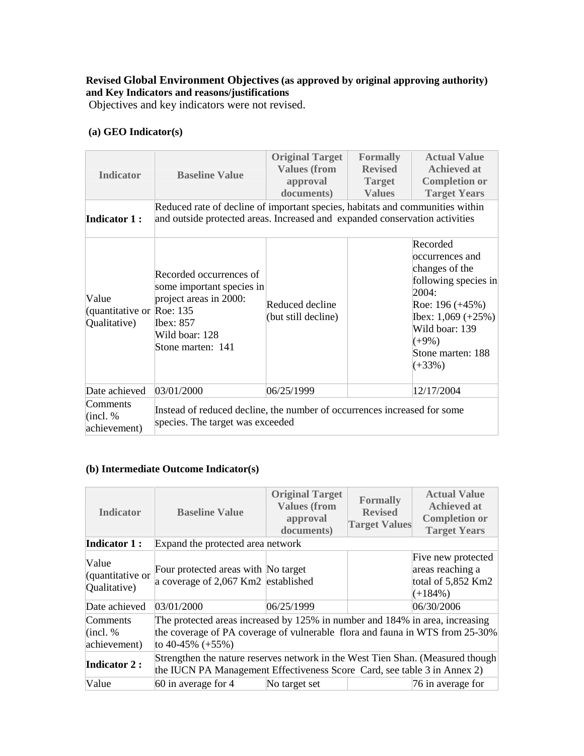**Revised Global Environment Objectives (as approved by original approving authority) and Key Indicators and reasons/justifications**

Objectives and key indicators were not revised.

**(a) GEO Indicator(s)**

| Indicator | Baseline Value | Original Target Values (from approval documents) | Formally Revised Target Values | Actual Value Achieved at Completion or Target Years |
|---|---|---|---|---|
| **Indicator 1 :** | Reduced rate of decline of important species, habitats and communities within and outside protected areas. Increased and expanded conservation activities | | | |
| Value (quantitative or Qualitative) | Recorded occurrences of some important species in project areas in 2000:<br>Roe: 135<br>Ibex: 857<br>Wild boar: 128<br>Stone marten: 141 | Reduced decline (but still decline) | | Recorded occurrences and changes of the following species in 2004:<br>Roe: 196 (+45%)<br>Ibex: 1,069 (+25%)<br>Wild boar: 139 (+9%)<br>Stone marten: 188 (+33%) |
| Date achieved | 03/01/2000 | 06/25/1999 | | 12/17/2004 |
| Comments (incl. % achievement) | Instead of reduced decline, the number of occurrences increased for some species. The target was exceeded | | | |

**(b) Intermediate Outcome Indicator(s)**

| Indicator | Baseline Value | Original Target Values (from approval documents) | Formally Revised Target Values | Actual Value Achieved at Completion or Target Years |
|---|---|---|---|---|
| **Indicator 1 :** | Expand the protected area network | | | |
| Value (quantitative or Qualitative) | Four protected areas with a coverage of 2,067 Km2 | No target established | | Five new protected areas reaching a total of 5,852 Km2 (+184%) |
| Date achieved | 03/01/2000 | 06/25/1999 | | 06/30/2006 |
| Comments (incl. % achievement) | The protected areas increased by 125% in number and 184% in area, increasing the coverage of PA coverage of vulnerable flora and fauna in WTS from 25-30% to 40-45% (+55%) | | | |
| **Indicator 2 :** | Strengthen the nature reserves network in the West Tien Shan. (Measured though the IUCN PA Management Effectiveness Score Card, see table 3 in Annex 2) | | | |
| Value | 60 in average for 4 | No target set | | 76 in average for |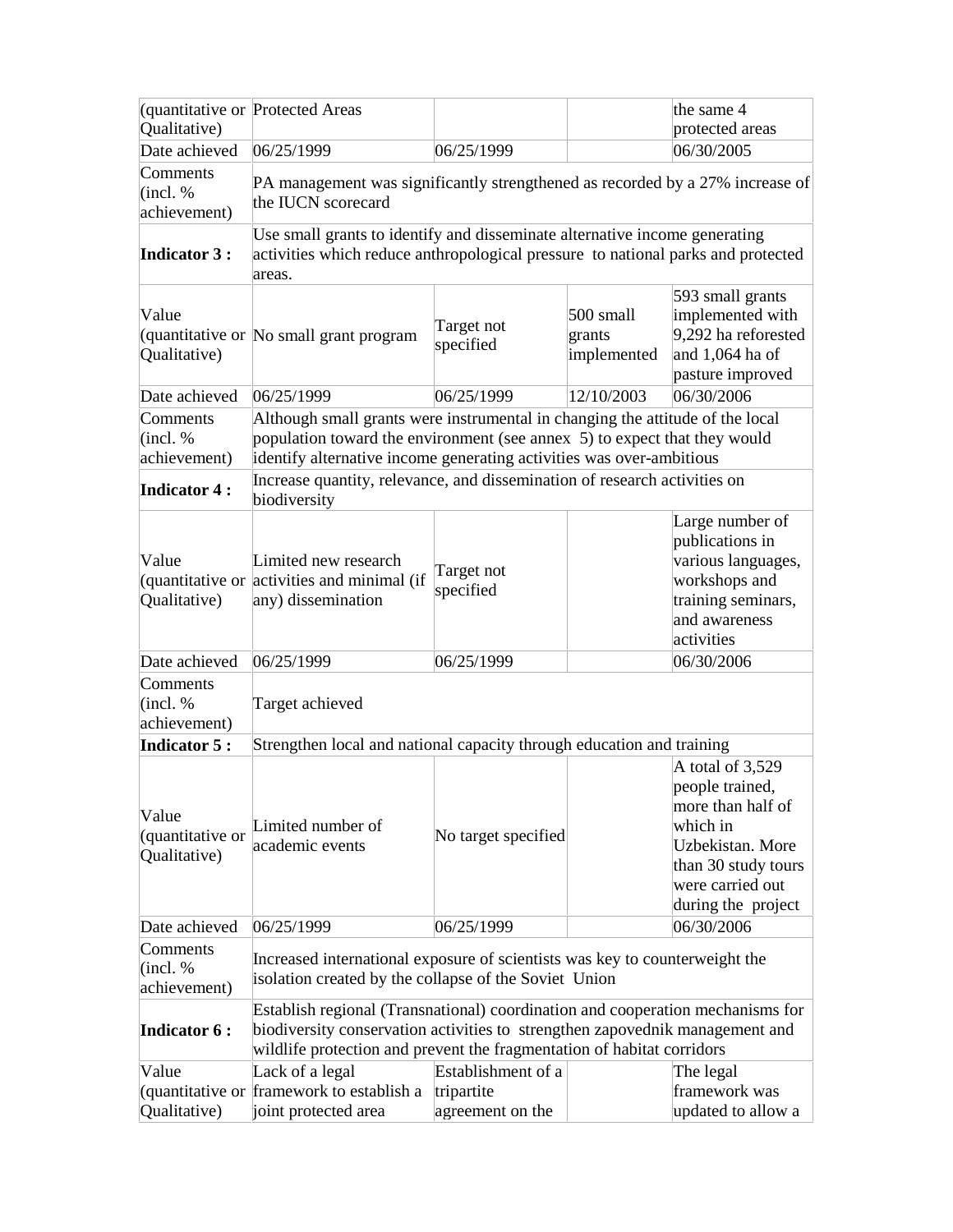| | | | | |
|---|---|---|---|---|
| (quantitative or Qualitative) | Protected Areas | | | the same 4 protected areas |
| Date achieved | 06/25/1999 | 06/25/1999 | | 06/30/2005 |
| Comments (incl. % achievement) | PA management was significantly strengthened as recorded by a 27% increase of the IUCN scorecard | | | |
| **Indicator 3 :** | Use small grants to identify and disseminate alternative income generating activities which reduce anthropological pressure to national parks and protected areas. | | | |
| Value (quantitative or Qualitative) | No small grant program | Target not specified | 500 small grants implemented | 593 small grants implemented with 9,292 ha reforested and 1,064 ha of pasture improved |
| Date achieved | 06/25/1999 | 06/25/1999 | 12/10/2003 | 06/30/2006 |
| Comments (incl. % achievement) | Although small grants were instrumental in changing the attitude of the local population toward the environment (see annex 5) to expect that they would identify alternative income generating activities was over-ambitious | | | |
| **Indicator 4 :** | Increase quantity, relevance, and dissemination of research activities on biodiversity | | | |
| Value (quantitative or Qualitative) | Limited new research activities and minimal (if any) dissemination | Target not specified | | Large number of publications in various languages, workshops and training seminars, and awareness activities |
| Date achieved | 06/25/1999 | 06/25/1999 | | 06/30/2006 |
| Comments (incl. % achievement) | Target achieved | | | |
| **Indicator 5 :** | Strengthen local and national capacity through education and training | | | |
| Value (quantitative or Qualitative) | Limited number of academic events | No target specified | | A total of 3,529 people trained, more than half of which in Uzbekistan. More than 30 study tours were carried out during the project |
| Date achieved | 06/25/1999 | 06/25/1999 | | 06/30/2006 |
| Comments (incl. % achievement) | Increased international exposure of scientists was key to counterweight the isolation created by the collapse of the Soviet Union | | | |
| **Indicator 6 :** | Establish regional (Transnational) coordination and cooperation mechanisms for biodiversity conservation activities to strengthen zapovednik management and wildlife protection and prevent the fragmentation of habitat corridors | | | |
| Value (quantitative or Qualitative) | Lack of a legal framework to establish a joint protected area | Establishment of a tripartite agreement on the | | The legal framework was updated to allow a |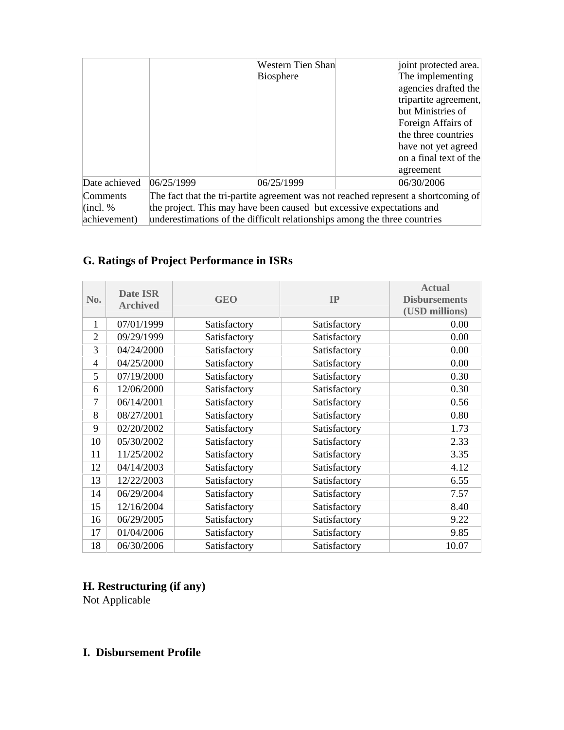| | | | | |
|---|---|---|---|---|
| | | Western Tien Shan Biosphere | | joint protected area. The implementing agencies drafted the tripartite agreement, but Ministries of Foreign Affairs of the three countries have not yet agreed on a final text of the agreement |
| Date achieved | 06/25/1999 | 06/25/1999 | | 06/30/2006 |
| Comments (incl. % achievement) | The fact that the tri-partite agreement was not reached represent a shortcoming of the project. This may have been caused but excessive expectations and underestimations of the difficult relationships among the three countries | | | |

## G. Ratings of Project Performance in ISRs

| No. | Date ISR Archived | GEO | IP | Actual Disbursements (USD millions) |
|---|---|---|---|---|
| 1 | 07/01/1999 | Satisfactory | Satisfactory | 0.00 |
| 2 | 09/29/1999 | Satisfactory | Satisfactory | 0.00 |
| 3 | 04/24/2000 | Satisfactory | Satisfactory | 0.00 |
| 4 | 04/25/2000 | Satisfactory | Satisfactory | 0.00 |
| 5 | 07/19/2000 | Satisfactory | Satisfactory | 0.30 |
| 6 | 12/06/2000 | Satisfactory | Satisfactory | 0.30 |
| 7 | 06/14/2001 | Satisfactory | Satisfactory | 0.56 |
| 8 | 08/27/2001 | Satisfactory | Satisfactory | 0.80 |
| 9 | 02/20/2002 | Satisfactory | Satisfactory | 1.73 |
| 10 | 05/30/2002 | Satisfactory | Satisfactory | 2.33 |
| 11 | 11/25/2002 | Satisfactory | Satisfactory | 3.35 |
| 12 | 04/14/2003 | Satisfactory | Satisfactory | 4.12 |
| 13 | 12/22/2003 | Satisfactory | Satisfactory | 6.55 |
| 14 | 06/29/2004 | Satisfactory | Satisfactory | 7.57 |
| 15 | 12/16/2004 | Satisfactory | Satisfactory | 8.40 |
| 16 | 06/29/2005 | Satisfactory | Satisfactory | 9.22 |
| 17 | 01/04/2006 | Satisfactory | Satisfactory | 9.85 |
| 18 | 06/30/2006 | Satisfactory | Satisfactory | 10.07 |

## H. Restructuring (if any)

Not Applicable

## I. Disbursement Profile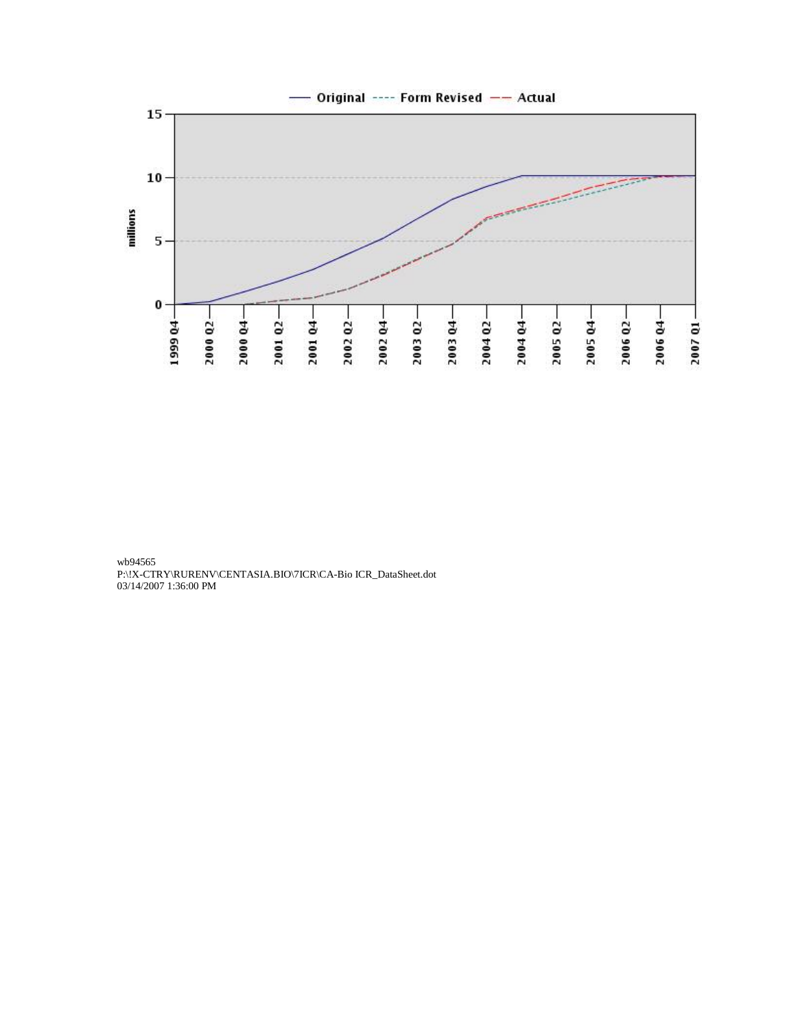wb94565
P:\!X-CTRY\RURENV\CENTASIA.BIO\7ICR\CA-Bio ICR_DataSheet.dot
03/14/2007 1:36:00 PM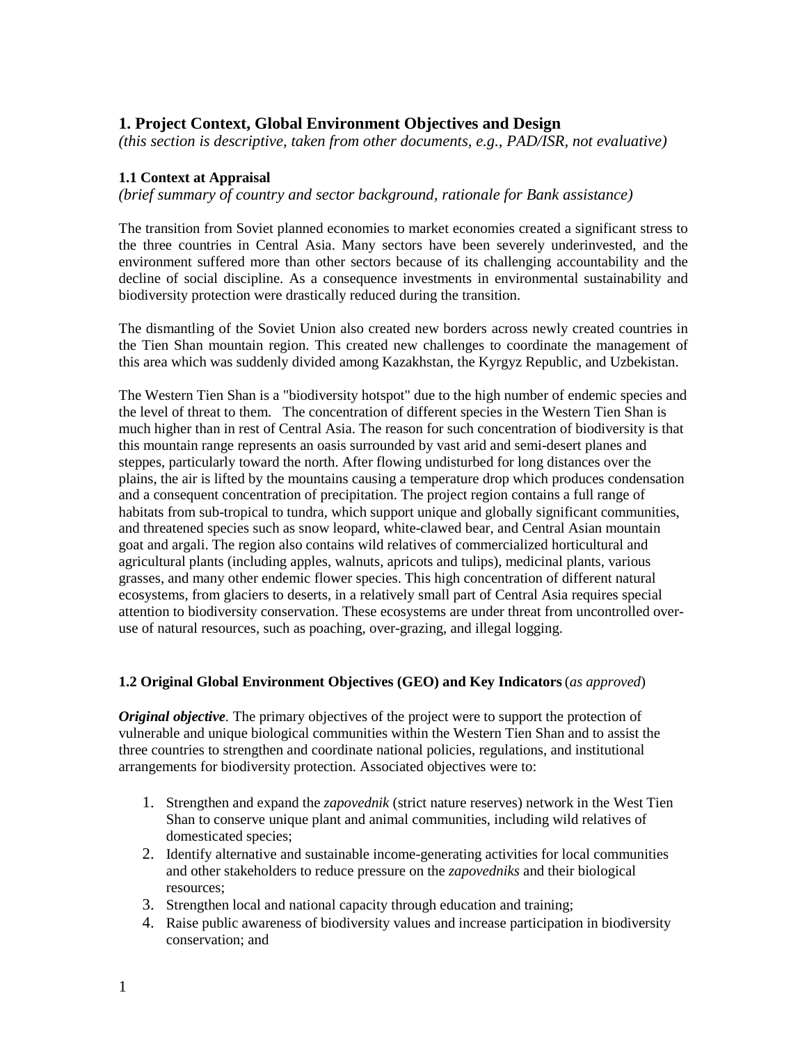## 1. Project Context, Global Environment Objectives and Design

*(this section is descriptive, taken from other documents, e.g., PAD/ISR, not evaluative)*

### 1.1 Context at Appraisal

*(brief summary of country and sector background, rationale for Bank assistance)*

The transition from Soviet planned economies to market economies created a significant stress to the three countries in Central Asia. Many sectors have been severely underinvested, and the environment suffered more than other sectors because of its challenging accountability and the decline of social discipline. As a consequence investments in environmental sustainability and biodiversity protection were drastically reduced during the transition.

The dismantling of the Soviet Union also created new borders across newly created countries in the Tien Shan mountain region. This created new challenges to coordinate the management of this area which was suddenly divided among Kazakhstan, the Kyrgyz Republic, and Uzbekistan.

The Western Tien Shan is a "biodiversity hotspot" due to the high number of endemic species and the level of threat to them. The concentration of different species in the Western Tien Shan is much higher than in rest of Central Asia. The reason for such concentration of biodiversity is that this mountain range represents an oasis surrounded by vast arid and semi-desert planes and steppes, particularly toward the north. After flowing undisturbed for long distances over the plains, the air is lifted by the mountains causing a temperature drop which produces condensation and a consequent concentration of precipitation. The project region contains a full range of habitats from sub-tropical to tundra, which support unique and globally significant communities, and threatened species such as snow leopard, white-clawed bear, and Central Asian mountain goat and argali. The region also contains wild relatives of commercialized horticultural and agricultural plants (including apples, walnuts, apricots and tulips), medicinal plants, various grasses, and many other endemic flower species. This high concentration of different natural ecosystems, from glaciers to deserts, in a relatively small part of Central Asia requires special attention to biodiversity conservation. These ecosystems are under threat from uncontrolled over-use of natural resources, such as poaching, over-grazing, and illegal logging.

### 1.2 Original Global Environment Objectives (GEO) and Key Indicators (*as approved*)

***Original objective***. The primary objectives of the project were to support the protection of vulnerable and unique biological communities within the Western Tien Shan and to assist the three countries to strengthen and coordinate national policies, regulations, and institutional arrangements for biodiversity protection. Associated objectives were to:

1. Strengthen and expand the *zapovednik* (strict nature reserves) network in the West Tien Shan to conserve unique plant and animal communities, including wild relatives of domesticated species;
2. Identify alternative and sustainable income-generating activities for local communities and other stakeholders to reduce pressure on the *zapovedniks* and their biological resources;
3. Strengthen local and national capacity through education and training;
4. Raise public awareness of biodiversity values and increase participation in biodiversity conservation; and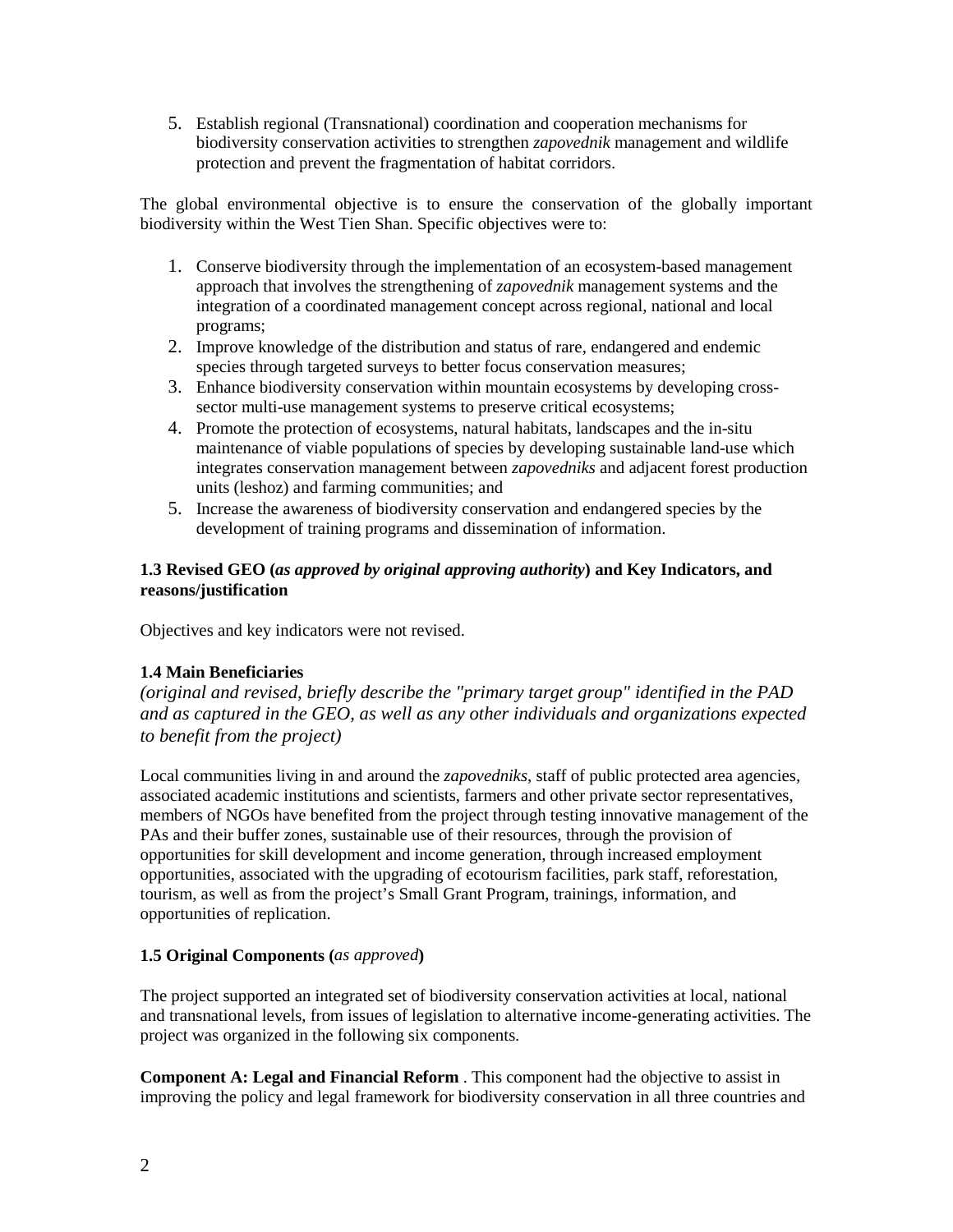5. Establish regional (Transnational) coordination and cooperation mechanisms for biodiversity conservation activities to strengthen *zapovednik* management and wildlife protection and prevent the fragmentation of habitat corridors.

The global environmental objective is to ensure the conservation of the globally important biodiversity within the West Tien Shan. Specific objectives were to:

1. Conserve biodiversity through the implementation of an ecosystem-based management approach that involves the strengthening of *zapovednik* management systems and the integration of a coordinated management concept across regional, national and local programs;
2. Improve knowledge of the distribution and status of rare, endangered and endemic species through targeted surveys to better focus conservation measures;
3. Enhance biodiversity conservation within mountain ecosystems by developing cross-sector multi-use management systems to preserve critical ecosystems;
4. Promote the protection of ecosystems, natural habitats, landscapes and the in-situ maintenance of viable populations of species by developing sustainable land-use which integrates conservation management between *zapovedniks* and adjacent forest production units (leshoz) and farming communities; and
5. Increase the awareness of biodiversity conservation and endangered species by the development of training programs and dissemination of information.

**1.3 Revised GEO (*as approved by original approving authority*) and Key Indicators, and reasons/justification**

Objectives and key indicators were not revised.

**1.4 Main Beneficiaries**

*(original and revised, briefly describe the "primary target group" identified in the PAD and as captured in the GEO, as well as any other individuals and organizations expected to benefit from the project)*

Local communities living in and around the *zapovedniks*, staff of public protected area agencies, associated academic institutions and scientists, farmers and other private sector representatives, members of NGOs have benefited from the project through testing innovative management of the PAs and their buffer zones, sustainable use of their resources, through the provision of opportunities for skill development and income generation, through increased employment opportunities, associated with the upgrading of ecotourism facilities, park staff, reforestation, tourism, as well as from the project's Small Grant Program, trainings, information, and opportunities of replication.

**1.5 Original Components (*as approved*)**

The project supported an integrated set of biodiversity conservation activities at local, national and transnational levels, from issues of legislation to alternative income-generating activities. The project was organized in the following six components.

**Component A: Legal and Financial Reform** . This component had the objective to assist in improving the policy and legal framework for biodiversity conservation in all three countries and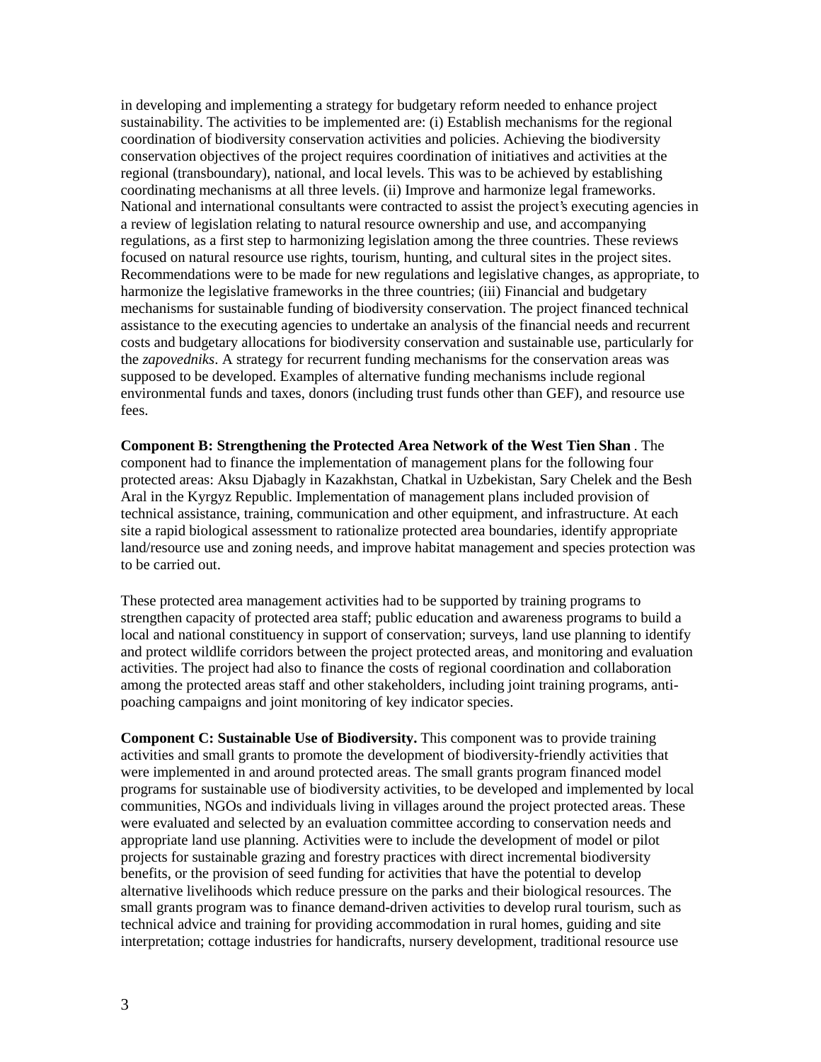in developing and implementing a strategy for budgetary reform needed to enhance project sustainability. The activities to be implemented are: (i) Establish mechanisms for the regional coordination of biodiversity conservation activities and policies. Achieving the biodiversity conservation objectives of the project requires coordination of initiatives and activities at the regional (transboundary), national, and local levels. This was to be achieved by establishing coordinating mechanisms at all three levels. (ii) Improve and harmonize legal frameworks. National and international consultants were contracted to assist the project's executing agencies in a review of legislation relating to natural resource ownership and use, and accompanying regulations, as a first step to harmonizing legislation among the three countries. These reviews focused on natural resource use rights, tourism, hunting, and cultural sites in the project sites. Recommendations were to be made for new regulations and legislative changes, as appropriate, to harmonize the legislative frameworks in the three countries; (iii) Financial and budgetary mechanisms for sustainable funding of biodiversity conservation. The project financed technical assistance to the executing agencies to undertake an analysis of the financial needs and recurrent costs and budgetary allocations for biodiversity conservation and sustainable use, particularly for the *zapovedniks*. A strategy for recurrent funding mechanisms for the conservation areas was supposed to be developed. Examples of alternative funding mechanisms include regional environmental funds and taxes, donors (including trust funds other than GEF), and resource use fees.

**Component B: Strengthening the Protected Area Network of the West Tien Shan** . The component had to finance the implementation of management plans for the following four protected areas: Aksu Djabagly in Kazakhstan, Chatkal in Uzbekistan, Sary Chelek and the Besh Aral in the Kyrgyz Republic. Implementation of management plans included provision of technical assistance, training, communication and other equipment, and infrastructure. At each site a rapid biological assessment to rationalize protected area boundaries, identify appropriate land/resource use and zoning needs, and improve habitat management and species protection was to be carried out.

These protected area management activities had to be supported by training programs to strengthen capacity of protected area staff; public education and awareness programs to build a local and national constituency in support of conservation; surveys, land use planning to identify and protect wildlife corridors between the project protected areas, and monitoring and evaluation activities. The project had also to finance the costs of regional coordination and collaboration among the protected areas staff and other stakeholders, including joint training programs, anti-poaching campaigns and joint monitoring of key indicator species.

**Component C: Sustainable Use of Biodiversity.** This component was to provide training activities and small grants to promote the development of biodiversity-friendly activities that were implemented in and around protected areas. The small grants program financed model programs for sustainable use of biodiversity activities, to be developed and implemented by local communities, NGOs and individuals living in villages around the project protected areas. These were evaluated and selected by an evaluation committee according to conservation needs and appropriate land use planning. Activities were to include the development of model or pilot projects for sustainable grazing and forestry practices with direct incremental biodiversity benefits, or the provision of seed funding for activities that have the potential to develop alternative livelihoods which reduce pressure on the parks and their biological resources. The small grants program was to finance demand-driven activities to develop rural tourism, such as technical advice and training for providing accommodation in rural homes, guiding and site interpretation; cottage industries for handicrafts, nursery development, traditional resource use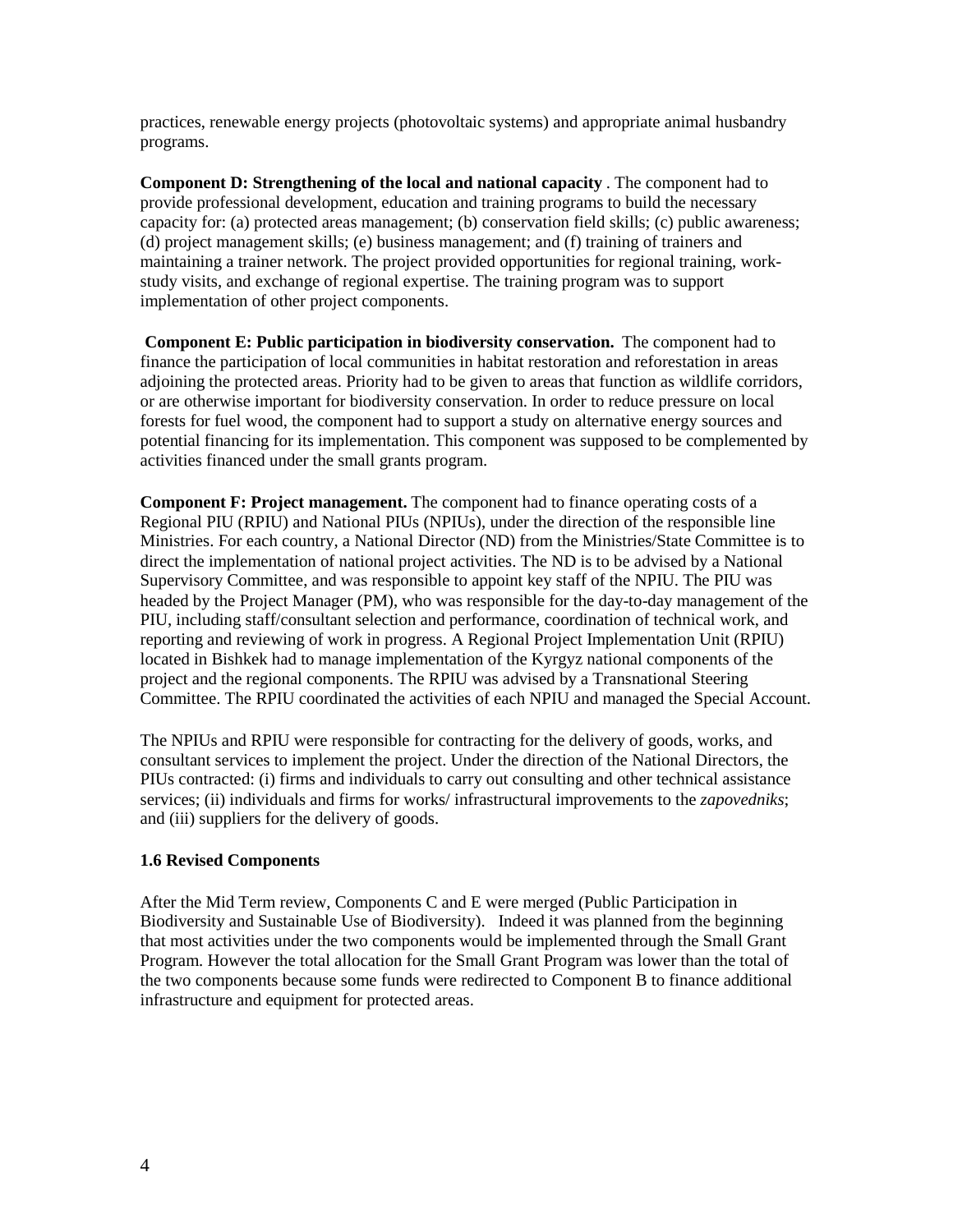practices, renewable energy projects (photovoltaic systems) and appropriate animal husbandry programs.

**Component D: Strengthening of the local and national capacity** . The component had to provide professional development, education and training programs to build the necessary capacity for: (a) protected areas management; (b) conservation field skills; (c) public awareness; (d) project management skills; (e) business management; and (f) training of trainers and maintaining a trainer network. The project provided opportunities for regional training, work-study visits, and exchange of regional expertise. The training program was to support implementation of other project components.

**Component E: Public participation in biodiversity conservation.** The component had to finance the participation of local communities in habitat restoration and reforestation in areas adjoining the protected areas. Priority had to be given to areas that function as wildlife corridors, or are otherwise important for biodiversity conservation. In order to reduce pressure on local forests for fuel wood, the component had to support a study on alternative energy sources and potential financing for its implementation. This component was supposed to be complemented by activities financed under the small grants program.

**Component F: Project management.** The component had to finance operating costs of a Regional PIU (RPIU) and National PIUs (NPIUs), under the direction of the responsible line Ministries. For each country, a National Director (ND) from the Ministries/State Committee is to direct the implementation of national project activities. The ND is to be advised by a National Supervisory Committee, and was responsible to appoint key staff of the NPIU. The PIU was headed by the Project Manager (PM), who was responsible for the day-to-day management of the PIU, including staff/consultant selection and performance, coordination of technical work, and reporting and reviewing of work in progress. A Regional Project Implementation Unit (RPIU) located in Bishkek had to manage implementation of the Kyrgyz national components of the project and the regional components. The RPIU was advised by a Transnational Steering Committee. The RPIU coordinated the activities of each NPIU and managed the Special Account.

The NPIUs and RPIU were responsible for contracting for the delivery of goods, works, and consultant services to implement the project. Under the direction of the National Directors, the PIUs contracted: (i) firms and individuals to carry out consulting and other technical assistance services; (ii) individuals and firms for works/ infrastructural improvements to the *zapovedniks*; and (iii) suppliers for the delivery of goods.

### 1.6 Revised Components

After the Mid Term review, Components C and E were merged (Public Participation in Biodiversity and Sustainable Use of Biodiversity). Indeed it was planned from the beginning that most activities under the two components would be implemented through the Small Grant Program. However the total allocation for the Small Grant Program was lower than the total of the two components because some funds were redirected to Component B to finance additional infrastructure and equipment for protected areas.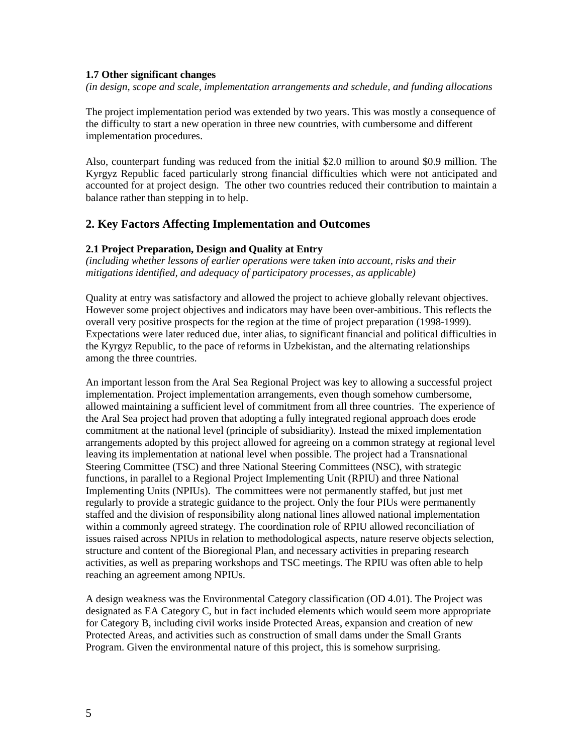**1.7 Other significant changes**

*(in design, scope and scale, implementation arrangements and schedule, and funding allocations*

The project implementation period was extended by two years. This was mostly a consequence of the difficulty to start a new operation in three new countries, with cumbersome and different implementation procedures.

Also, counterpart funding was reduced from the initial \$2.0 million to around \$0.9 million. The Kyrgyz Republic faced particularly strong financial difficulties which were not anticipated and accounted for at project design. The other two countries reduced their contribution to maintain a balance rather than stepping in to help.

## 2. Key Factors Affecting Implementation and Outcomes

**2.1 Project Preparation, Design and Quality at Entry**

*(including whether lessons of earlier operations were taken into account, risks and their mitigations identified, and adequacy of participatory processes, as applicable)*

Quality at entry was satisfactory and allowed the project to achieve globally relevant objectives. However some project objectives and indicators may have been over-ambitious. This reflects the overall very positive prospects for the region at the time of project preparation (1998-1999). Expectations were later reduced due, inter alias, to significant financial and political difficulties in the Kyrgyz Republic, to the pace of reforms in Uzbekistan, and the alternating relationships among the three countries.

An important lesson from the Aral Sea Regional Project was key to allowing a successful project implementation. Project implementation arrangements, even though somehow cumbersome, allowed maintaining a sufficient level of commitment from all three countries. The experience of the Aral Sea project had proven that adopting a fully integrated regional approach does erode commitment at the national level (principle of subsidiarity). Instead the mixed implementation arrangements adopted by this project allowed for agreeing on a common strategy at regional level leaving its implementation at national level when possible. The project had a Transnational Steering Committee (TSC) and three National Steering Committees (NSC), with strategic functions, in parallel to a Regional Project Implementing Unit (RPIU) and three National Implementing Units (NPIUs). The committees were not permanently staffed, but just met regularly to provide a strategic guidance to the project. Only the four PIUs were permanently staffed and the division of responsibility along national lines allowed national implementation within a commonly agreed strategy. The coordination role of RPIU allowed reconciliation of issues raised across NPIUs in relation to methodological aspects, nature reserve objects selection, structure and content of the Bioregional Plan, and necessary activities in preparing research activities, as well as preparing workshops and TSC meetings. The RPIU was often able to help reaching an agreement among NPIUs.

A design weakness was the Environmental Category classification (OD 4.01). The Project was designated as EA Category C, but in fact included elements which would seem more appropriate for Category B, including civil works inside Protected Areas, expansion and creation of new Protected Areas, and activities such as construction of small dams under the Small Grants Program. Given the environmental nature of this project, this is somehow surprising.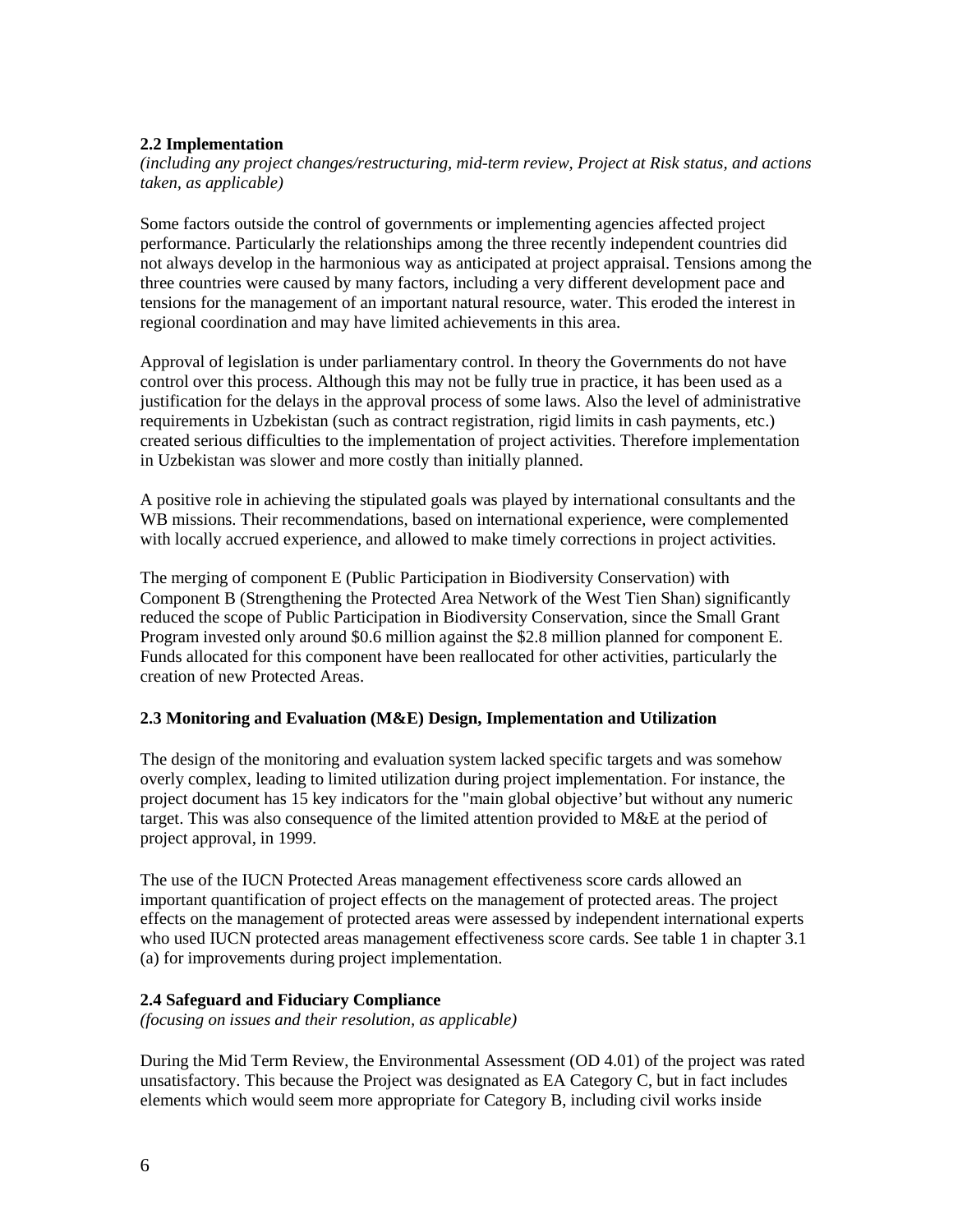### 2.2 Implementation

*(including any project changes/restructuring, mid-term review, Project at Risk status, and actions taken, as applicable)*

Some factors outside the control of governments or implementing agencies affected project performance. Particularly the relationships among the three recently independent countries did not always develop in the harmonious way as anticipated at project appraisal. Tensions among the three countries were caused by many factors, including a very different development pace and tensions for the management of an important natural resource, water. This eroded the interest in regional coordination and may have limited achievements in this area.

Approval of legislation is under parliamentary control. In theory the Governments do not have control over this process. Although this may not be fully true in practice, it has been used as a justification for the delays in the approval process of some laws. Also the level of administrative requirements in Uzbekistan (such as contract registration, rigid limits in cash payments, etc.) created serious difficulties to the implementation of project activities. Therefore implementation in Uzbekistan was slower and more costly than initially planned.

A positive role in achieving the stipulated goals was played by international consultants and the WB missions. Their recommendations, based on international experience, were complemented with locally accrued experience, and allowed to make timely corrections in project activities.

The merging of component E (Public Participation in Biodiversity Conservation) with Component B (Strengthening the Protected Area Network of the West Tien Shan) significantly reduced the scope of Public Participation in Biodiversity Conservation, since the Small Grant Program invested only around $0.6 million against the $2.8 million planned for component E. Funds allocated for this component have been reallocated for other activities, particularly the creation of new Protected Areas.

### 2.3 Monitoring and Evaluation (M&E) Design, Implementation and Utilization

The design of the monitoring and evaluation system lacked specific targets and was somehow overly complex, leading to limited utilization during project implementation. For instance, the project document has 15 key indicators for the "main global objective' but without any numeric target. This was also consequence of the limited attention provided to M&E at the period of project approval, in 1999.

The use of the IUCN Protected Areas management effectiveness score cards allowed an important quantification of project effects on the management of protected areas. The project effects on the management of protected areas were assessed by independent international experts who used IUCN protected areas management effectiveness score cards. See table 1 in chapter 3.1 (a) for improvements during project implementation.

### 2.4 Safeguard and Fiduciary Compliance

*(focusing on issues and their resolution, as applicable)*

During the Mid Term Review, the Environmental Assessment (OD 4.01) of the project was rated unsatisfactory. This because the Project was designated as EA Category C, but in fact includes elements which would seem more appropriate for Category B, including civil works inside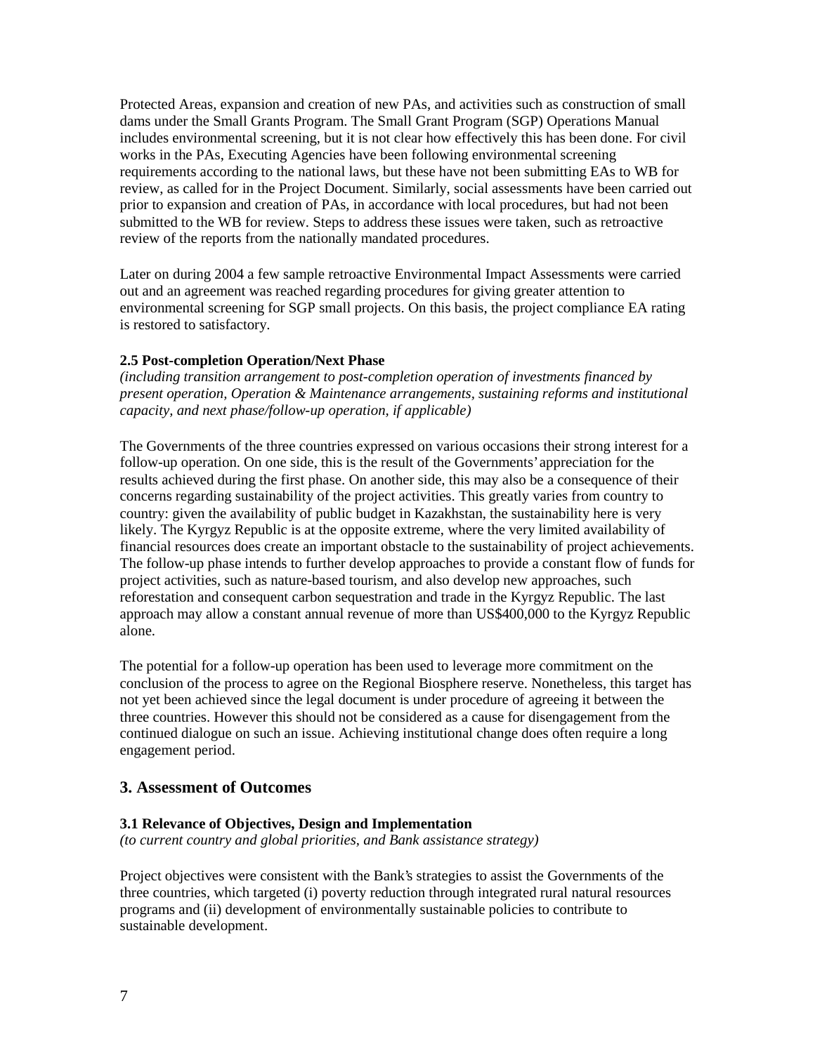Protected Areas, expansion and creation of new PAs, and activities such as construction of small dams under the Small Grants Program. The Small Grant Program (SGP) Operations Manual includes environmental screening, but it is not clear how effectively this has been done. For civil works in the PAs, Executing Agencies have been following environmental screening requirements according to the national laws, but these have not been submitting EAs to WB for review, as called for in the Project Document. Similarly, social assessments have been carried out prior to expansion and creation of PAs, in accordance with local procedures, but had not been submitted to the WB for review. Steps to address these issues were taken, such as retroactive review of the reports from the nationally mandated procedures.

Later on during 2004 a few sample retroactive Environmental Impact Assessments were carried out and an agreement was reached regarding procedures for giving greater attention to environmental screening for SGP small projects. On this basis, the project compliance EA rating is restored to satisfactory.

**2.5 Post-completion Operation/Next Phase**
*(including transition arrangement to post-completion operation of investments financed by present operation, Operation & Maintenance arrangements, sustaining reforms and institutional capacity, and next phase/follow-up operation, if applicable)*

The Governments of the three countries expressed on various occasions their strong interest for a follow-up operation. On one side, this is the result of the Governments' appreciation for the results achieved during the first phase. On another side, this may also be a consequence of their concerns regarding sustainability of the project activities. This greatly varies from country to country: given the availability of public budget in Kazakhstan, the sustainability here is very likely. The Kyrgyz Republic is at the opposite extreme, where the very limited availability of financial resources does create an important obstacle to the sustainability of project achievements. The follow-up phase intends to further develop approaches to provide a constant flow of funds for project activities, such as nature-based tourism, and also develop new approaches, such reforestation and consequent carbon sequestration and trade in the Kyrgyz Republic. The last approach may allow a constant annual revenue of more than US$400,000 to the Kyrgyz Republic alone.

The potential for a follow-up operation has been used to leverage more commitment on the conclusion of the process to agree on the Regional Biosphere reserve. Nonetheless, this target has not yet been achieved since the legal document is under procedure of agreeing it between the three countries. However this should not be considered as a cause for disengagement from the continued dialogue on such an issue. Achieving institutional change does often require a long engagement period.

## 3. Assessment of Outcomes

**3.1 Relevance of Objectives, Design and Implementation**
*(to current country and global priorities, and Bank assistance strategy)*

Project objectives were consistent with the Bank's strategies to assist the Governments of the three countries, which targeted (i) poverty reduction through integrated rural natural resources programs and (ii) development of environmentally sustainable policies to contribute to sustainable development.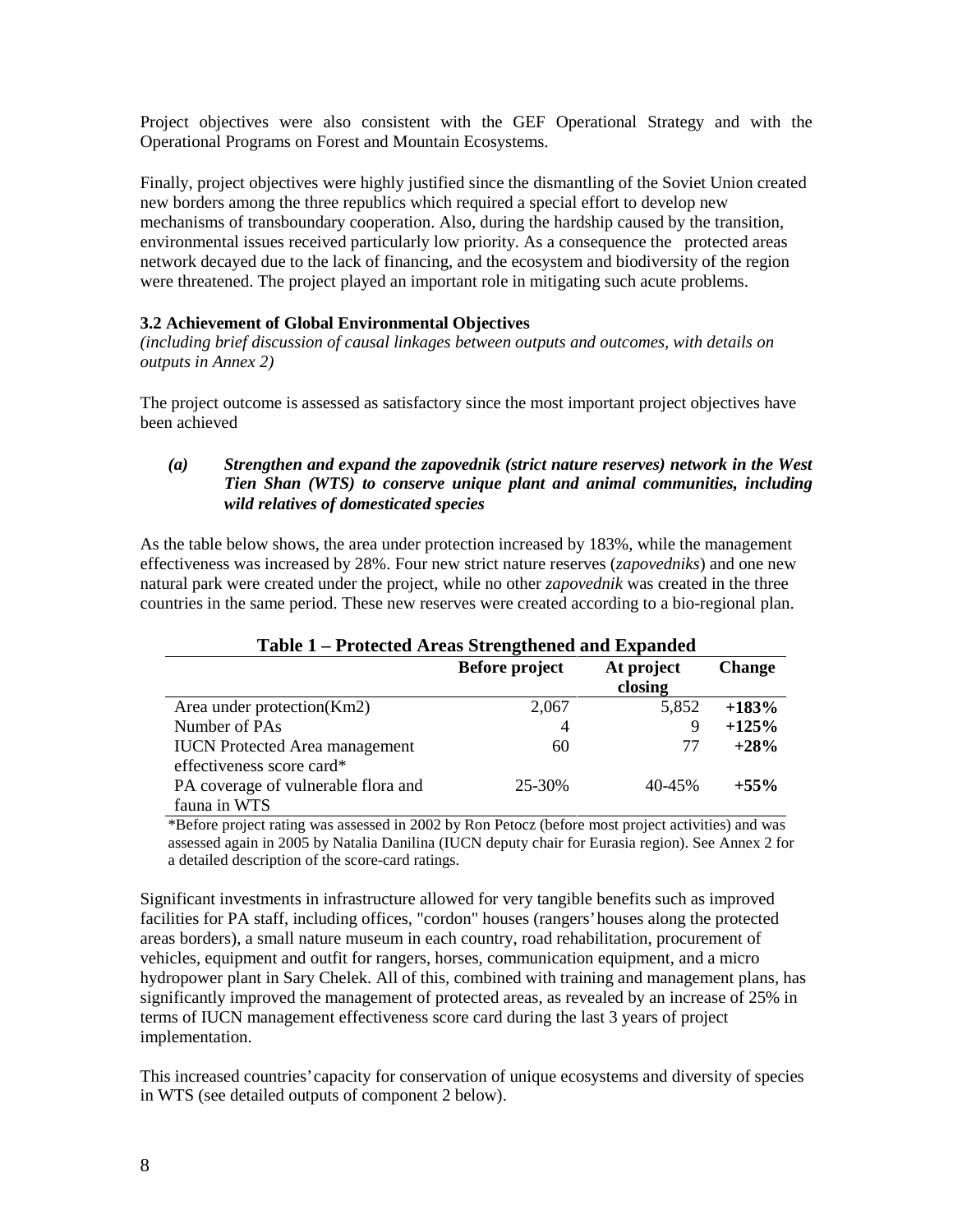Project objectives were also consistent with the GEF Operational Strategy and with the Operational Programs on Forest and Mountain Ecosystems.

Finally, project objectives were highly justified since the dismantling of the Soviet Union created new borders among the three republics which required a special effort to develop new mechanisms of transboundary cooperation. Also, during the hardship caused by the transition, environmental issues received particularly low priority. As a consequence the protected areas network decayed due to the lack of financing, and the ecosystem and biodiversity of the region were threatened. The project played an important role in mitigating such acute problems.

### 3.2 Achievement of Global Environmental Objectives

*(including brief discussion of causal linkages between outputs and outcomes, with details on outputs in Annex 2)*

The project outcome is assessed as satisfactory since the most important project objectives have been achieved

***(a) Strengthen and expand the zapovednik (strict nature reserves) network in the West Tien Shan (WTS) to conserve unique plant and animal communities, including wild relatives of domesticated species***

As the table below shows, the area under protection increased by 183%, while the management effectiveness was increased by 28%. Four new strict nature reserves (*zapovedniks*) and one new natural park were created under the project, while no other *zapovednik* was created in the three countries in the same period. These new reserves were created according to a bio-regional plan.

**Table 1 – Protected Areas Strengthened and Expanded**

| | Before project | At project closing | Change |
|---|---|---|---|
| Area under protection(Km2) | 2,067 | 5,852 | **+183%** |
| Number of PAs | 4 | 9 | **+125%** |
| IUCN Protected Area management effectiveness score card* | 60 | 77 | **+28%** |
| PA coverage of vulnerable flora and fauna in WTS | 25-30% | 40-45% | **+55%** |

*Before project rating was assessed in 2002 by Ron Petocz (before most project activities) and was assessed again in 2005 by Natalia Danilina (IUCN deputy chair for Eurasia region). See Annex 2 for a detailed description of the score-card ratings.

Significant investments in infrastructure allowed for very tangible benefits such as improved facilities for PA staff, including offices, "cordon" houses (rangers' houses along the protected areas borders), a small nature museum in each country, road rehabilitation, procurement of vehicles, equipment and outfit for rangers, horses, communication equipment, and a micro hydropower plant in Sary Chelek. All of this, combined with training and management plans, has significantly improved the management of protected areas, as revealed by an increase of 25% in terms of IUCN management effectiveness score card during the last 3 years of project implementation.

This increased countries' capacity for conservation of unique ecosystems and diversity of species in WTS (see detailed outputs of component 2 below).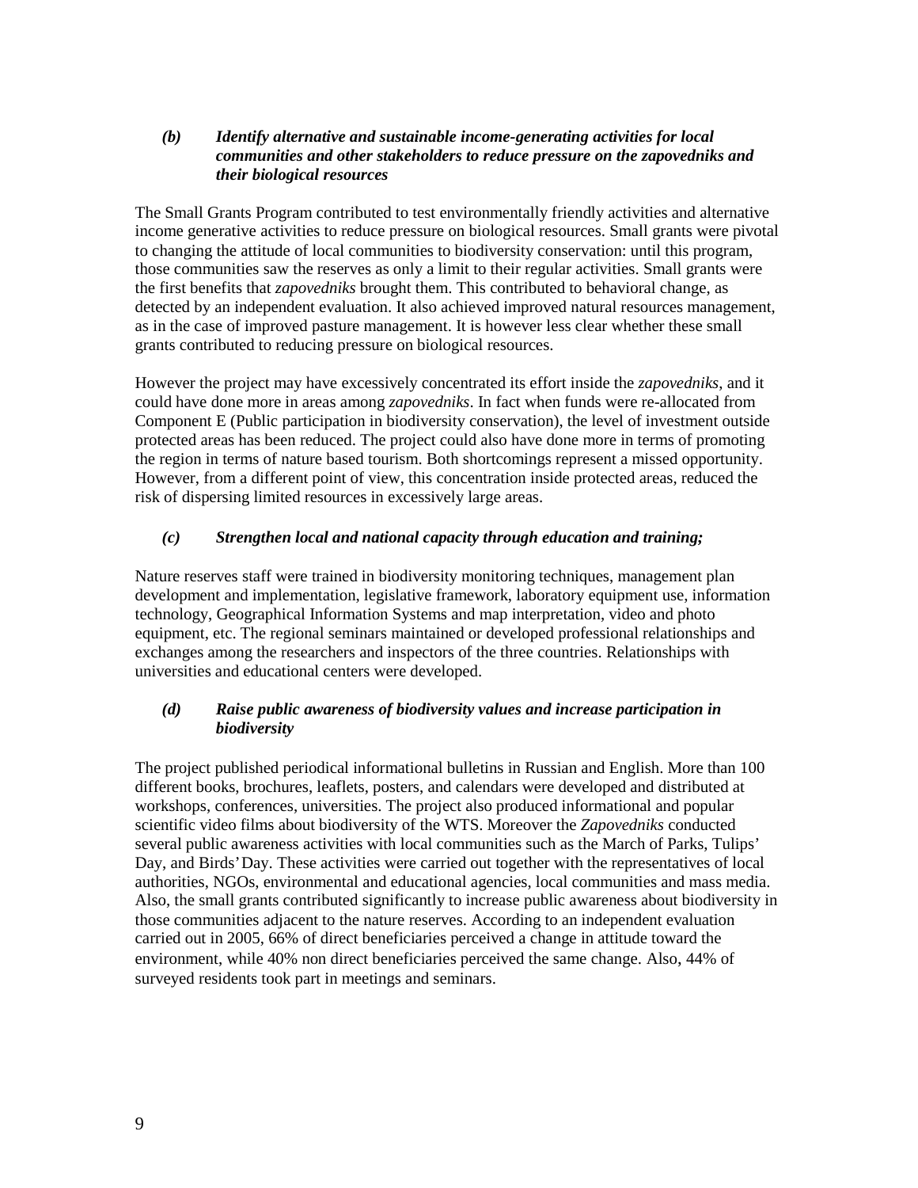***(b) Identify alternative and sustainable income-generating activities for local communities and other stakeholders to reduce pressure on the zapovedniks and their biological resources***

The Small Grants Program contributed to test environmentally friendly activities and alternative income generative activities to reduce pressure on biological resources. Small grants were pivotal to changing the attitude of local communities to biodiversity conservation: until this program, those communities saw the reserves as only a limit to their regular activities. Small grants were the first benefits that *zapovedniks* brought them. This contributed to behavioral change, as detected by an independent evaluation. It also achieved improved natural resources management, as in the case of improved pasture management. It is however less clear whether these small grants contributed to reducing pressure on biological resources.

However the project may have excessively concentrated its effort inside the *zapovedniks*, and it could have done more in areas among *zapovedniks*. In fact when funds were re-allocated from Component E (Public participation in biodiversity conservation), the level of investment outside protected areas has been reduced. The project could also have done more in terms of promoting the region in terms of nature based tourism. Both shortcomings represent a missed opportunity. However, from a different point of view, this concentration inside protected areas, reduced the risk of dispersing limited resources in excessively large areas.

***(c) Strengthen local and national capacity through education and training;***

Nature reserves staff were trained in biodiversity monitoring techniques, management plan development and implementation, legislative framework, laboratory equipment use, information technology, Geographical Information Systems and map interpretation, video and photo equipment, etc. The regional seminars maintained or developed professional relationships and exchanges among the researchers and inspectors of the three countries. Relationships with universities and educational centers were developed.

***(d) Raise public awareness of biodiversity values and increase participation in biodiversity***

The project published periodical informational bulletins in Russian and English. More than 100 different books, brochures, leaflets, posters, and calendars were developed and distributed at workshops, conferences, universities. The project also produced informational and popular scientific video films about biodiversity of the WTS. Moreover the *Zapovedniks* conducted several public awareness activities with local communities such as the March of Parks, Tulips' Day, and Birds' Day. These activities were carried out together with the representatives of local authorities, NGOs, environmental and educational agencies, local communities and mass media. Also, the small grants contributed significantly to increase public awareness about biodiversity in those communities adjacent to the nature reserves. According to an independent evaluation carried out in 2005, 66% of direct beneficiaries perceived a change in attitude toward the environment, while 40% non direct beneficiaries perceived the same change. Also, 44% of surveyed residents took part in meetings and seminars.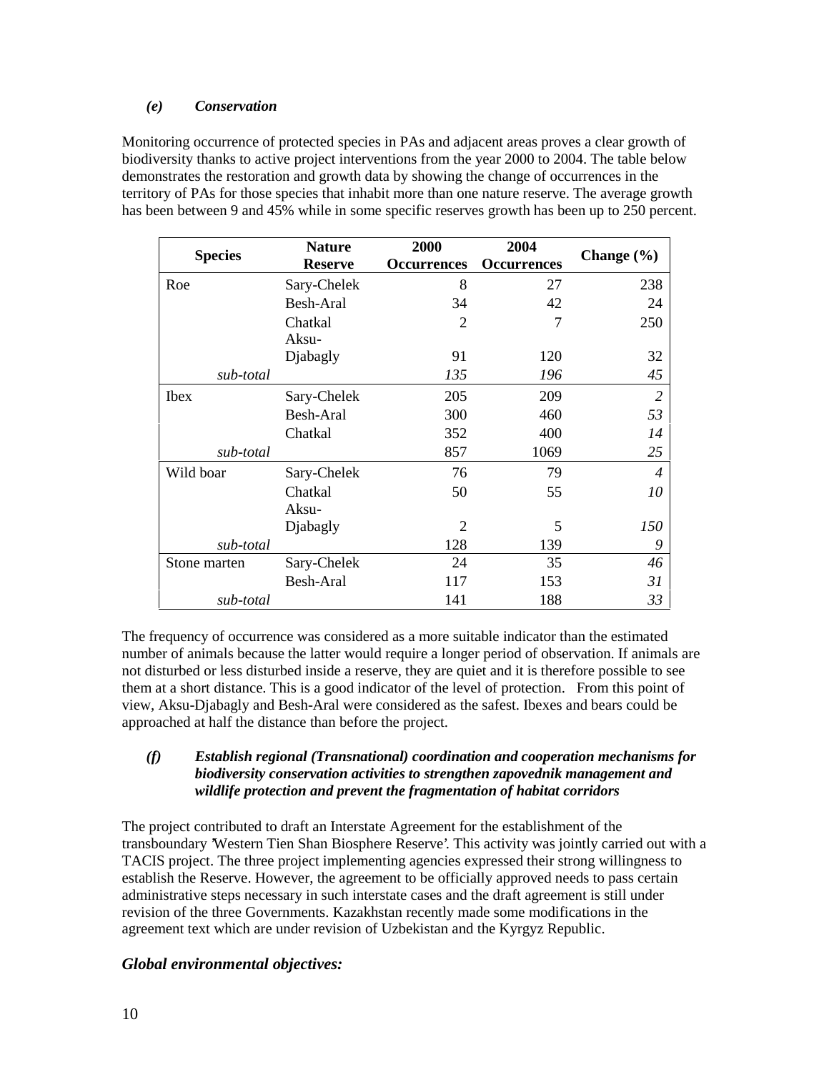*(e) Conservation*

Monitoring occurrence of protected species in PAs and adjacent areas proves a clear growth of biodiversity thanks to active project interventions from the year 2000 to 2004. The table below demonstrates the restoration and growth data by showing the change of occurrences in the territory of PAs for those species that inhabit more than one nature reserve. The average growth has been between 9 and 45% while in some specific reserves growth has been up to 250 percent.

| Species | Nature Reserve | 2000 Occurrences | 2004 Occurrences | Change (%) |
|---|---|---|---|---|
| Roe | Sary-Chelek | 8 | 27 | 238 |
| | Besh-Aral | 34 | 42 | 24 |
| | Chatkal | 2 | 7 | 250 |
| | Aksu-Djabagly | 91 | 120 | 32 |
| *sub-total* | | *135* | *196* | *45* |
| Ibex | Sary-Chelek | 205 | 209 | *2* |
| | Besh-Aral | 300 | 460 | *53* |
| | Chatkal | 352 | 400 | *14* |
| *sub-total* | | 857 | 1069 | *25* |
| Wild boar | Sary-Chelek | 76 | 79 | *4* |
| | Chatkal | 50 | 55 | *10* |
| | Aksu-Djabagly | 2 | 5 | *150* |
| *sub-total* | | 128 | 139 | *9* |
| Stone marten | Sary-Chelek | 24 | 35 | *46* |
| | Besh-Aral | 117 | 153 | *31* |
| *sub-total* | | 141 | 188 | *33* |

The frequency of occurrence was considered as a more suitable indicator than the estimated number of animals because the latter would require a longer period of observation. If animals are not disturbed or less disturbed inside a reserve, they are quiet and it is therefore possible to see them at a short distance. This is a good indicator of the level of protection. From this point of view, Aksu-Djabagly and Besh-Aral were considered as the safest. Ibexes and bears could be approached at half the distance than before the project.

***(f) Establish regional (Transnational) coordination and cooperation mechanisms for biodiversity conservation activities to strengthen zapovednik management and wildlife protection and prevent the fragmentation of habitat corridors***

The project contributed to draft an Interstate Agreement for the establishment of the transboundary 'Western Tien Shan Biosphere Reserve'. This activity was jointly carried out with a TACIS project. The three project implementing agencies expressed their strong willingness to establish the Reserve. However, the agreement to be officially approved needs to pass certain administrative steps necessary in such interstate cases and the draft agreement is still under revision of the three Governments. Kazakhstan recently made some modifications in the agreement text which are under revision of Uzbekistan and the Kyrgyz Republic.

### *Global environmental objectives:*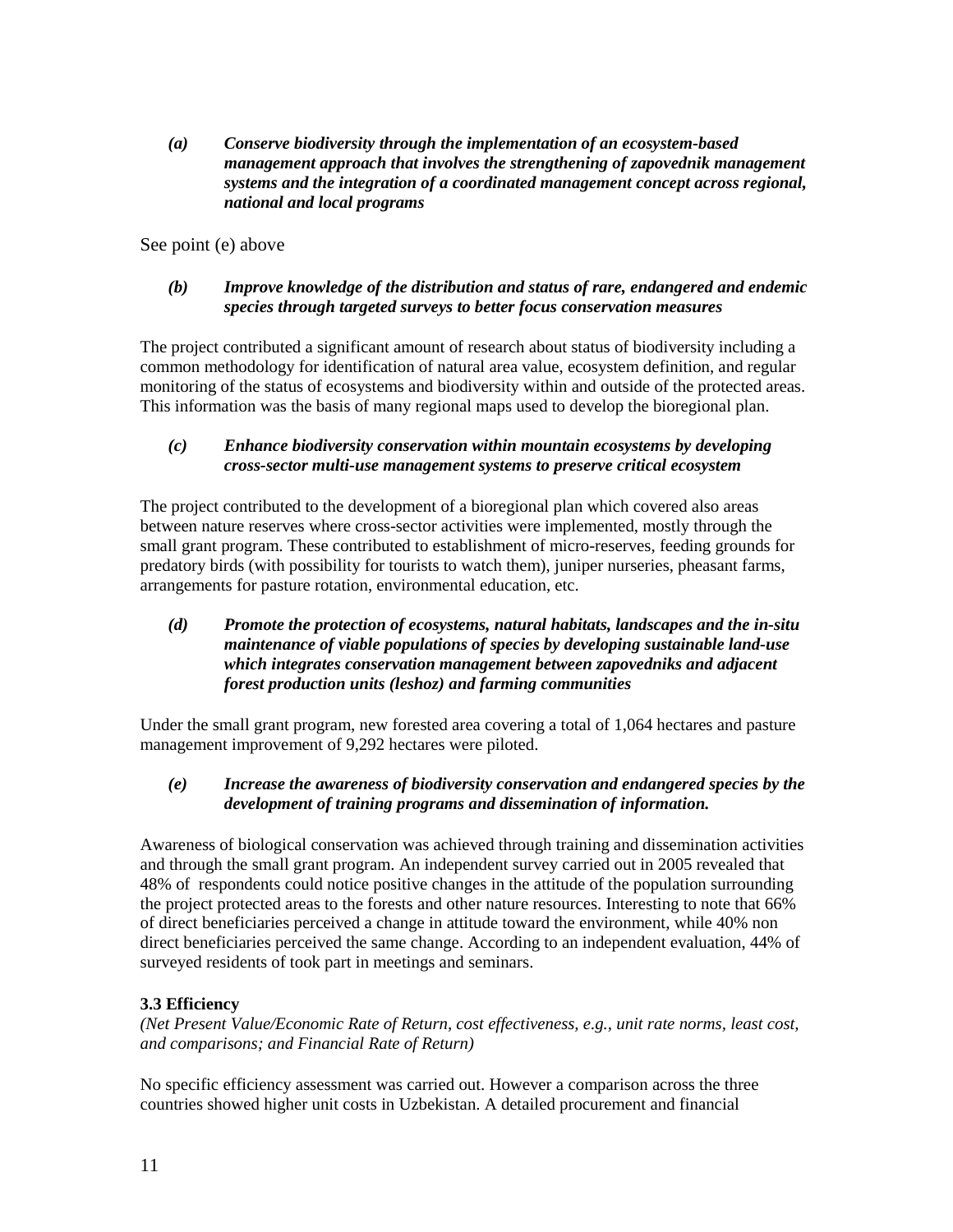*(a) Conserve biodiversity through the implementation of an ecosystem-based management approach that involves the strengthening of zapovednik management systems and the integration of a coordinated management concept across regional, national and local programs*

See point (e) above

*(b) Improve knowledge of the distribution and status of rare, endangered and endemic species through targeted surveys to better focus conservation measures*

The project contributed a significant amount of research about status of biodiversity including a common methodology for identification of natural area value, ecosystem definition, and regular monitoring of the status of ecosystems and biodiversity within and outside of the protected areas. This information was the basis of many regional maps used to develop the bioregional plan.

*(c) Enhance biodiversity conservation within mountain ecosystems by developing cross-sector multi-use management systems to preserve critical ecosystem*

The project contributed to the development of a bioregional plan which covered also areas between nature reserves where cross-sector activities were implemented, mostly through the small grant program. These contributed to establishment of micro-reserves, feeding grounds for predatory birds (with possibility for tourists to watch them), juniper nurseries, pheasant farms, arrangements for pasture rotation, environmental education, etc.

*(d) Promote the protection of ecosystems, natural habitats, landscapes and the in-situ maintenance of viable populations of species by developing sustainable land-use which integrates conservation management between zapovedniks and adjacent forest production units (leshoz) and farming communities*

Under the small grant program, new forested area covering a total of 1,064 hectares and pasture management improvement of 9,292 hectares were piloted.

*(e) Increase the awareness of biodiversity conservation and endangered species by the development of training programs and dissemination of information.*

Awareness of biological conservation was achieved through training and dissemination activities and through the small grant program. An independent survey carried out in 2005 revealed that 48% of respondents could notice positive changes in the attitude of the population surrounding the project protected areas to the forests and other nature resources. Interesting to note that 66% of direct beneficiaries perceived a change in attitude toward the environment, while 40% non direct beneficiaries perceived the same change. According to an independent evaluation, 44% of surveyed residents of took part in meetings and seminars.

**3.3 Efficiency**

*(Net Present Value/Economic Rate of Return, cost effectiveness, e.g., unit rate norms, least cost, and comparisons; and Financial Rate of Return)*

No specific efficiency assessment was carried out. However a comparison across the three countries showed higher unit costs in Uzbekistan. A detailed procurement and financial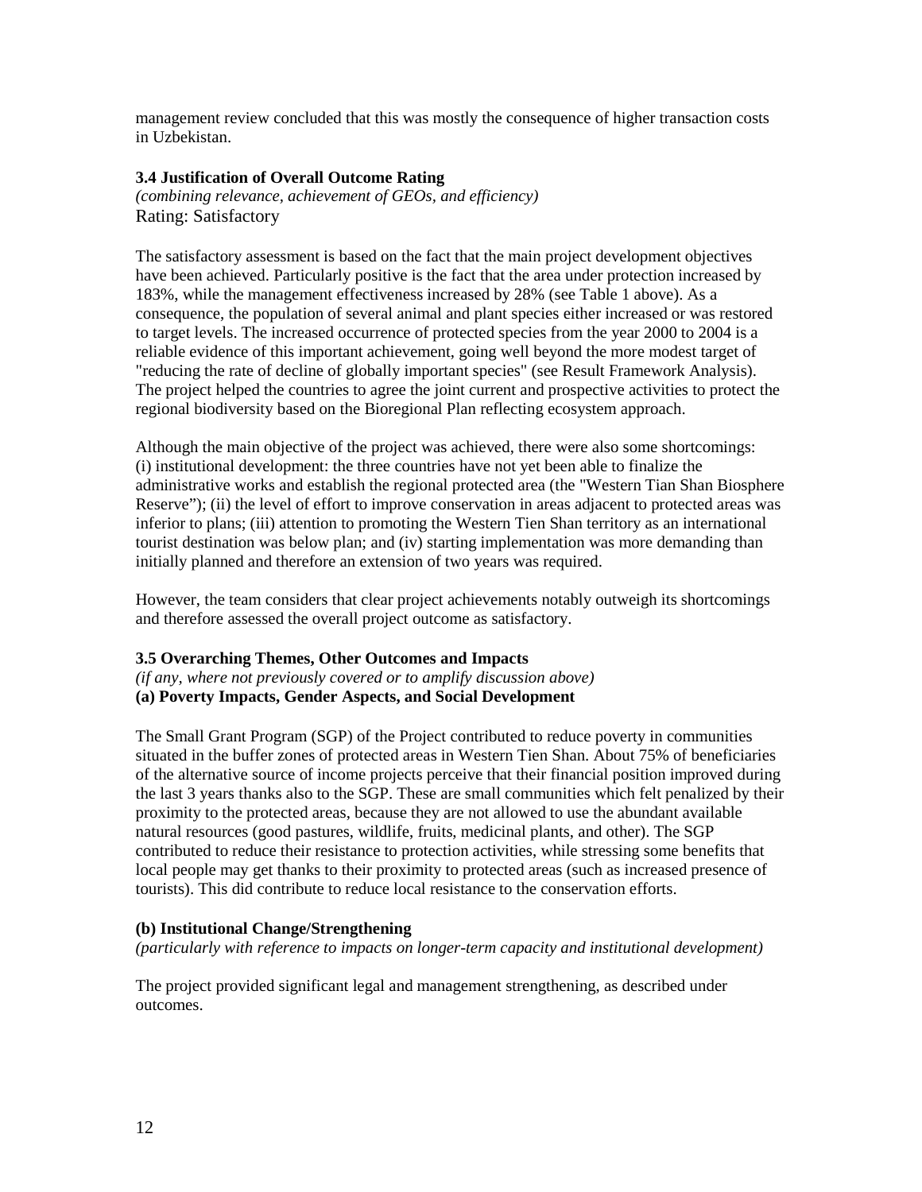management review concluded that this was mostly the consequence of higher transaction costs in Uzbekistan.

### 3.4 Justification of Overall Outcome Rating

*(combining relevance, achievement of GEOs, and efficiency)*

Rating: Satisfactory

The satisfactory assessment is based on the fact that the main project development objectives have been achieved. Particularly positive is the fact that the area under protection increased by 183%, while the management effectiveness increased by 28% (see Table 1 above). As a consequence, the population of several animal and plant species either increased or was restored to target levels. The increased occurrence of protected species from the year 2000 to 2004 is a reliable evidence of this important achievement, going well beyond the more modest target of "reducing the rate of decline of globally important species" (see Result Framework Analysis). The project helped the countries to agree the joint current and prospective activities to protect the regional biodiversity based on the Bioregional Plan reflecting ecosystem approach.

Although the main objective of the project was achieved, there were also some shortcomings: (i) institutional development: the three countries have not yet been able to finalize the administrative works and establish the regional protected area (the "Western Tian Shan Biosphere Reserve"); (ii) the level of effort to improve conservation in areas adjacent to protected areas was inferior to plans; (iii) attention to promoting the Western Tien Shan territory as an international tourist destination was below plan; and (iv) starting implementation was more demanding than initially planned and therefore an extension of two years was required.

However, the team considers that clear project achievements notably outweigh its shortcomings and therefore assessed the overall project outcome as satisfactory.

### 3.5 Overarching Themes, Other Outcomes and Impacts

*(if any, where not previously covered or to amplify discussion above)*

**(a) Poverty Impacts, Gender Aspects, and Social Development**

The Small Grant Program (SGP) of the Project contributed to reduce poverty in communities situated in the buffer zones of protected areas in Western Tien Shan. About 75% of beneficiaries of the alternative source of income projects perceive that their financial position improved during the last 3 years thanks also to the SGP. These are small communities which felt penalized by their proximity to the protected areas, because they are not allowed to use the abundant available natural resources (good pastures, wildlife, fruits, medicinal plants, and other). The SGP contributed to reduce their resistance to protection activities, while stressing some benefits that local people may get thanks to their proximity to protected areas (such as increased presence of tourists). This did contribute to reduce local resistance to the conservation efforts.

**(b) Institutional Change/Strengthening**

*(particularly with reference to impacts on longer-term capacity and institutional development)*

The project provided significant legal and management strengthening, as described under outcomes.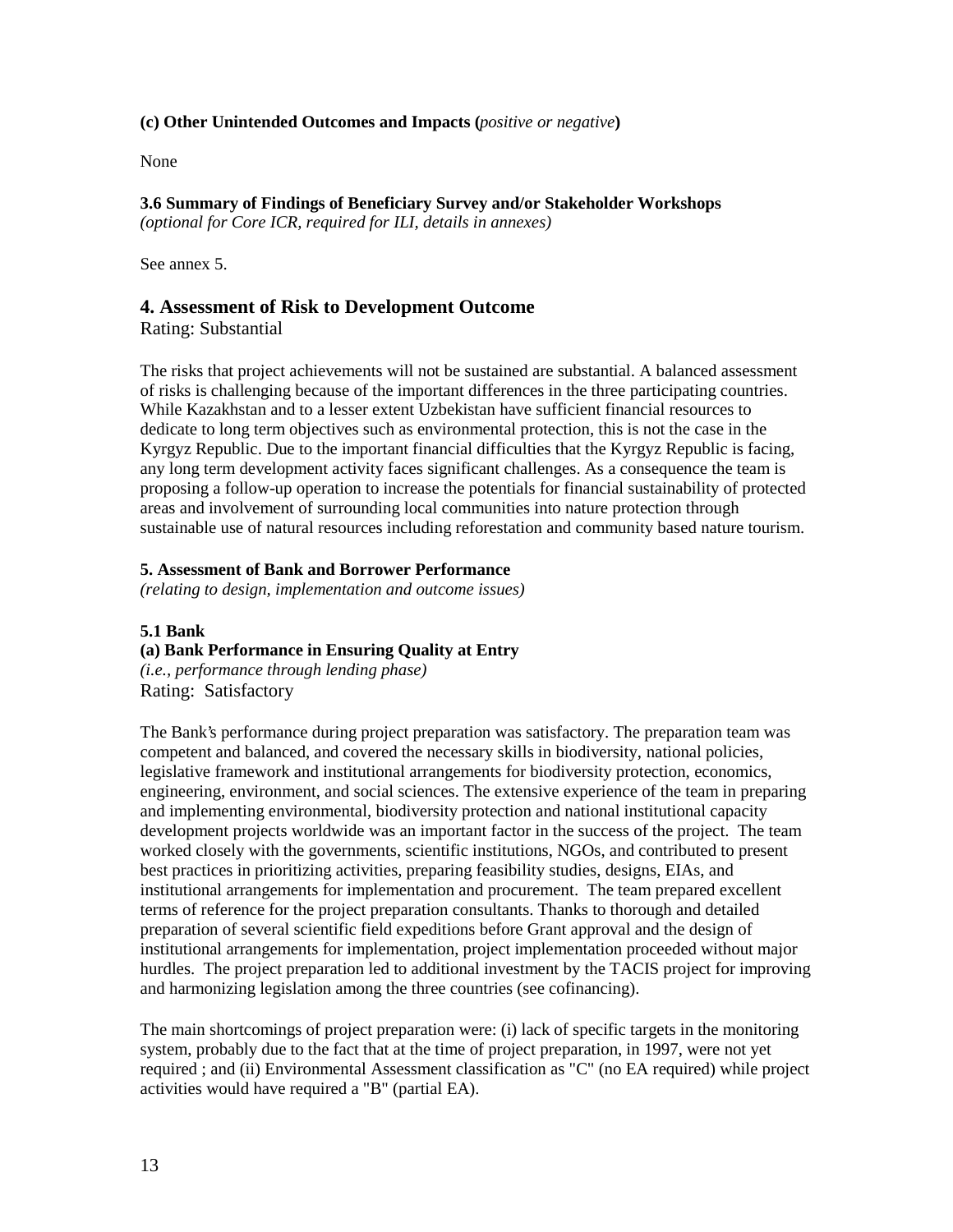**(c) Other Unintended Outcomes and Impacts (*positive or negative*)**

None

**3.6 Summary of Findings of Beneficiary Survey and/or Stakeholder Workshops**
*(optional for Core ICR, required for ILI, details in annexes)*

See annex 5.

## 4. Assessment of Risk to Development Outcome

Rating: Substantial

The risks that project achievements will not be sustained are substantial. A balanced assessment of risks is challenging because of the important differences in the three participating countries. While Kazakhstan and to a lesser extent Uzbekistan have sufficient financial resources to dedicate to long term objectives such as environmental protection, this is not the case in the Kyrgyz Republic. Due to the important financial difficulties that the Kyrgyz Republic is facing, any long term development activity faces significant challenges. As a consequence the team is proposing a follow-up operation to increase the potentials for financial sustainability of protected areas and involvement of surrounding local communities into nature protection through sustainable use of natural resources including reforestation and community based nature tourism.

**5. Assessment of Bank and Borrower Performance**
*(relating to design, implementation and outcome issues)*

**5.1 Bank**
**(a) Bank Performance in Ensuring Quality at Entry**
*(i.e., performance through lending phase)*
Rating: Satisfactory

The Bank's performance during project preparation was satisfactory. The preparation team was competent and balanced, and covered the necessary skills in biodiversity, national policies, legislative framework and institutional arrangements for biodiversity protection, economics, engineering, environment, and social sciences. The extensive experience of the team in preparing and implementing environmental, biodiversity protection and national institutional capacity development projects worldwide was an important factor in the success of the project. The team worked closely with the governments, scientific institutions, NGOs, and contributed to present best practices in prioritizing activities, preparing feasibility studies, designs, EIAs, and institutional arrangements for implementation and procurement. The team prepared excellent terms of reference for the project preparation consultants. Thanks to thorough and detailed preparation of several scientific field expeditions before Grant approval and the design of institutional arrangements for implementation, project implementation proceeded without major hurdles. The project preparation led to additional investment by the TACIS project for improving and harmonizing legislation among the three countries (see cofinancing).

The main shortcomings of project preparation were: (i) lack of specific targets in the monitoring system, probably due to the fact that at the time of project preparation, in 1997, were not yet required ; and (ii) Environmental Assessment classification as "C" (no EA required) while project activities would have required a "B" (partial EA).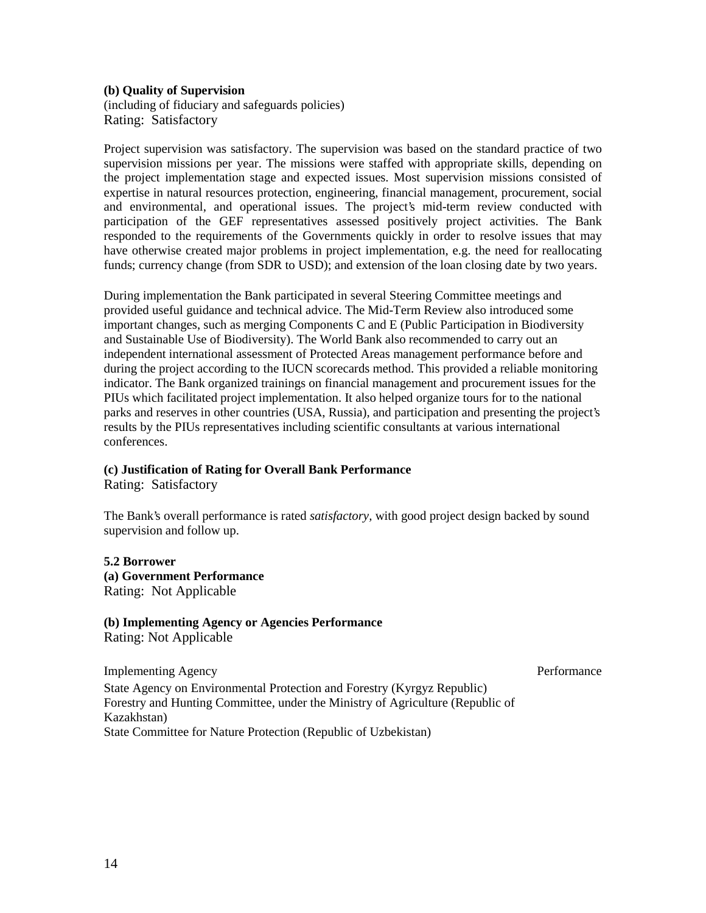**(b) Quality of Supervision**
(including of fiduciary and safeguards policies)
Rating: Satisfactory

Project supervision was satisfactory. The supervision was based on the standard practice of two supervision missions per year. The missions were staffed with appropriate skills, depending on the project implementation stage and expected issues. Most supervision missions consisted of expertise in natural resources protection, engineering, financial management, procurement, social and environmental, and operational issues. The project's mid-term review conducted with participation of the GEF representatives assessed positively project activities. The Bank responded to the requirements of the Governments quickly in order to resolve issues that may have otherwise created major problems in project implementation, e.g. the need for reallocating funds; currency change (from SDR to USD); and extension of the loan closing date by two years.

During implementation the Bank participated in several Steering Committee meetings and provided useful guidance and technical advice. The Mid-Term Review also introduced some important changes, such as merging Components C and E (Public Participation in Biodiversity and Sustainable Use of Biodiversity). The World Bank also recommended to carry out an independent international assessment of Protected Areas management performance before and during the project according to the IUCN scorecards method. This provided a reliable monitoring indicator. The Bank organized trainings on financial management and procurement issues for the PIUs which facilitated project implementation. It also helped organize tours for to the national parks and reserves in other countries (USA, Russia), and participation and presenting the project's results by the PIUs representatives including scientific consultants at various international conferences.

**(c) Justification of Rating for Overall Bank Performance**
Rating: Satisfactory

The Bank's overall performance is rated *satisfactory*, with good project design backed by sound supervision and follow up.

**5.2 Borrower**
**(a) Government Performance**
Rating: Not Applicable

**(b) Implementing Agency or Agencies Performance**
Rating: Not Applicable

| Implementing Agency | Performance |
| --- | --- |
| State Agency on Environmental Protection and Forestry (Kyrgyz Republic) | |
| Forestry and Hunting Committee, under the Ministry of Agriculture (Republic of Kazakhstan) | |
| State Committee for Nature Protection (Republic of Uzbekistan) | |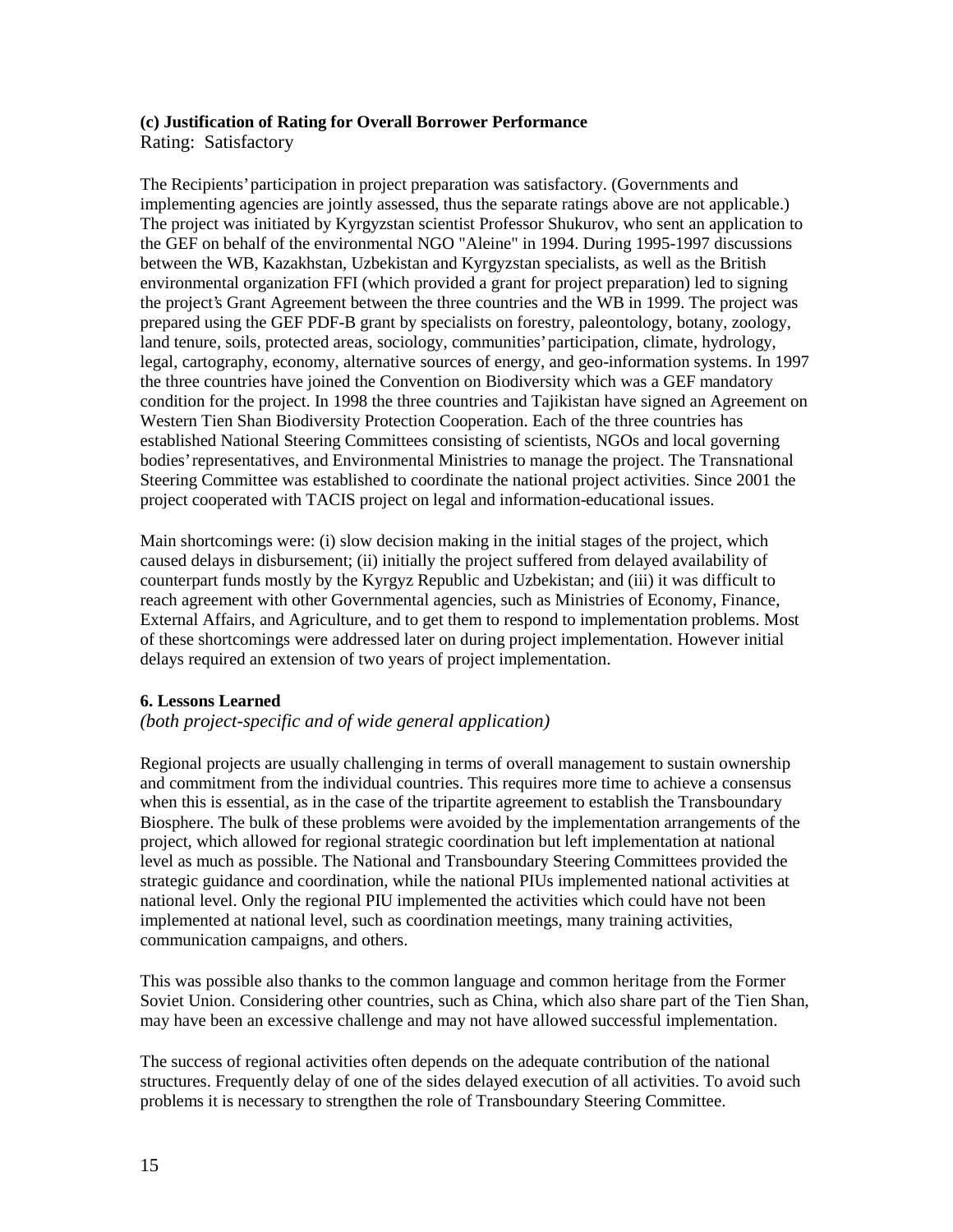**(c) Justification of Rating for Overall Borrower Performance**
Rating: Satisfactory

The Recipients' participation in project preparation was satisfactory. (Governments and implementing agencies are jointly assessed, thus the separate ratings above are not applicable.) The project was initiated by Kyrgyzstan scientist Professor Shukurov, who sent an application to the GEF on behalf of the environmental NGO "Aleine" in 1994. During 1995-1997 discussions between the WB, Kazakhstan, Uzbekistan and Kyrgyzstan specialists, as well as the British environmental organization FFI (which provided a grant for project preparation) led to signing the project's Grant Agreement between the three countries and the WB in 1999. The project was prepared using the GEF PDF-B grant by specialists on forestry, paleontology, botany, zoology, land tenure, soils, protected areas, sociology, communities' participation, climate, hydrology, legal, cartography, economy, alternative sources of energy, and geo-information systems. In 1997 the three countries have joined the Convention on Biodiversity which was a GEF mandatory condition for the project. In 1998 the three countries and Tajikistan have signed an Agreement on Western Tien Shan Biodiversity Protection Cooperation. Each of the three countries has established National Steering Committees consisting of scientists, NGOs and local governing bodies' representatives, and Environmental Ministries to manage the project. The Transnational Steering Committee was established to coordinate the national project activities. Since 2001 the project cooperated with TACIS project on legal and information-educational issues.

Main shortcomings were: (i) slow decision making in the initial stages of the project, which caused delays in disbursement; (ii) initially the project suffered from delayed availability of counterpart funds mostly by the Kyrgyz Republic and Uzbekistan; and (iii) it was difficult to reach agreement with other Governmental agencies, such as Ministries of Economy, Finance, External Affairs, and Agriculture, and to get them to respond to implementation problems. Most of these shortcomings were addressed later on during project implementation. However initial delays required an extension of two years of project implementation.

**6. Lessons Learned**
*(both project-specific and of wide general application)*

Regional projects are usually challenging in terms of overall management to sustain ownership and commitment from the individual countries. This requires more time to achieve a consensus when this is essential, as in the case of the tripartite agreement to establish the Transboundary Biosphere. The bulk of these problems were avoided by the implementation arrangements of the project, which allowed for regional strategic coordination but left implementation at national level as much as possible. The National and Transboundary Steering Committees provided the strategic guidance and coordination, while the national PIUs implemented national activities at national level. Only the regional PIU implemented the activities which could have not been implemented at national level, such as coordination meetings, many training activities, communication campaigns, and others.

This was possible also thanks to the common language and common heritage from the Former Soviet Union. Considering other countries, such as China, which also share part of the Tien Shan, may have been an excessive challenge and may not have allowed successful implementation.

The success of regional activities often depends on the adequate contribution of the national structures. Frequently delay of one of the sides delayed execution of all activities. To avoid such problems it is necessary to strengthen the role of Transboundary Steering Committee.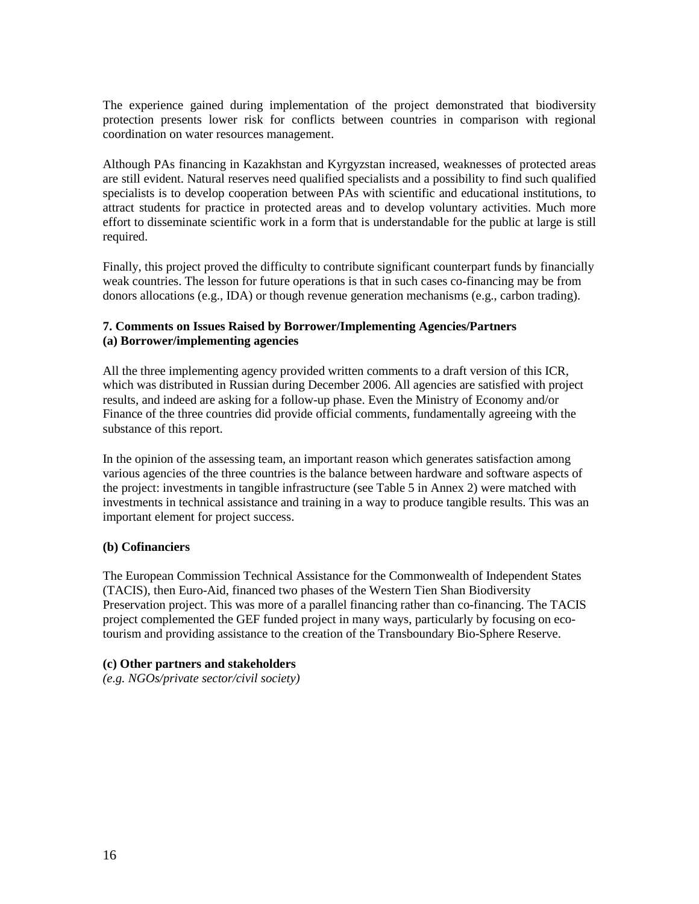The experience gained during implementation of the project demonstrated that biodiversity protection presents lower risk for conflicts between countries in comparison with regional coordination on water resources management.

Although PAs financing in Kazakhstan and Kyrgyzstan increased, weaknesses of protected areas are still evident. Natural reserves need qualified specialists and a possibility to find such qualified specialists is to develop cooperation between PAs with scientific and educational institutions, to attract students for practice in protected areas and to develop voluntary activities. Much more effort to disseminate scientific work in a form that is understandable for the public at large is still required.

Finally, this project proved the difficulty to contribute significant counterpart funds by financially weak countries. The lesson for future operations is that in such cases co-financing may be from donors allocations (e.g., IDA) or though revenue generation mechanisms (e.g., carbon trading).

### 7. Comments on Issues Raised by Borrower/Implementing Agencies/Partners

#### (a) Borrower/implementing agencies

All the three implementing agency provided written comments to a draft version of this ICR, which was distributed in Russian during December 2006. All agencies are satisfied with project results, and indeed are asking for a follow-up phase. Even the Ministry of Economy and/or Finance of the three countries did provide official comments, fundamentally agreeing with the substance of this report.

In the opinion of the assessing team, an important reason which generates satisfaction among various agencies of the three countries is the balance between hardware and software aspects of the project: investments in tangible infrastructure (see Table 5 in Annex 2) were matched with investments in technical assistance and training in a way to produce tangible results. This was an important element for project success.

#### (b) Cofinanciers

The European Commission Technical Assistance for the Commonwealth of Independent States (TACIS), then Euro-Aid, financed two phases of the Western Tien Shan Biodiversity Preservation project. This was more of a parallel financing rather than co-financing. The TACIS project complemented the GEF funded project in many ways, particularly by focusing on eco-tourism and providing assistance to the creation of the Transboundary Bio-Sphere Reserve.

#### (c) Other partners and stakeholders

*(e.g. NGOs/private sector/civil society)*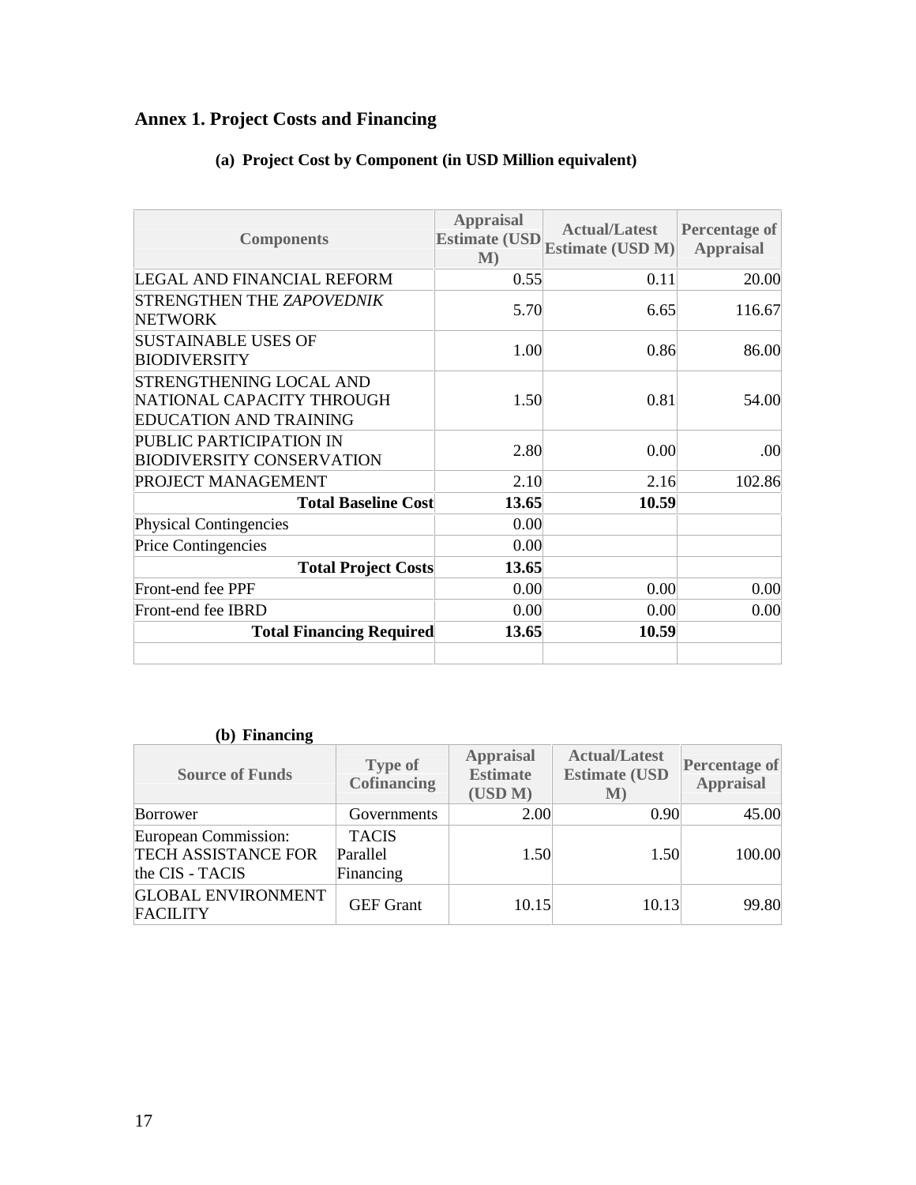# Annex 1. Project Costs and Financing

## (a) Project Cost by Component (in USD Million equivalent)

| Components | Appraisal Estimate (USD M) | Actual/Latest Estimate (USD M) | Percentage of Appraisal |
|---|---|---|---|
| LEGAL AND FINANCIAL REFORM | 0.55 | 0.11 | 20.00 |
| STRENGTHEN THE *ZAPOVEDNIK* NETWORK | 5.70 | 6.65 | 116.67 |
| SUSTAINABLE USES OF BIODIVERSITY | 1.00 | 0.86 | 86.00 |
| STRENGTHENING LOCAL AND NATIONAL CAPACITY THROUGH EDUCATION AND TRAINING | 1.50 | 0.81 | 54.00 |
| PUBLIC PARTICIPATION IN BIODIVERSITY CONSERVATION | 2.80 | 0.00 | .00 |
| PROJECT MANAGEMENT | 2.10 | 2.16 | 102.86 |
| **Total Baseline Cost** | **13.65** | **10.59** | |
| Physical Contingencies | 0.00 | | |
| Price Contingencies | 0.00 | | |
| **Total Project Costs** | **13.65** | | |
| Front-end fee PPF | 0.00 | 0.00 | 0.00 |
| Front-end fee IBRD | 0.00 | 0.00 | 0.00 |
| **Total Financing Required** | **13.65** | **10.59** | |
| | | | |

## (b) Financing

| Source of Funds | Type of Cofinancing | Appraisal Estimate (USD M) | Actual/Latest Estimate (USD M) | Percentage of Appraisal |
|---|---|---|---|---|
| Borrower | Governments | 2.00 | 0.90 | 45.00 |
| European Commission: TECH ASSISTANCE FOR the CIS - TACIS | TACIS Parallel Financing | 1.50 | 1.50 | 100.00 |
| GLOBAL ENVIRONMENT FACILITY | GEF Grant | 10.15 | 10.13 | 99.80 |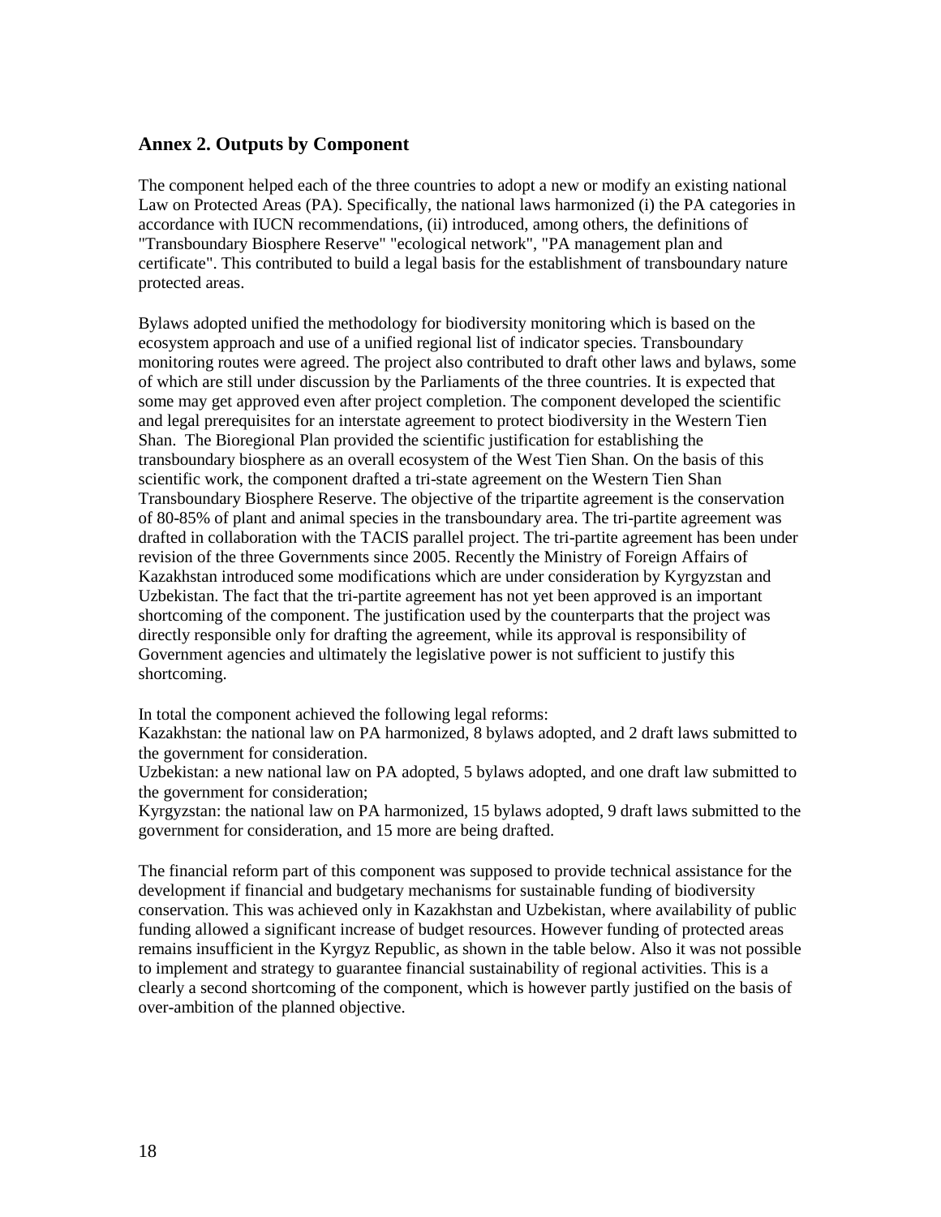## Annex 2. Outputs by Component

The component helped each of the three countries to adopt a new or modify an existing national Law on Protected Areas (PA). Specifically, the national laws harmonized (i) the PA categories in accordance with IUCN recommendations, (ii) introduced, among others, the definitions of "Transboundary Biosphere Reserve" "ecological network", "PA management plan and certificate". This contributed to build a legal basis for the establishment of transboundary nature protected areas.

Bylaws adopted unified the methodology for biodiversity monitoring which is based on the ecosystem approach and use of a unified regional list of indicator species. Transboundary monitoring routes were agreed. The project also contributed to draft other laws and bylaws, some of which are still under discussion by the Parliaments of the three countries. It is expected that some may get approved even after project completion. The component developed the scientific and legal prerequisites for an interstate agreement to protect biodiversity in the Western Tien Shan. The Bioregional Plan provided the scientific justification for establishing the transboundary biosphere as an overall ecosystem of the West Tien Shan. On the basis of this scientific work, the component drafted a tri-state agreement on the Western Tien Shan Transboundary Biosphere Reserve. The objective of the tripartite agreement is the conservation of 80-85% of plant and animal species in the transboundary area. The tri-partite agreement was drafted in collaboration with the TACIS parallel project. The tri-partite agreement has been under revision of the three Governments since 2005. Recently the Ministry of Foreign Affairs of Kazakhstan introduced some modifications which are under consideration by Kyrgyzstan and Uzbekistan. The fact that the tri-partite agreement has not yet been approved is an important shortcoming of the component. The justification used by the counterparts that the project was directly responsible only for drafting the agreement, while its approval is responsibility of Government agencies and ultimately the legislative power is not sufficient to justify this shortcoming.

In total the component achieved the following legal reforms:
Kazakhstan: the national law on PA harmonized, 8 bylaws adopted, and 2 draft laws submitted to the government for consideration.
Uzbekistan: a new national law on PA adopted, 5 bylaws adopted, and one draft law submitted to the government for consideration;
Kyrgyzstan: the national law on PA harmonized, 15 bylaws adopted, 9 draft laws submitted to the government for consideration, and 15 more are being drafted.

The financial reform part of this component was supposed to provide technical assistance for the development if financial and budgetary mechanisms for sustainable funding of biodiversity conservation. This was achieved only in Kazakhstan and Uzbekistan, where availability of public funding allowed a significant increase of budget resources. However funding of protected areas remains insufficient in the Kyrgyz Republic, as shown in the table below. Also it was not possible to implement and strategy to guarantee financial sustainability of regional activities. This is a clearly a second shortcoming of the component, which is however partly justified on the basis of over-ambition of the planned objective.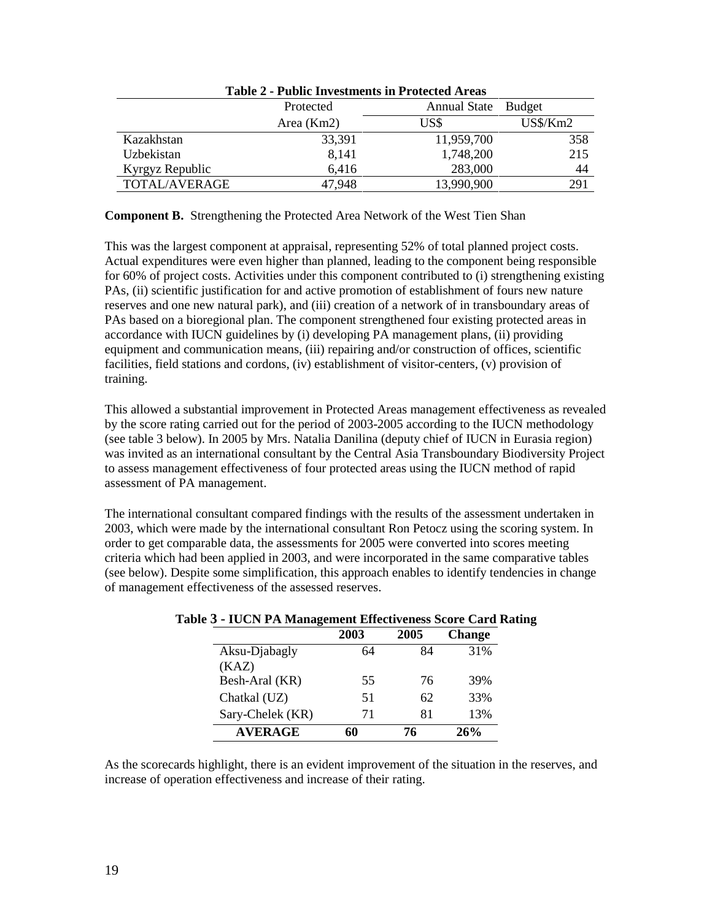**Table 2 - Public Investments in Protected Areas**

| | Protected Area (Km2) | Annual State US$ | Budget US$/Km2 |
|---|---|---|---|
| Kazakhstan | 33,391 | 11,959,700 | 358 |
| Uzbekistan | 8,141 | 1,748,200 | 215 |
| Kyrgyz Republic | 6,416 | 283,000 | 44 |
| TOTAL/AVERAGE | 47,948 | 13,990,900 | 291 |

**Component B.** Strengthening the Protected Area Network of the West Tien Shan

This was the largest component at appraisal, representing 52% of total planned project costs. Actual expenditures were even higher than planned, leading to the component being responsible for 60% of project costs. Activities under this component contributed to (i) strengthening existing PAs, (ii) scientific justification for and active promotion of establishment of fours new nature reserves and one new natural park), and (iii) creation of a network of in transboundary areas of PAs based on a bioregional plan. The component strengthened four existing protected areas in accordance with IUCN guidelines by (i) developing PA management plans, (ii) providing equipment and communication means, (iii) repairing and/or construction of offices, scientific facilities, field stations and cordons, (iv) establishment of visitor-centers, (v) provision of training.

This allowed a substantial improvement in Protected Areas management effectiveness as revealed by the score rating carried out for the period of 2003-2005 according to the IUCN methodology (see table 3 below). In 2005 by Mrs. Natalia Danilina (deputy chief of IUCN in Eurasia region) was invited as an international consultant by the Central Asia Transboundary Biodiversity Project to assess management effectiveness of four protected areas using the IUCN method of rapid assessment of PA management.

The international consultant compared findings with the results of the assessment undertaken in 2003, which were made by the international consultant Ron Petocz using the scoring system. In order to get comparable data, the assessments for 2005 were converted into scores meeting criteria which had been applied in 2003, and were incorporated in the same comparative tables (see below). Despite some simplification, this approach enables to identify tendencies in change of management effectiveness of the assessed reserves.

**Table 3 - IUCN PA Management Effectiveness Score Card Rating**

| | 2003 | 2005 | Change |
|---|---|---|---|
| Aksu-Djabagly (KAZ) | 64 | 84 | 31% |
| Besh-Aral (KR) | 55 | 76 | 39% |
| Chatkal (UZ) | 51 | 62 | 33% |
| Sary-Chelek (KR) | 71 | 81 | 13% |
| **AVERAGE** | **60** | **76** | **26%** |

As the scorecards highlight, there is an evident improvement of the situation in the reserves, and increase of operation effectiveness and increase of their rating.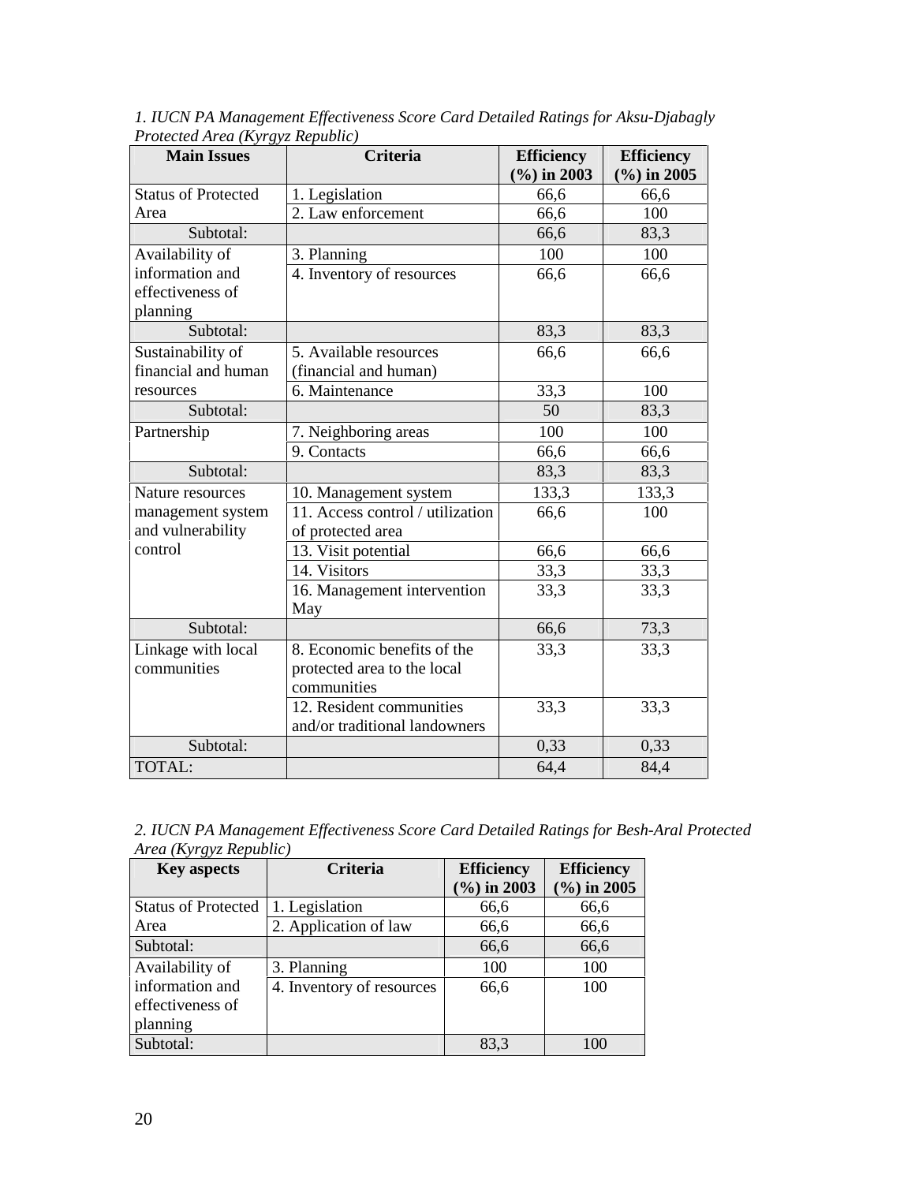*1. IUCN PA Management Effectiveness Score Card Detailed Ratings for Aksu-Djabagly Protected Area (Kyrgyz Republic)*

| Main Issues | Criteria | Efficiency (%) in 2003 | Efficiency (%) in 2005 |
|---|---|---|---|
| Status of Protected Area | 1. Legislation | 66,6 | 66,6 |
| | 2. Law enforcement | 66,6 | 100 |
| Subtotal: | | 66,6 | 83,3 |
| Availability of information and effectiveness of planning | 3. Planning | 100 | 100 |
| | 4. Inventory of resources | 66,6 | 66,6 |
| Subtotal: | | 83,3 | 83,3 |
| Sustainability of financial and human resources | 5. Available resources (financial and human) | 66,6 | 66,6 |
| | 6. Maintenance | 33,3 | 100 |
| Subtotal: | | 50 | 83,3 |
| Partnership | 7. Neighboring areas | 100 | 100 |
| | 9. Contacts | 66,6 | 66,6 |
| Subtotal: | | 83,3 | 83,3 |
| Nature resources management system and vulnerability control | 10. Management system | 133,3 | 133,3 |
| | 11. Access control / utilization of protected area | 66,6 | 100 |
| | 13. Visit potential | 66,6 | 66,6 |
| | 14. Visitors | 33,3 | 33,3 |
| | 16. Management intervention May | 33,3 | 33,3 |
| Subtotal: | | 66,6 | 73,3 |
| Linkage with local communities | 8. Economic benefits of the protected area to the local communities | 33,3 | 33,3 |
| | 12. Resident communities and/or traditional landowners | 33,3 | 33,3 |
| Subtotal: | | 0,33 | 0,33 |
| TOTAL: | | 64,4 | 84,4 |

*2. IUCN PA Management Effectiveness Score Card Detailed Ratings for Besh-Aral Protected Area (Kyrgyz Republic)*

| Key aspects | Criteria | Efficiency (%) in 2003 | Efficiency (%) in 2005 |
|---|---|---|---|
| Status of Protected Area | 1. Legislation | 66,6 | 66,6 |
| | 2. Application of law | 66,6 | 66,6 |
| Subtotal: | | 66,6 | 66,6 |
| Availability of information and effectiveness of planning | 3. Planning | 100 | 100 |
| | 4. Inventory of resources | 66,6 | 100 |
| Subtotal: | | 83,3 | 100 |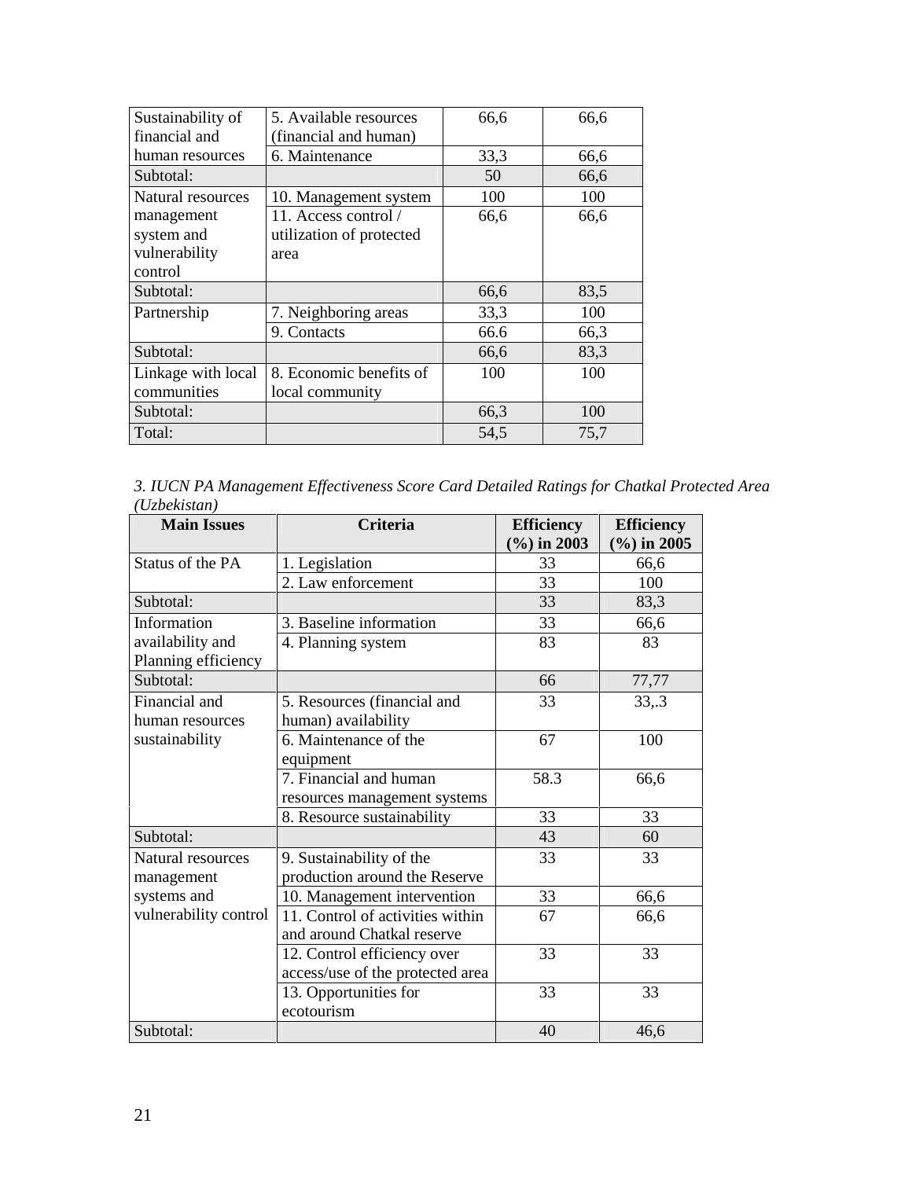| | | | |
|---|---|---|---|
| Sustainability of financial and human resources | 5. Available resources (financial and human) | 66,6 | 66,6 |
| | 6. Maintenance | 33,3 | 66,6 |
| Subtotal: | | 50 | 66,6 |
| Natural resources management system and vulnerability control | 10. Management system | 100 | 100 |
| | 11. Access control / utilization of protected area | 66,6 | 66,6 |
| Subtotal: | | 66,6 | 83,5 |
| Partnership | 7. Neighboring areas | 33,3 | 100 |
| | 9. Contacts | 66.6 | 66,3 |
| Subtotal: | | 66,6 | 83,3 |
| Linkage with local communities | 8. Economic benefits of local community | 100 | 100 |
| Subtotal: | | 66,3 | 100 |
| Total: | | 54,5 | 75,7 |

*3. IUCN PA Management Effectiveness Score Card Detailed Ratings for Chatkal Protected Area (Uzbekistan)*

| Main Issues | Criteria | Efficiency (%) in 2003 | Efficiency (%) in 2005 |
|---|---|---|---|
| Status of the PA | 1. Legislation | 33 | 66,6 |
| | 2. Law enforcement | 33 | 100 |
| Subtotal: | | 33 | 83,3 |
| Information availability and Planning efficiency | 3. Baseline information | 33 | 66,6 |
| | 4. Planning system | 83 | 83 |
| Subtotal: | | 66 | 77,77 |
| Financial and human resources sustainability | 5. Resources (financial and human) availability | 33 | 33,.3 |
| | 6. Maintenance of the equipment | 67 | 100 |
| | 7. Financial and human resources management systems | 58.3 | 66,6 |
| | 8. Resource sustainability | 33 | 33 |
| Subtotal: | | 43 | 60 |
| Natural resources management systems and vulnerability control | 9. Sustainability of the production around the Reserve | 33 | 33 |
| | 10. Management intervention | 33 | 66,6 |
| | 11. Control of activities within and around Chatkal reserve | 67 | 66,6 |
| | 12. Control efficiency over access/use of the protected area | 33 | 33 |
| | 13. Opportunities for ecotourism | 33 | 33 |
| Subtotal: | | 40 | 46,6 |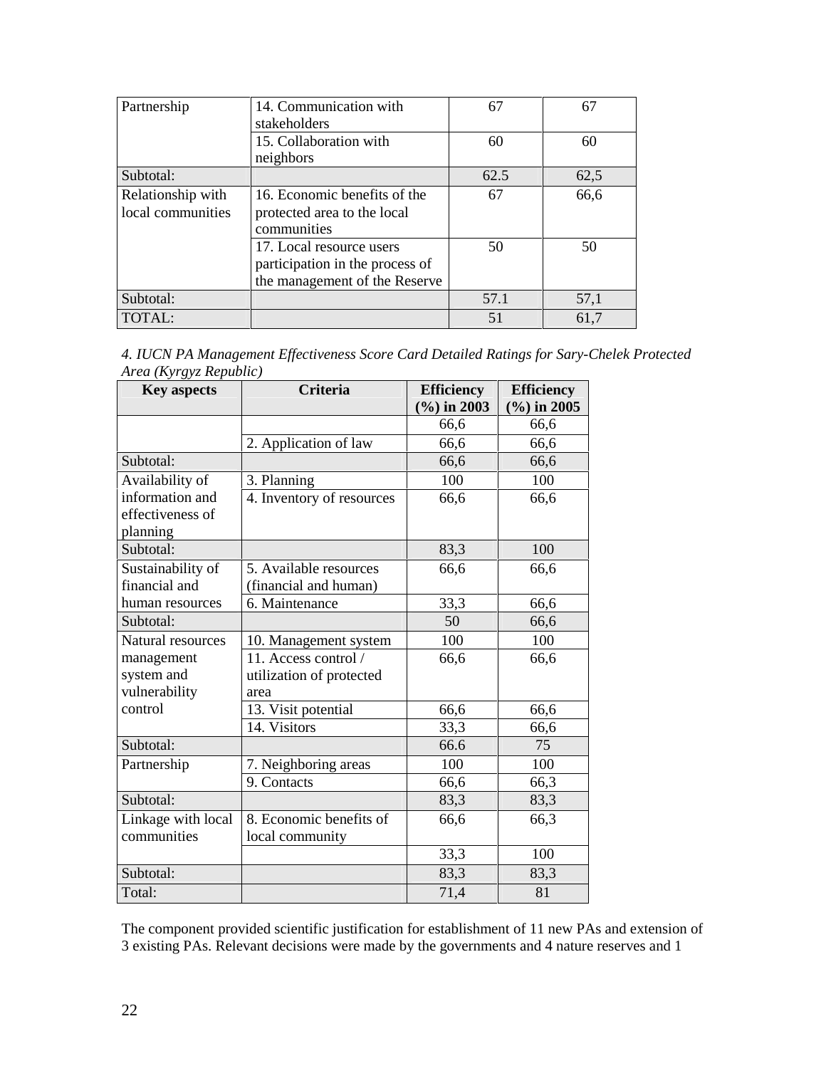| Partnership | 14. Communication with stakeholders | 67 | 67 |
|---|---|---|---|
| | 15. Collaboration with neighbors | 60 | 60 |
| Subtotal: | | 62.5 | 62,5 |
| Relationship with local communities | 16. Economic benefits of the protected area to the local communities | 67 | 66,6 |
| | 17. Local resource users participation in the process of the management of the Reserve | 50 | 50 |
| Subtotal: | | 57.1 | 57,1 |
| TOTAL: | | 51 | 61,7 |

*4. IUCN PA Management Effectiveness Score Card Detailed Ratings for Sary-Chelek Protected Area (Kyrgyz Republic)*

| Key aspects | Criteria | Efficiency (%) in 2003 | Efficiency (%) in 2005 |
|---|---|---|---|
| | | 66,6 | 66,6 |
| | 2. Application of law | 66,6 | 66,6 |
| Subtotal: | | 66,6 | 66,6 |
| Availability of information and effectiveness of planning | 3. Planning | 100 | 100 |
| | 4. Inventory of resources | 66,6 | 66,6 |
| Subtotal: | | 83,3 | 100 |
| Sustainability of financial and human resources | 5. Available resources (financial and human) | 66,6 | 66,6 |
| | 6. Maintenance | 33,3 | 66,6 |
| Subtotal: | | 50 | 66,6 |
| Natural resources management system and vulnerability control | 10. Management system | 100 | 100 |
| | 11. Access control / utilization of protected area | 66,6 | 66,6 |
| | 13. Visit potential | 66,6 | 66,6 |
| | 14. Visitors | 33,3 | 66,6 |
| Subtotal: | | 66.6 | 75 |
| Partnership | 7. Neighboring areas | 100 | 100 |
| | 9. Contacts | 66,6 | 66,3 |
| Subtotal: | | 83,3 | 83,3 |
| Linkage with local communities | 8. Economic benefits of local community | 66,6 | 66,3 |
| | | 33,3 | 100 |
| Subtotal: | | 83,3 | 83,3 |
| Total: | | 71,4 | 81 |

The component provided scientific justification for establishment of 11 new PAs and extension of 3 existing PAs. Relevant decisions were made by the governments and 4 nature reserves and 1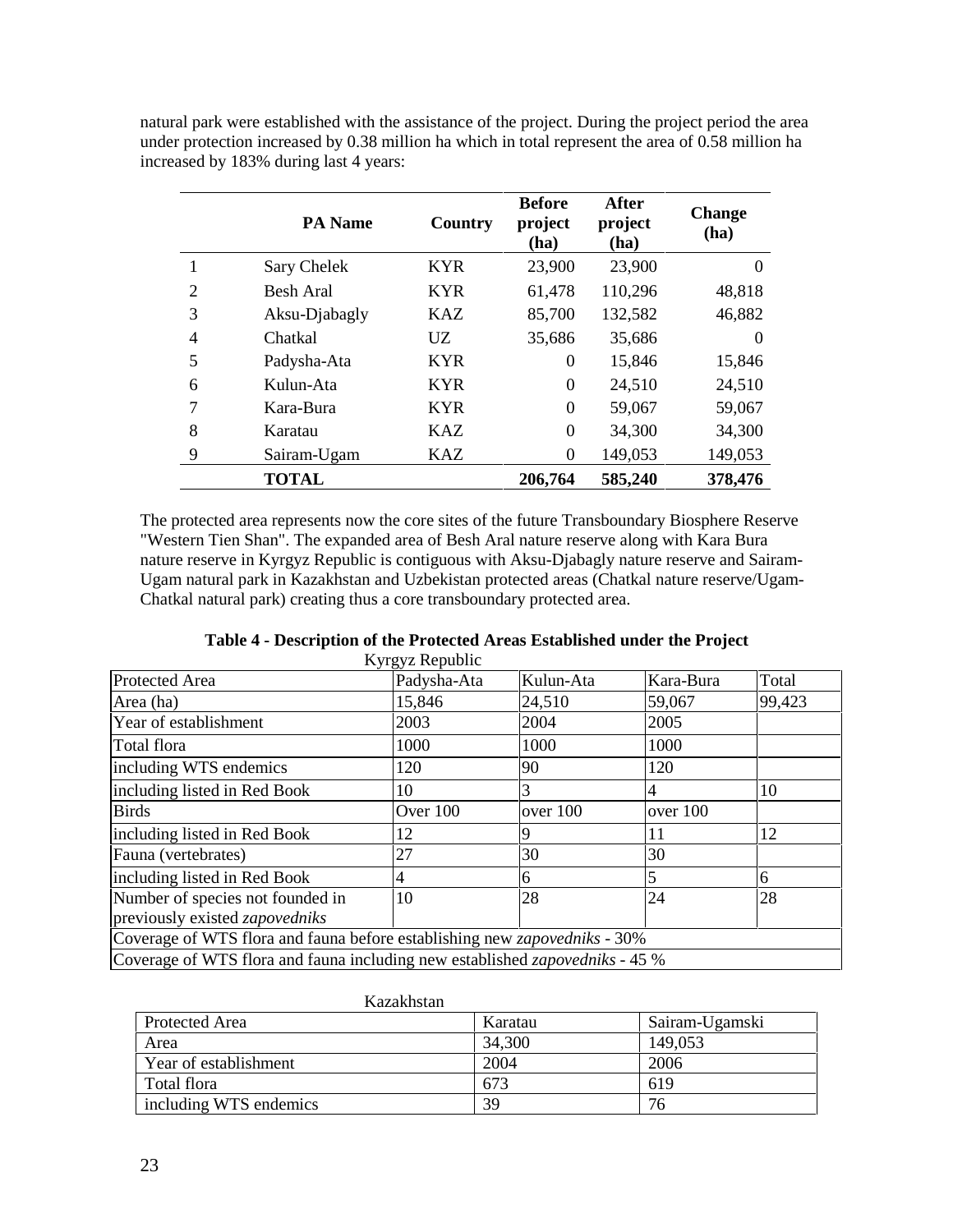natural park were established with the assistance of the project. During the project period the area under protection increased by 0.38 million ha which in total represent the area of 0.58 million ha increased by 183% during last 4 years:

| | PA Name | Country | Before project (ha) | After project (ha) | Change (ha) |
|---|---|---|---|---|---|
| 1 | Sary Chelek | KYR | 23,900 | 23,900 | 0 |
| 2 | Besh Aral | KYR | 61,478 | 110,296 | 48,818 |
| 3 | Aksu-Djabagly | KAZ | 85,700 | 132,582 | 46,882 |
| 4 | Chatkal | UZ | 35,686 | 35,686 | 0 |
| 5 | Padysha-Ata | KYR | 0 | 15,846 | 15,846 |
| 6 | Kulun-Ata | KYR | 0 | 24,510 | 24,510 |
| 7 | Kara-Bura | KYR | 0 | 59,067 | 59,067 |
| 8 | Karatau | KAZ | 0 | 34,300 | 34,300 |
| 9 | Sairam-Ugam | KAZ | 0 | 149,053 | 149,053 |
| | **TOTAL** | | **206,764** | **585,240** | **378,476** |

The protected area represents now the core sites of the future Transboundary Biosphere Reserve "Western Tien Shan". The expanded area of Besh Aral nature reserve along with Kara Bura nature reserve in Kyrgyz Republic is contiguous with Aksu-Djabagly nature reserve and Sairam-Ugam natural park in Kazakhstan and Uzbekistan protected areas (Chatkal nature reserve/Ugam-Chatkal natural park) creating thus a core transboundary protected area.

**Table 4 - Description of the Protected Areas Established under the Project**

Kyrgyz Republic

| Protected Area | Padysha-Ata | Kulun-Ata | Kara-Bura | Total |
|---|---|---|---|---|
| Area (ha) | 15,846 | 24,510 | 59,067 | 99,423 |
| Year of establishment | 2003 | 2004 | 2005 | |
| Total flora | 1000 | 1000 | 1000 | |
| including WTS endemics | 120 | 90 | 120 | |
| including listed in Red Book | 10 | 3 | 4 | 10 |
| Birds | Over 100 | over 100 | over 100 | |
| including listed in Red Book | 12 | 9 | 11 | 12 |
| Fauna (vertebrates) | 27 | 30 | 30 | |
| including listed in Red Book | 4 | 6 | 5 | 6 |
| Number of species not founded in previously existed *zapovedniks* | 10 | 28 | 24 | 28 |
| Coverage of WTS flora and fauna before establishing new *zapovedniks* - 30% | | | | |
| Coverage of WTS flora and fauna including new established *zapovedniks* - 45 % | | | | |

Kazakhstan

| Protected Area | Karatau | Sairam-Ugamski |
|---|---|---|
| Area | 34,300 | 149,053 |
| Year of establishment | 2004 | 2006 |
| Total flora | 673 | 619 |
| including WTS endemics | 39 | 76 |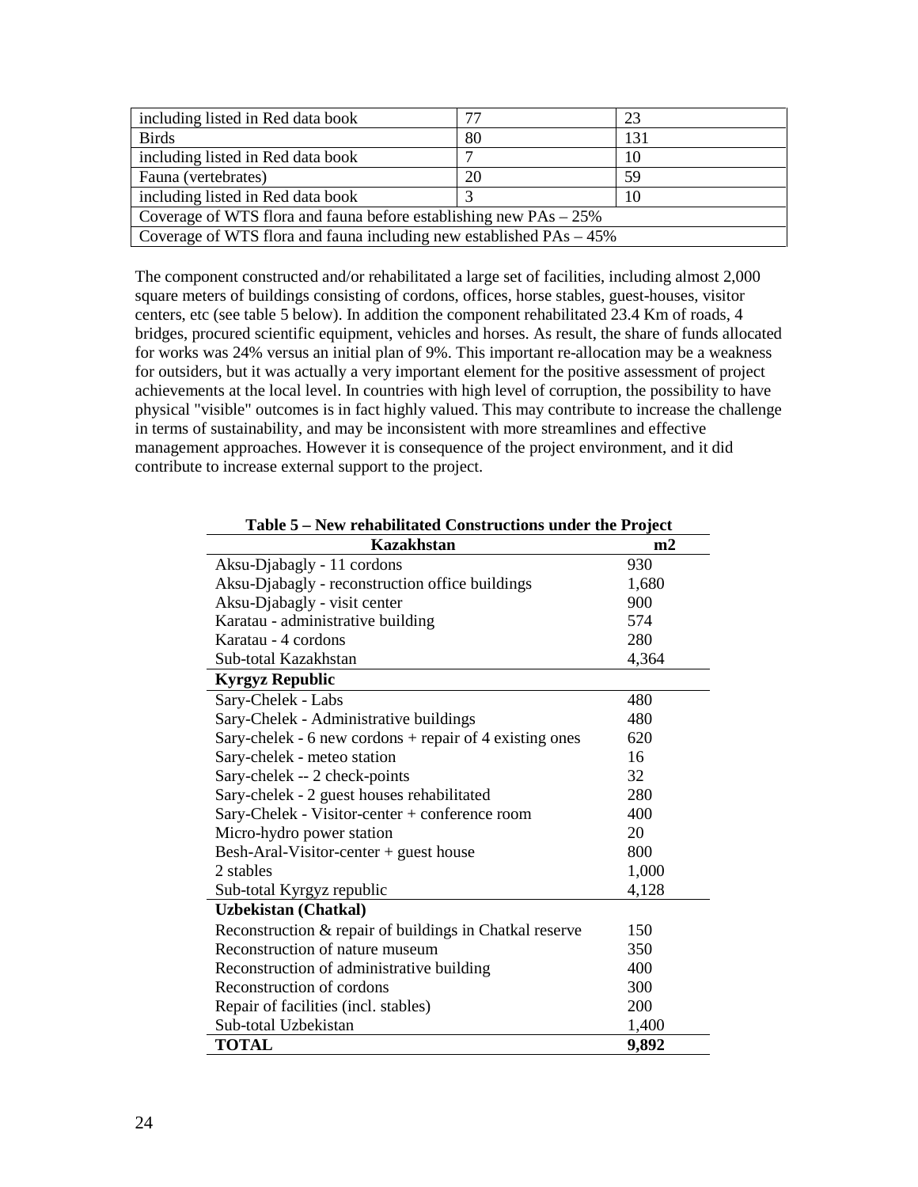| including listed in Red data book | 77 | 23 |
|---|---|---|
| Birds | 80 | 131 |
| including listed in Red data book | 7 | 10 |
| Fauna (vertebrates) | 20 | 59 |
| including listed in Red data book | 3 | 10 |
| Coverage of WTS flora and fauna before establishing new PAs – 25% | | |
| Coverage of WTS flora and fauna including new established PAs – 45% | | |

The component constructed and/or rehabilitated a large set of facilities, including almost 2,000 square meters of buildings consisting of cordons, offices, horse stables, guest-houses, visitor centers, etc (see table 5 below). In addition the component rehabilitated 23.4 Km of roads, 4 bridges, procured scientific equipment, vehicles and horses. As result, the share of funds allocated for works was 24% versus an initial plan of 9%. This important re-allocation may be a weakness for outsiders, but it was actually a very important element for the positive assessment of project achievements at the local level. In countries with high level of corruption, the possibility to have physical "visible" outcomes is in fact highly valued. This may contribute to increase the challenge in terms of sustainability, and may be inconsistent with more streamlines and effective management approaches. However it is consequence of the project environment, and it did contribute to increase external support to the project.

**Table 5 – New rehabilitated Constructions under the Project**

| **Kazakhstan** | **m2** |
|---|---|
| Aksu-Djabagly - 11 cordons | 930 |
| Aksu-Djabagly - reconstruction office buildings | 1,680 |
| Aksu-Djabagly - visit center | 900 |
| Karatau - administrative building | 574 |
| Karatau - 4 cordons | 280 |
| Sub-total Kazakhstan | 4,364 |
| **Kyrgyz Republic** | |
| Sary-Chelek - Labs | 480 |
| Sary-Chelek - Administrative buildings | 480 |
| Sary-chelek - 6 new cordons + repair of 4 existing ones | 620 |
| Sary-chelek - meteo station | 16 |
| Sary-chelek -- 2 check-points | 32 |
| Sary-chelek - 2 guest houses rehabilitated | 280 |
| Sary-Chelek - Visitor-center + conference room | 400 |
| Micro-hydro power station | 20 |
| Besh-Aral-Visitor-center + guest house | 800 |
| 2 stables | 1,000 |
| Sub-total Kyrgyz republic | 4,128 |
| **Uzbekistan (Chatkal)** | |
| Reconstruction & repair of buildings in Chatkal reserve | 150 |
| Reconstruction of nature museum | 350 |
| Reconstruction of administrative building | 400 |
| Reconstruction of cordons | 300 |
| Repair of facilities (incl. stables) | 200 |
| Sub-total Uzbekistan | 1,400 |
| **TOTAL** | **9,892** |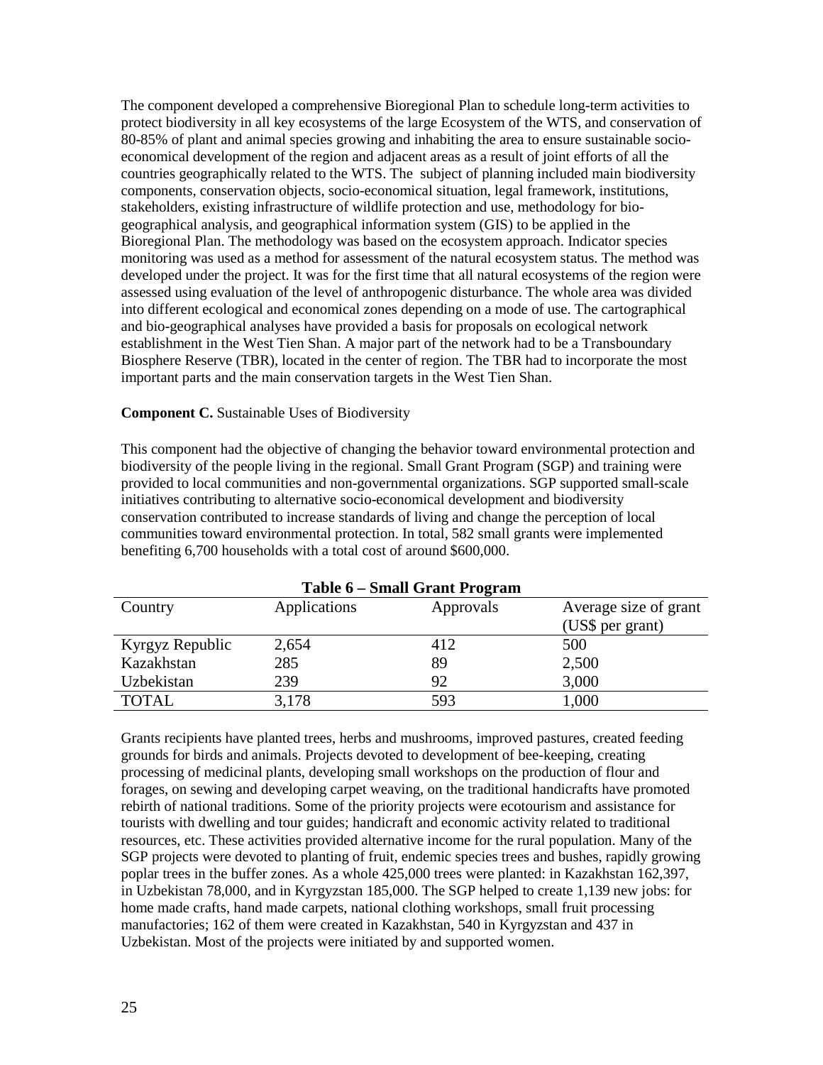The component developed a comprehensive Bioregional Plan to schedule long-term activities to protect biodiversity in all key ecosystems of the large Ecosystem of the WTS, and conservation of 80-85% of plant and animal species growing and inhabiting the area to ensure sustainable socio-economical development of the region and adjacent areas as a result of joint efforts of all the countries geographically related to the WTS. The subject of planning included main biodiversity components, conservation objects, socio-economical situation, legal framework, institutions, stakeholders, existing infrastructure of wildlife protection and use, methodology for bio-geographical analysis, and geographical information system (GIS) to be applied in the Bioregional Plan. The methodology was based on the ecosystem approach. Indicator species monitoring was used as a method for assessment of the natural ecosystem status. The method was developed under the project. It was for the first time that all natural ecosystems of the region were assessed using evaluation of the level of anthropogenic disturbance. The whole area was divided into different ecological and economical zones depending on a mode of use. The cartographical and bio-geographical analyses have provided a basis for proposals on ecological network establishment in the West Tien Shan. A major part of the network had to be a Transboundary Biosphere Reserve (TBR), located in the center of region. The TBR had to incorporate the most important parts and the main conservation targets in the West Tien Shan.

**Component C.** Sustainable Uses of Biodiversity

This component had the objective of changing the behavior toward environmental protection and biodiversity of the people living in the regional. Small Grant Program (SGP) and training were provided to local communities and non-governmental organizations. SGP supported small-scale initiatives contributing to alternative socio-economical development and biodiversity conservation contributed to increase standards of living and change the perception of local communities toward environmental protection. In total, 582 small grants were implemented benefiting 6,700 households with a total cost of around $600,000.

**Table 6 – Small Grant Program**

| Country | Applications | Approvals | Average size of grant (US$ per grant) |
|---|---|---|---|
| Kyrgyz Republic | 2,654 | 412 | 500 |
| Kazakhstan | 285 | 89 | 2,500 |
| Uzbekistan | 239 | 92 | 3,000 |
| TOTAL | 3,178 | 593 | 1,000 |

Grants recipients have planted trees, herbs and mushrooms, improved pastures, created feeding grounds for birds and animals. Projects devoted to development of bee-keeping, creating processing of medicinal plants, developing small workshops on the production of flour and forages, on sewing and developing carpet weaving, on the traditional handicrafts have promoted rebirth of national traditions. Some of the priority projects were ecotourism and assistance for tourists with dwelling and tour guides; handicraft and economic activity related to traditional resources, etc. These activities provided alternative income for the rural population. Many of the SGP projects were devoted to planting of fruit, endemic species trees and bushes, rapidly growing poplar trees in the buffer zones. As a whole 425,000 trees were planted: in Kazakhstan 162,397, in Uzbekistan 78,000, and in Kyrgyzstan 185,000. The SGP helped to create 1,139 new jobs: for home made crafts, hand made carpets, national clothing workshops, small fruit processing manufactories; 162 of them were created in Kazakhstan, 540 in Kyrgyzstan and 437 in Uzbekistan. Most of the projects were initiated by and supported women.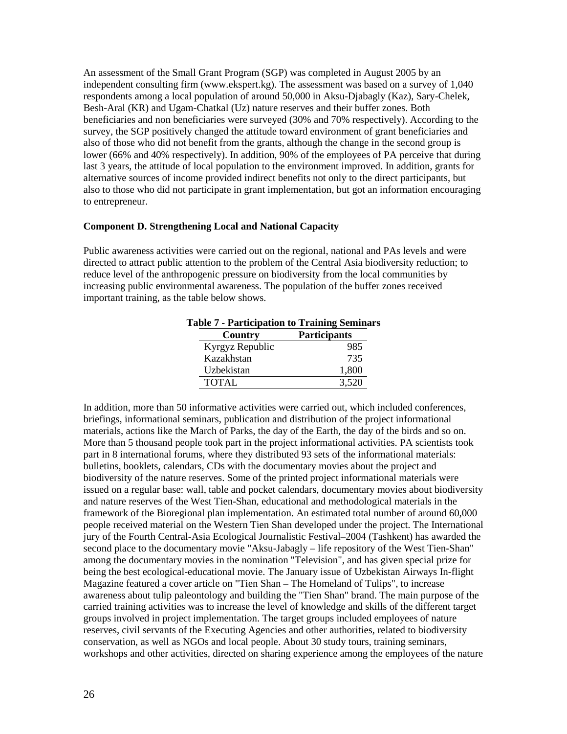An assessment of the Small Grant Program (SGP) was completed in August 2005 by an independent consulting firm (www.ekspert.kg). The assessment was based on a survey of 1,040 respondents among a local population of around 50,000 in Aksu-Djabagly (Kaz), Sary-Chelek, Besh-Aral (KR) and Ugam-Chatkal (Uz) nature reserves and their buffer zones. Both beneficiaries and non beneficiaries were surveyed (30% and 70% respectively). According to the survey, the SGP positively changed the attitude toward environment of grant beneficiaries and also of those who did not benefit from the grants, although the change in the second group is lower (66% and 40% respectively). In addition, 90% of the employees of PA perceive that during last 3 years, the attitude of local population to the environment improved. In addition, grants for alternative sources of income provided indirect benefits not only to the direct participants, but also to those who did not participate in grant implementation, but got an information encouraging to entrepreneur.

**Component D. Strengthening Local and National Capacity**

Public awareness activities were carried out on the regional, national and PAs levels and were directed to attract public attention to the problem of the Central Asia biodiversity reduction; to reduce level of the anthropogenic pressure on biodiversity from the local communities by increasing public environmental awareness. The population of the buffer zones received important training, as the table below shows.

**Table 7 - Participation to Training Seminars**

| Country | Participants |
|---|---|
| Kyrgyz Republic | 985 |
| Kazakhstan | 735 |
| Uzbekistan | 1,800 |
| TOTAL | 3,520 |

In addition, more than 50 informative activities were carried out, which included conferences, briefings, informational seminars, publication and distribution of the project informational materials, actions like the March of Parks, the day of the Earth, the day of the birds and so on. More than 5 thousand people took part in the project informational activities. PA scientists took part in 8 international forums, where they distributed 93 sets of the informational materials: bulletins, booklets, calendars, CDs with the documentary movies about the project and biodiversity of the nature reserves. Some of the printed project informational materials were issued on a regular base: wall, table and pocket calendars, documentary movies about biodiversity and nature reserves of the West Tien-Shan, educational and methodological materials in the framework of the Bioregional plan implementation. An estimated total number of around 60,000 people received material on the Western Tien Shan developed under the project. The International jury of the Fourth Central-Asia Ecological Journalistic Festival–2004 (Tashkent) has awarded the second place to the documentary movie "Aksu-Jabagly – life repository of the West Tien-Shan" among the documentary movies in the nomination "Television", and has given special prize for being the best ecological-educational movie. The January issue of Uzbekistan Airways In-flight Magazine featured a cover article on "Tien Shan – The Homeland of Tulips", to increase awareness about tulip paleontology and building the "Tien Shan" brand. The main purpose of the carried training activities was to increase the level of knowledge and skills of the different target groups involved in project implementation. The target groups included employees of nature reserves, civil servants of the Executing Agencies and other authorities, related to biodiversity conservation, as well as NGOs and local people. About 30 study tours, training seminars, workshops and other activities, directed on sharing experience among the employees of the nature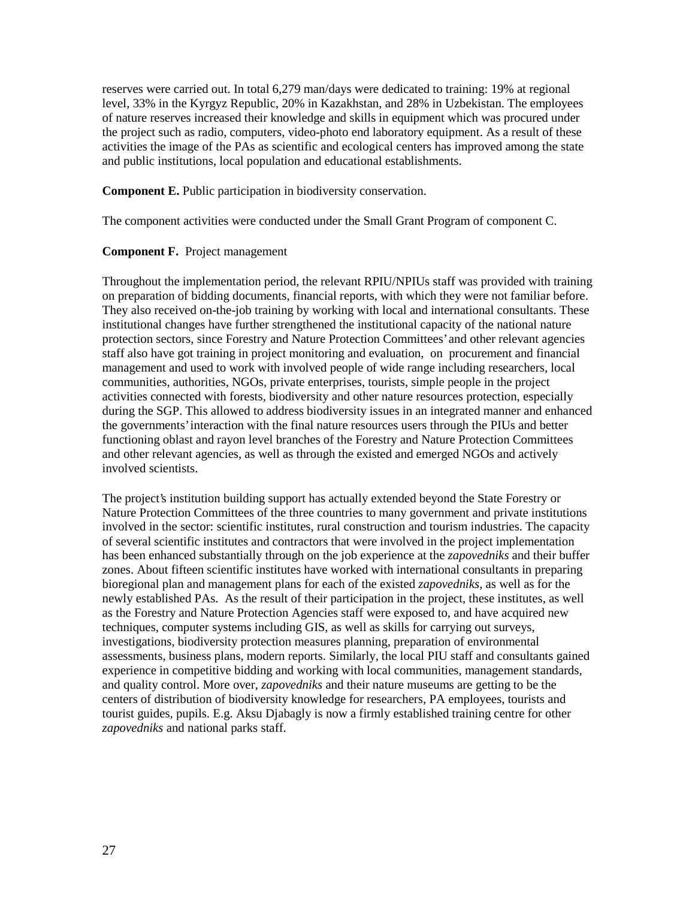reserves were carried out. In total 6,279 man/days were dedicated to training: 19% at regional level, 33% in the Kyrgyz Republic, 20% in Kazakhstan, and 28% in Uzbekistan. The employees of nature reserves increased their knowledge and skills in equipment which was procured under the project such as radio, computers, video-photo end laboratory equipment. As a result of these activities the image of the PAs as scientific and ecological centers has improved among the state and public institutions, local population and educational establishments.

**Component E.** Public participation in biodiversity conservation.

The component activities were conducted under the Small Grant Program of component C.

**Component F.** Project management

Throughout the implementation period, the relevant RPIU/NPIUs staff was provided with training on preparation of bidding documents, financial reports, with which they were not familiar before. They also received on-the-job training by working with local and international consultants. These institutional changes have further strengthened the institutional capacity of the national nature protection sectors, since Forestry and Nature Protection Committees' and other relevant agencies staff also have got training in project monitoring and evaluation, on procurement and financial management and used to work with involved people of wide range including researchers, local communities, authorities, NGOs, private enterprises, tourists, simple people in the project activities connected with forests, biodiversity and other nature resources protection, especially during the SGP. This allowed to address biodiversity issues in an integrated manner and enhanced the governments' interaction with the final nature resources users through the PIUs and better functioning oblast and rayon level branches of the Forestry and Nature Protection Committees and other relevant agencies, as well as through the existed and emerged NGOs and actively involved scientists.

The project's institution building support has actually extended beyond the State Forestry or Nature Protection Committees of the three countries to many government and private institutions involved in the sector: scientific institutes, rural construction and tourism industries. The capacity of several scientific institutes and contractors that were involved in the project implementation has been enhanced substantially through on the job experience at the *zapovedniks* and their buffer zones. About fifteen scientific institutes have worked with international consultants in preparing bioregional plan and management plans for each of the existed *zapovedniks*, as well as for the newly established PAs. As the result of their participation in the project, these institutes, as well as the Forestry and Nature Protection Agencies staff were exposed to, and have acquired new techniques, computer systems including GIS, as well as skills for carrying out surveys, investigations, biodiversity protection measures planning, preparation of environmental assessments, business plans, modern reports. Similarly, the local PIU staff and consultants gained experience in competitive bidding and working with local communities, management standards, and quality control. More over, *zapovedniks* and their nature museums are getting to be the centers of distribution of biodiversity knowledge for researchers, PA employees, tourists and tourist guides, pupils. E.g. Aksu Djabagly is now a firmly established training centre for other *zapovedniks* and national parks staff.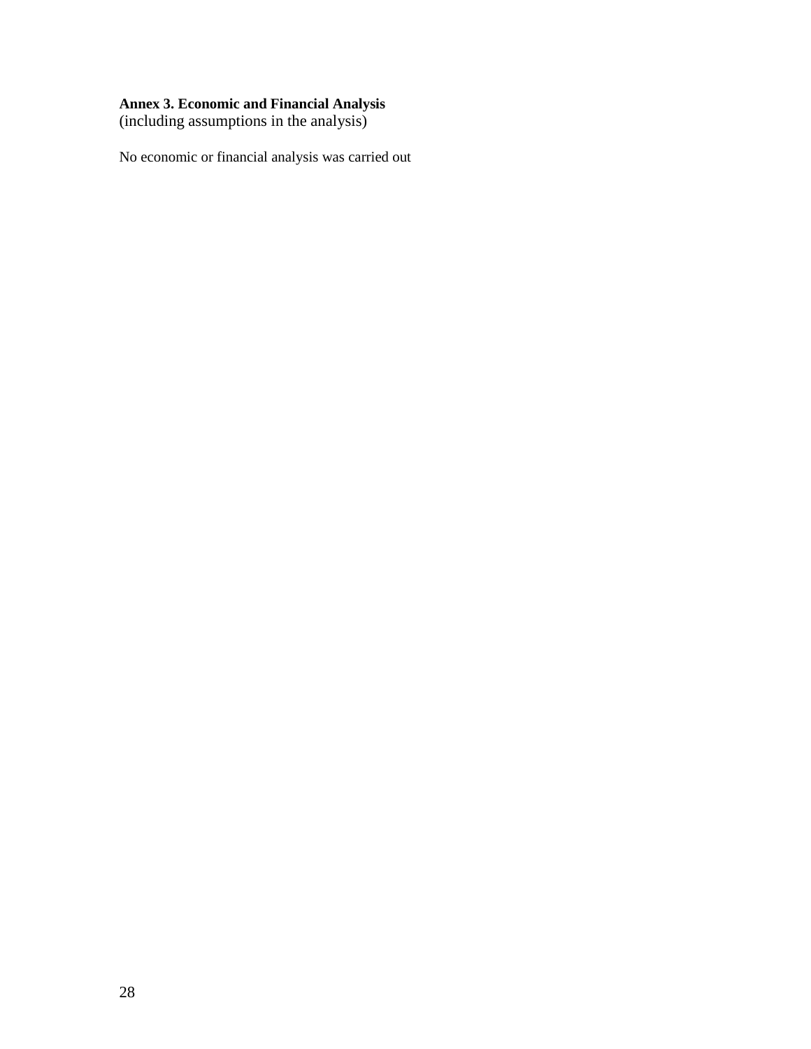**Annex 3. Economic and Financial Analysis**
(including assumptions in the analysis)

No economic or financial analysis was carried out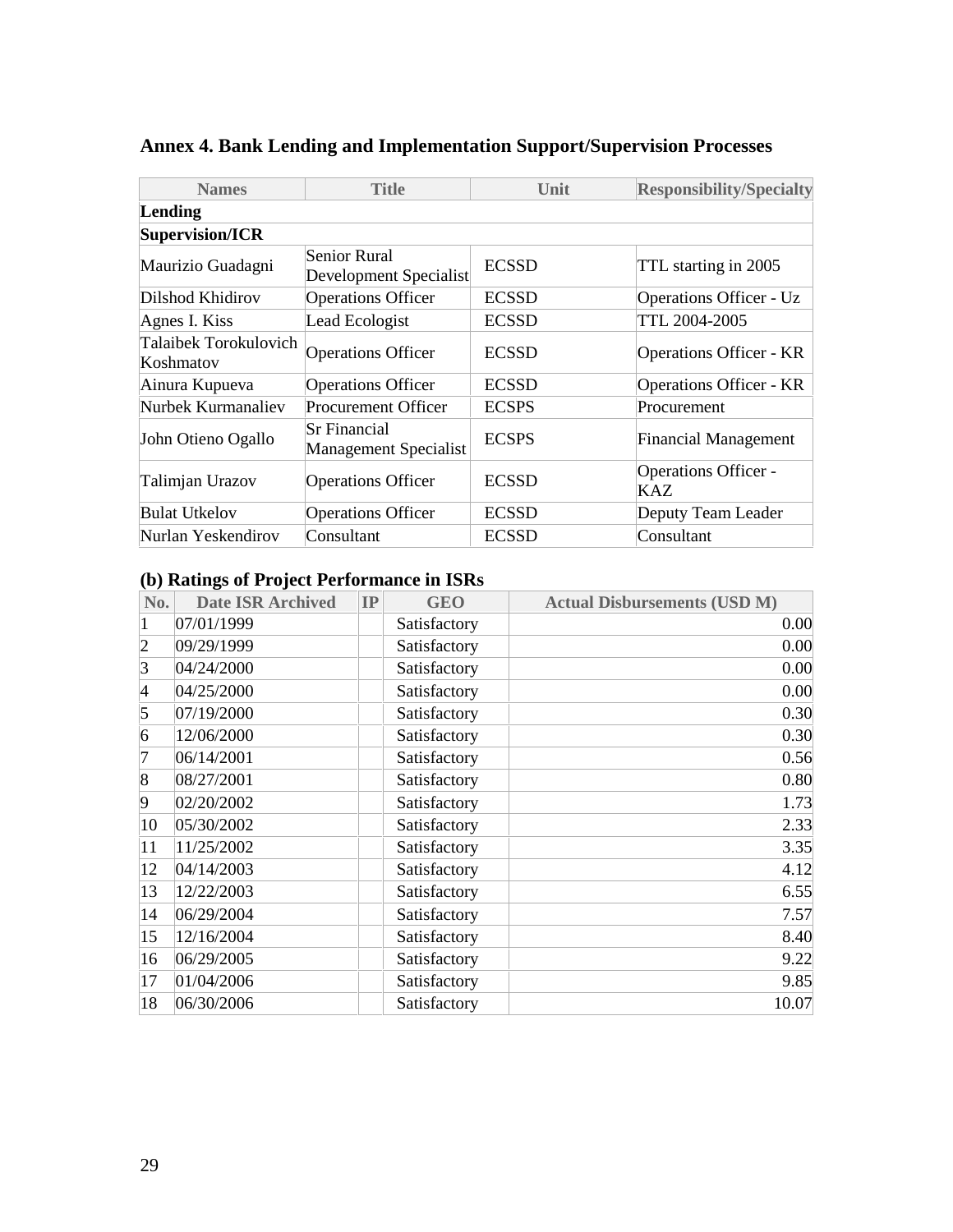## Annex 4. Bank Lending and Implementation Support/Supervision Processes

| Names | Title | Unit | Responsibility/Specialty |
|---|---|---|---|
| **Lending** | | | |
| **Supervision/ICR** | | | |
| Maurizio Guadagni | Senior Rural Development Specialist | ECSSD | TTL starting in 2005 |
| Dilshod Khidirov | Operations Officer | ECSSD | Operations Officer - Uz |
| Agnes I. Kiss | Lead Ecologist | ECSSD | TTL 2004-2005 |
| Talaibek Torokulovich Koshmatov | Operations Officer | ECSSD | Operations Officer - KR |
| Ainura Kupueva | Operations Officer | ECSSD | Operations Officer - KR |
| Nurbek Kurmanaliev | Procurement Officer | ECSPS | Procurement |
| John Otieno Ogallo | Sr Financial Management Specialist | ECSPS | Financial Management |
| Talimjan Urazov | Operations Officer | ECSSD | Operations Officer - KAZ |
| Bulat Utkelov | Operations Officer | ECSSD | Deputy Team Leader |
| Nurlan Yeskendirov | Consultant | ECSSD | Consultant |

### (b) Ratings of Project Performance in ISRs

| No. | Date ISR Archived | IP | GEO | Actual Disbursements (USD M) |
|---|---|---|---|---|
| 1 | 07/01/1999 | | Satisfactory | 0.00 |
| 2 | 09/29/1999 | | Satisfactory | 0.00 |
| 3 | 04/24/2000 | | Satisfactory | 0.00 |
| 4 | 04/25/2000 | | Satisfactory | 0.00 |
| 5 | 07/19/2000 | | Satisfactory | 0.30 |
| 6 | 12/06/2000 | | Satisfactory | 0.30 |
| 7 | 06/14/2001 | | Satisfactory | 0.56 |
| 8 | 08/27/2001 | | Satisfactory | 0.80 |
| 9 | 02/20/2002 | | Satisfactory | 1.73 |
| 10 | 05/30/2002 | | Satisfactory | 2.33 |
| 11 | 11/25/2002 | | Satisfactory | 3.35 |
| 12 | 04/14/2003 | | Satisfactory | 4.12 |
| 13 | 12/22/2003 | | Satisfactory | 6.55 |
| 14 | 06/29/2004 | | Satisfactory | 7.57 |
| 15 | 12/16/2004 | | Satisfactory | 8.40 |
| 16 | 06/29/2005 | | Satisfactory | 9.22 |
| 17 | 01/04/2006 | | Satisfactory | 9.85 |
| 18 | 06/30/2006 | | Satisfactory | 10.07 |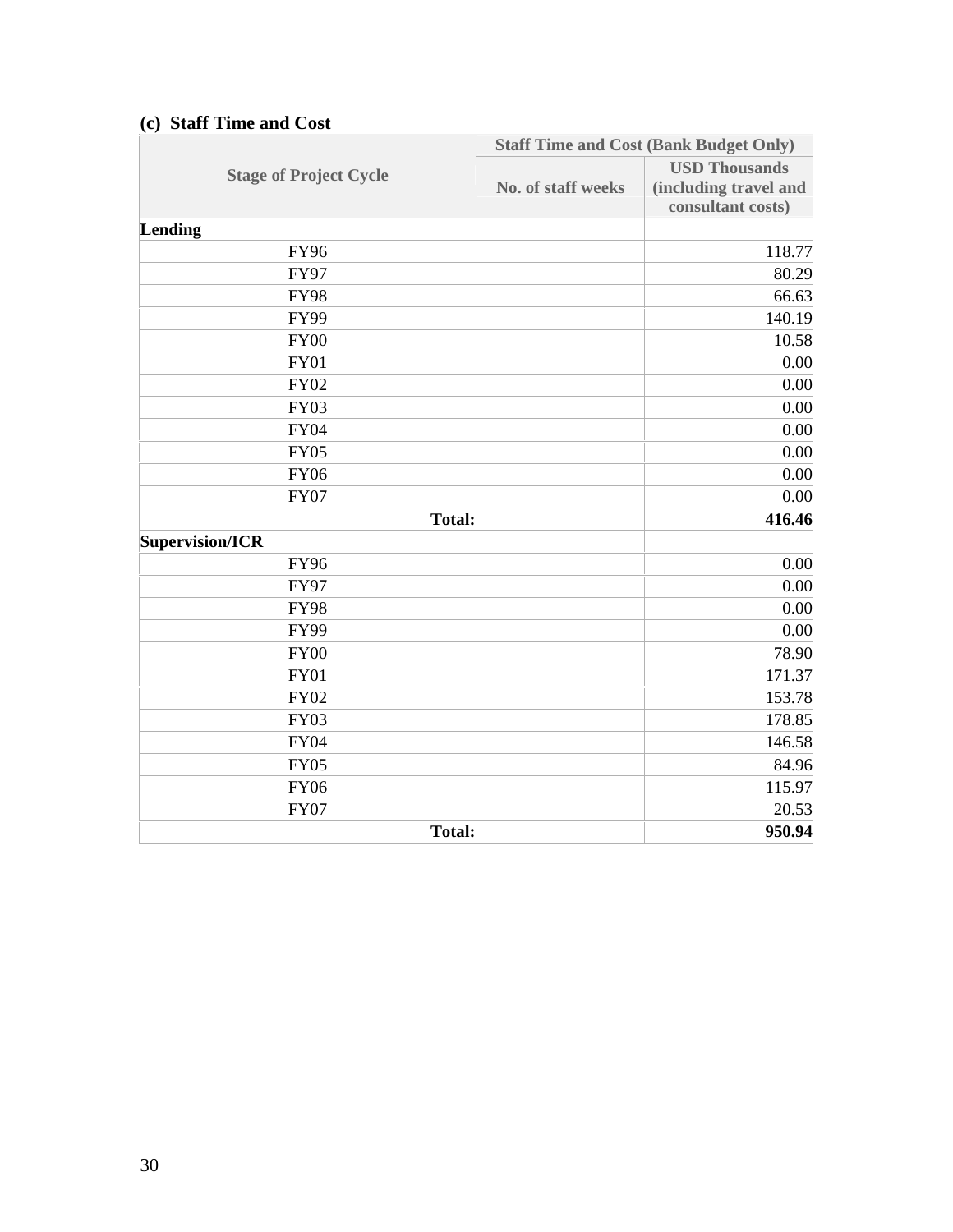### (c) Staff Time and Cost

| Stage of Project Cycle | Staff Time and Cost (Bank Budget Only) | |
|---|---|---|
| | No. of staff weeks | USD Thousands (including travel and consultant costs) |
| **Lending** | | |
| FY96 | | 118.77 |
| FY97 | | 80.29 |
| FY98 | | 66.63 |
| FY99 | | 140.19 |
| FY00 | | 10.58 |
| FY01 | | 0.00 |
| FY02 | | 0.00 |
| FY03 | | 0.00 |
| FY04 | | 0.00 |
| FY05 | | 0.00 |
| FY06 | | 0.00 |
| FY07 | | 0.00 |
| **Total:** | | **416.46** |
| **Supervision/ICR** | | |
| FY96 | | 0.00 |
| FY97 | | 0.00 |
| FY98 | | 0.00 |
| FY99 | | 0.00 |
| FY00 | | 78.90 |
| FY01 | | 171.37 |
| FY02 | | 153.78 |
| FY03 | | 178.85 |
| FY04 | | 146.58 |
| FY05 | | 84.96 |
| FY06 | | 115.97 |
| FY07 | | 20.53 |
| **Total:** | | **950.94** |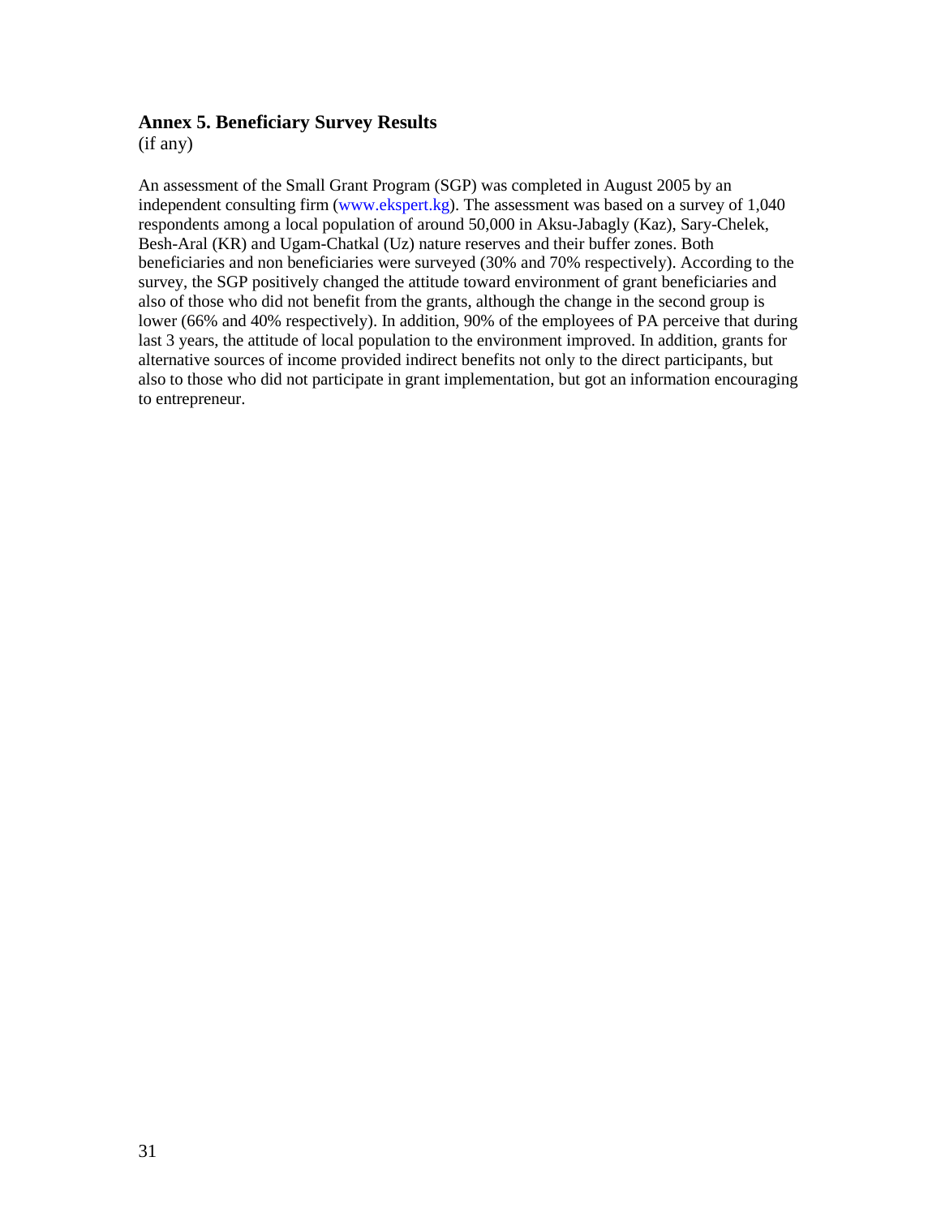## Annex 5. Beneficiary Survey Results

(if any)

An assessment of the Small Grant Program (SGP) was completed in August 2005 by an independent consulting firm (www.ekspert.kg). The assessment was based on a survey of 1,040 respondents among a local population of around 50,000 in Aksu-Jabagly (Kaz), Sary-Chelek, Besh-Aral (KR) and Ugam-Chatkal (Uz) nature reserves and their buffer zones. Both beneficiaries and non beneficiaries were surveyed (30% and 70% respectively). According to the survey, the SGP positively changed the attitude toward environment of grant beneficiaries and also of those who did not benefit from the grants, although the change in the second group is lower (66% and 40% respectively). In addition, 90% of the employees of PA perceive that during last 3 years, the attitude of local population to the environment improved. In addition, grants for alternative sources of income provided indirect benefits not only to the direct participants, but also to those who did not participate in grant implementation, but got an information encouraging to entrepreneur.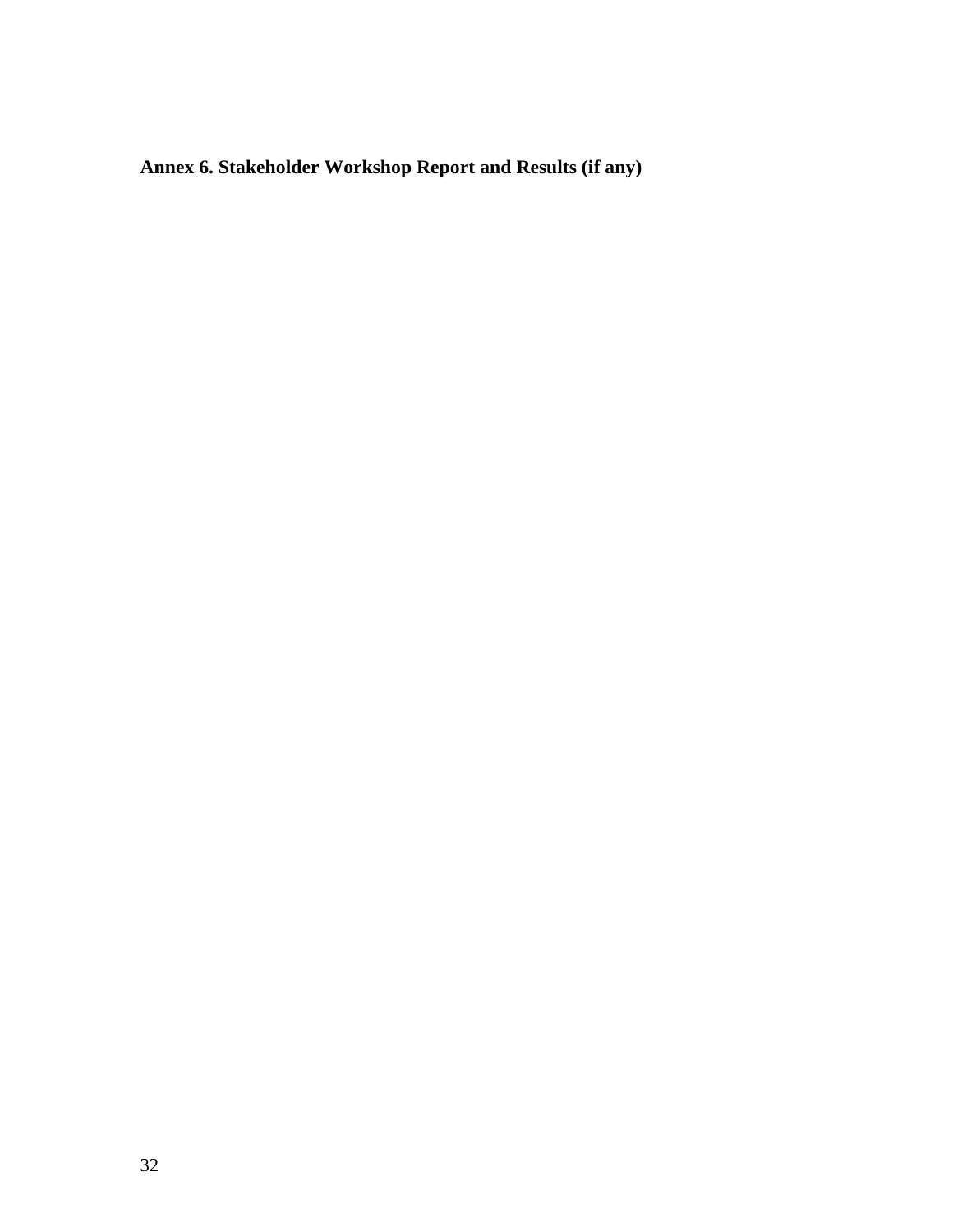**Annex 6. Stakeholder Workshop Report and Results (if any)**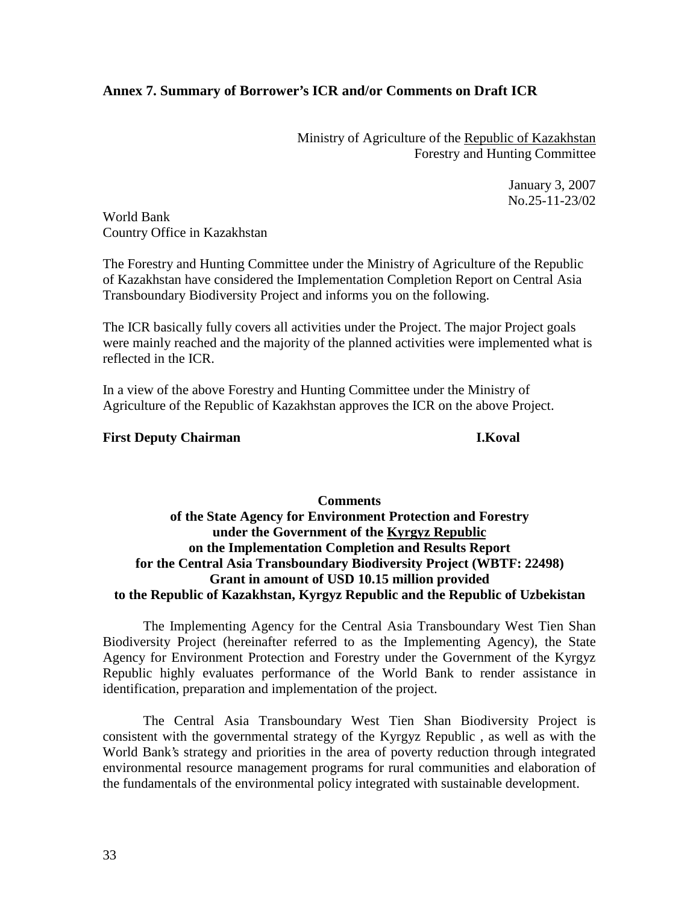## Annex 7. Summary of Borrower's ICR and/or Comments on Draft ICR

Ministry of Agriculture of the Republic of Kazakhstan
Forestry and Hunting Committee

January 3, 2007
No.25-11-23/02

World Bank
Country Office in Kazakhstan

The Forestry and Hunting Committee under the Ministry of Agriculture of the Republic of Kazakhstan have considered the Implementation Completion Report on Central Asia Transboundary Biodiversity Project and informs you on the following.

The ICR basically fully covers all activities under the Project. The major Project goals were mainly reached and the majority of the planned activities were implemented what is reflected in the ICR.

In a view of the above Forestry and Hunting Committee under the Ministry of Agriculture of the Republic of Kazakhstan approves the ICR on the above Project.

**First Deputy Chairman** **I.Koval**

**Comments**
**of the State Agency for Environment Protection and Forestry**
**under the Government of the Kyrgyz Republic**
**on the Implementation Completion and Results Report**
**for the Central Asia Transboundary Biodiversity Project (WBTF: 22498)**
**Grant in amount of USD 10.15 million provided**
**to the Republic of Kazakhstan, Kyrgyz Republic and the Republic of Uzbekistan**

The Implementing Agency for the Central Asia Transboundary West Tien Shan Biodiversity Project (hereinafter referred to as the Implementing Agency), the State Agency for Environment Protection and Forestry under the Government of the Kyrgyz Republic highly evaluates performance of the World Bank to render assistance in identification, preparation and implementation of the project.

The Central Asia Transboundary West Tien Shan Biodiversity Project is consistent with the governmental strategy of the Kyrgyz Republic , as well as with the World Bank's strategy and priorities in the area of poverty reduction through integrated environmental resource management programs for rural communities and elaboration of the fundamentals of the environmental policy integrated with sustainable development.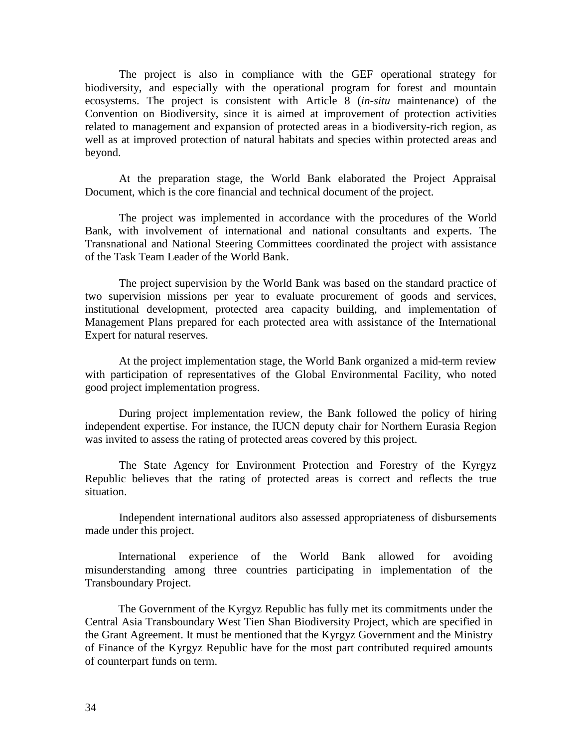The project is also in compliance with the GEF operational strategy for biodiversity, and especially with the operational program for forest and mountain ecosystems. The project is consistent with Article 8 (*in-situ* maintenance) of the Convention on Biodiversity, since it is aimed at improvement of protection activities related to management and expansion of protected areas in a biodiversity-rich region, as well as at improved protection of natural habitats and species within protected areas and beyond.

At the preparation stage, the World Bank elaborated the Project Appraisal Document, which is the core financial and technical document of the project.

The project was implemented in accordance with the procedures of the World Bank, with involvement of international and national consultants and experts. The Transnational and National Steering Committees coordinated the project with assistance of the Task Team Leader of the World Bank.

The project supervision by the World Bank was based on the standard practice of two supervision missions per year to evaluate procurement of goods and services, institutional development, protected area capacity building, and implementation of Management Plans prepared for each protected area with assistance of the International Expert for natural reserves.

At the project implementation stage, the World Bank organized a mid-term review with participation of representatives of the Global Environmental Facility, who noted good project implementation progress.

During project implementation review, the Bank followed the policy of hiring independent expertise. For instance, the IUCN deputy chair for Northern Eurasia Region was invited to assess the rating of protected areas covered by this project.

The State Agency for Environment Protection and Forestry of the Kyrgyz Republic believes that the rating of protected areas is correct and reflects the true situation.

Independent international auditors also assessed appropriateness of disbursements made under this project.

International experience of the World Bank allowed for avoiding misunderstanding among three countries participating in implementation of the Transboundary Project.

The Government of the Kyrgyz Republic has fully met its commitments under the Central Asia Transboundary West Tien Shan Biodiversity Project, which are specified in the Grant Agreement. It must be mentioned that the Kyrgyz Government and the Ministry of Finance of the Kyrgyz Republic have for the most part contributed required amounts of counterpart funds on term.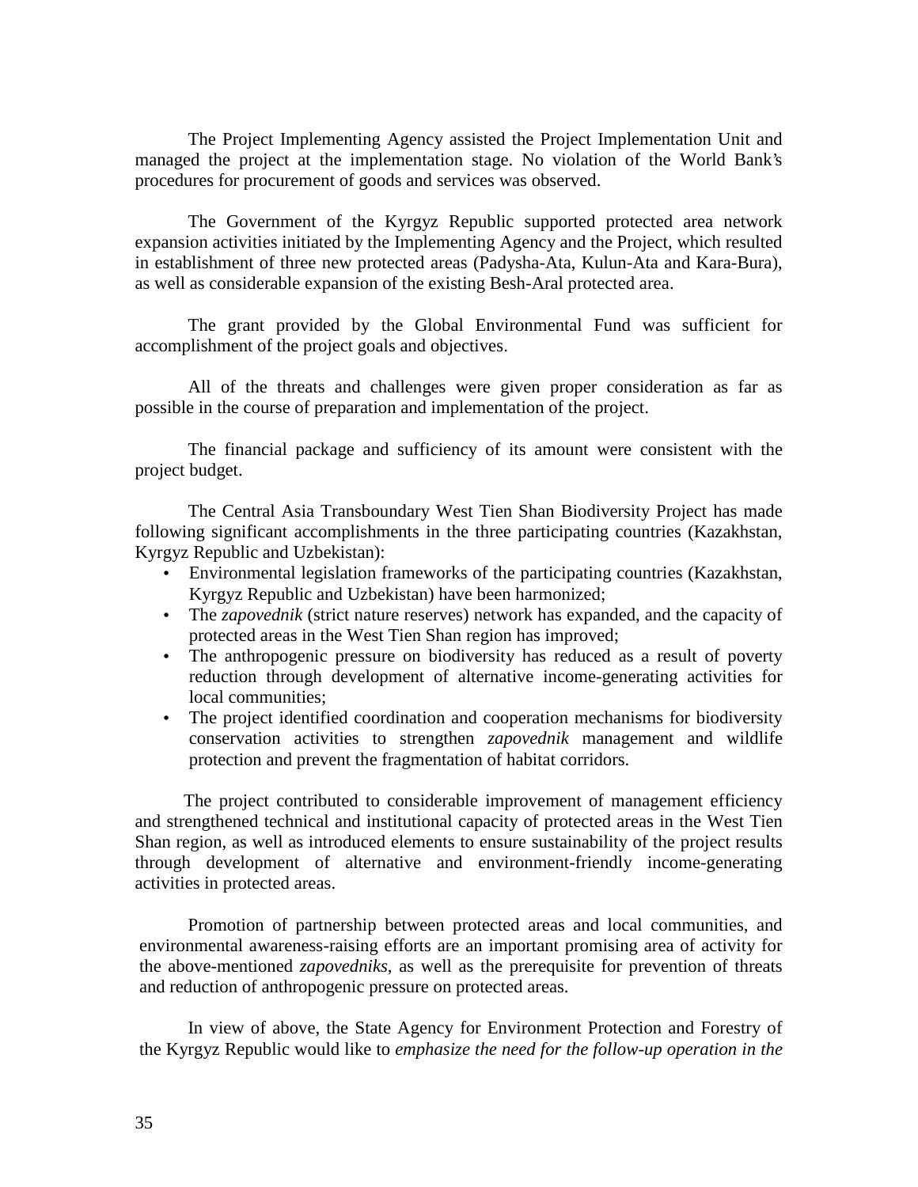The Project Implementing Agency assisted the Project Implementation Unit and managed the project at the implementation stage. No violation of the World Bank's procedures for procurement of goods and services was observed.

The Government of the Kyrgyz Republic supported protected area network expansion activities initiated by the Implementing Agency and the Project, which resulted in establishment of three new protected areas (Padysha-Ata, Kulun-Ata and Kara-Bura), as well as considerable expansion of the existing Besh-Aral protected area.

The grant provided by the Global Environmental Fund was sufficient for accomplishment of the project goals and objectives.

All of the threats and challenges were given proper consideration as far as possible in the course of preparation and implementation of the project.

The financial package and sufficiency of its amount were consistent with the project budget.

The Central Asia Transboundary West Tien Shan Biodiversity Project has made following significant accomplishments in the three participating countries (Kazakhstan, Kyrgyz Republic and Uzbekistan):

- Environmental legislation frameworks of the participating countries (Kazakhstan, Kyrgyz Republic and Uzbekistan) have been harmonized;
- The *zapovednik* (strict nature reserves) network has expanded, and the capacity of protected areas in the West Tien Shan region has improved;
- The anthropogenic pressure on biodiversity has reduced as a result of poverty reduction through development of alternative income-generating activities for local communities;
- The project identified coordination and cooperation mechanisms for biodiversity conservation activities to strengthen *zapovednik* management and wildlife protection and prevent the fragmentation of habitat corridors.

The project contributed to considerable improvement of management efficiency and strengthened technical and institutional capacity of protected areas in the West Tien Shan region, as well as introduced elements to ensure sustainability of the project results through development of alternative and environment-friendly income-generating activities in protected areas.

Promotion of partnership between protected areas and local communities, and environmental awareness-raising efforts are an important promising area of activity for the above-mentioned *zapovedniks*, as well as the prerequisite for prevention of threats and reduction of anthropogenic pressure on protected areas.

In view of above, the State Agency for Environment Protection and Forestry of the Kyrgyz Republic would like to *emphasize the need for the follow-up operation in the*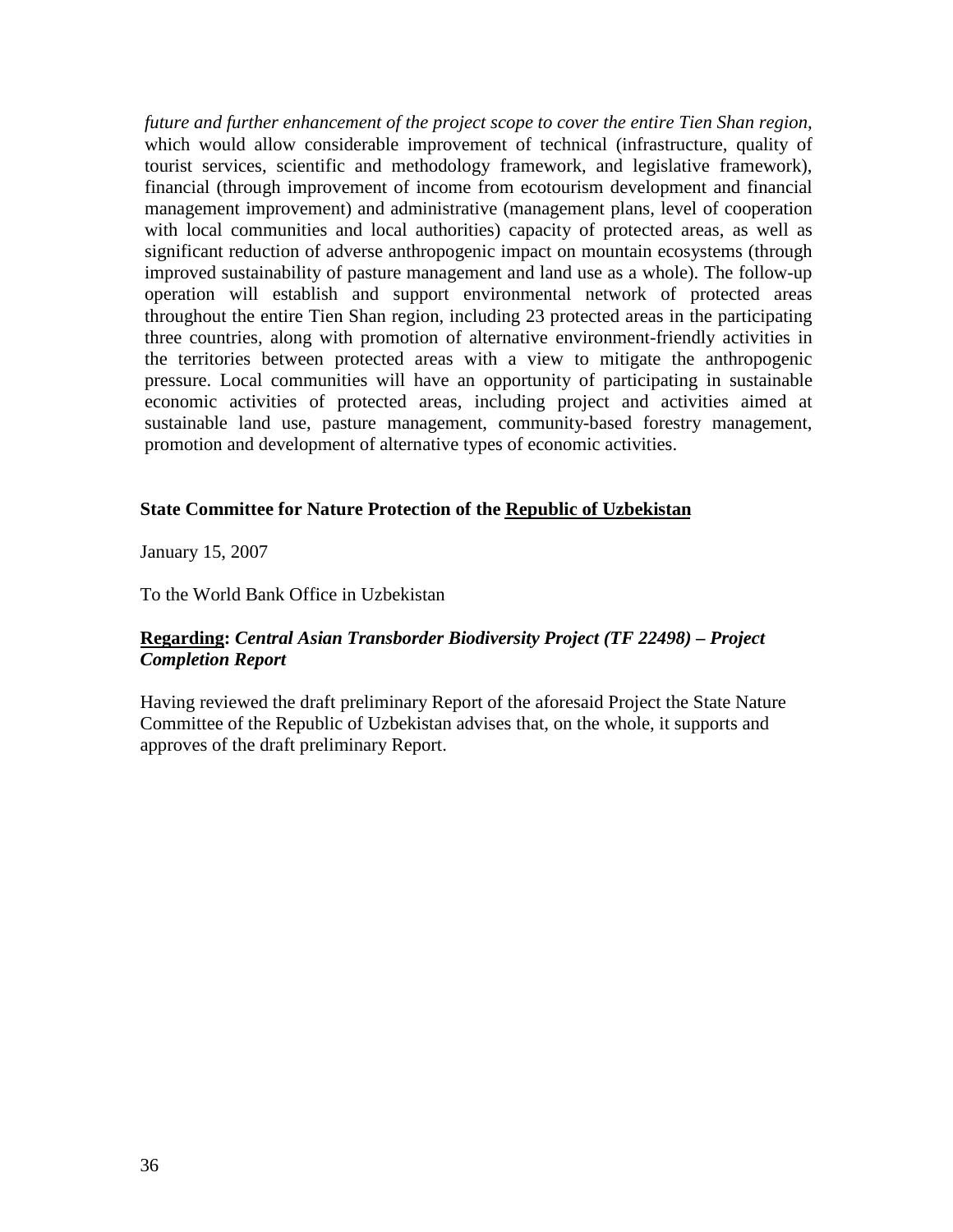*future and further enhancement of the project scope to cover the entire Tien Shan region,* which would allow considerable improvement of technical (infrastructure, quality of tourist services, scientific and methodology framework, and legislative framework), financial (through improvement of income from ecotourism development and financial management improvement) and administrative (management plans, level of cooperation with local communities and local authorities) capacity of protected areas, as well as significant reduction of adverse anthropogenic impact on mountain ecosystems (through improved sustainability of pasture management and land use as a whole). The follow-up operation will establish and support environmental network of protected areas throughout the entire Tien Shan region, including 23 protected areas in the participating three countries, along with promotion of alternative environment-friendly activities in the territories between protected areas with a view to mitigate the anthropogenic pressure. Local communities will have an opportunity of participating in sustainable economic activities of protected areas, including project and activities aimed at sustainable land use, pasture management, community-based forestry management, promotion and development of alternative types of economic activities.

**State Committee for Nature Protection of the Republic of Uzbekistan**

January 15, 2007

To the World Bank Office in Uzbekistan

**Regarding:** ***Central Asian Transborder Biodiversity Project (TF 22498) – Project Completion Report***

Having reviewed the draft preliminary Report of the aforesaid Project the State Nature Committee of the Republic of Uzbekistan advises that, on the whole, it supports and approves of the draft preliminary Report.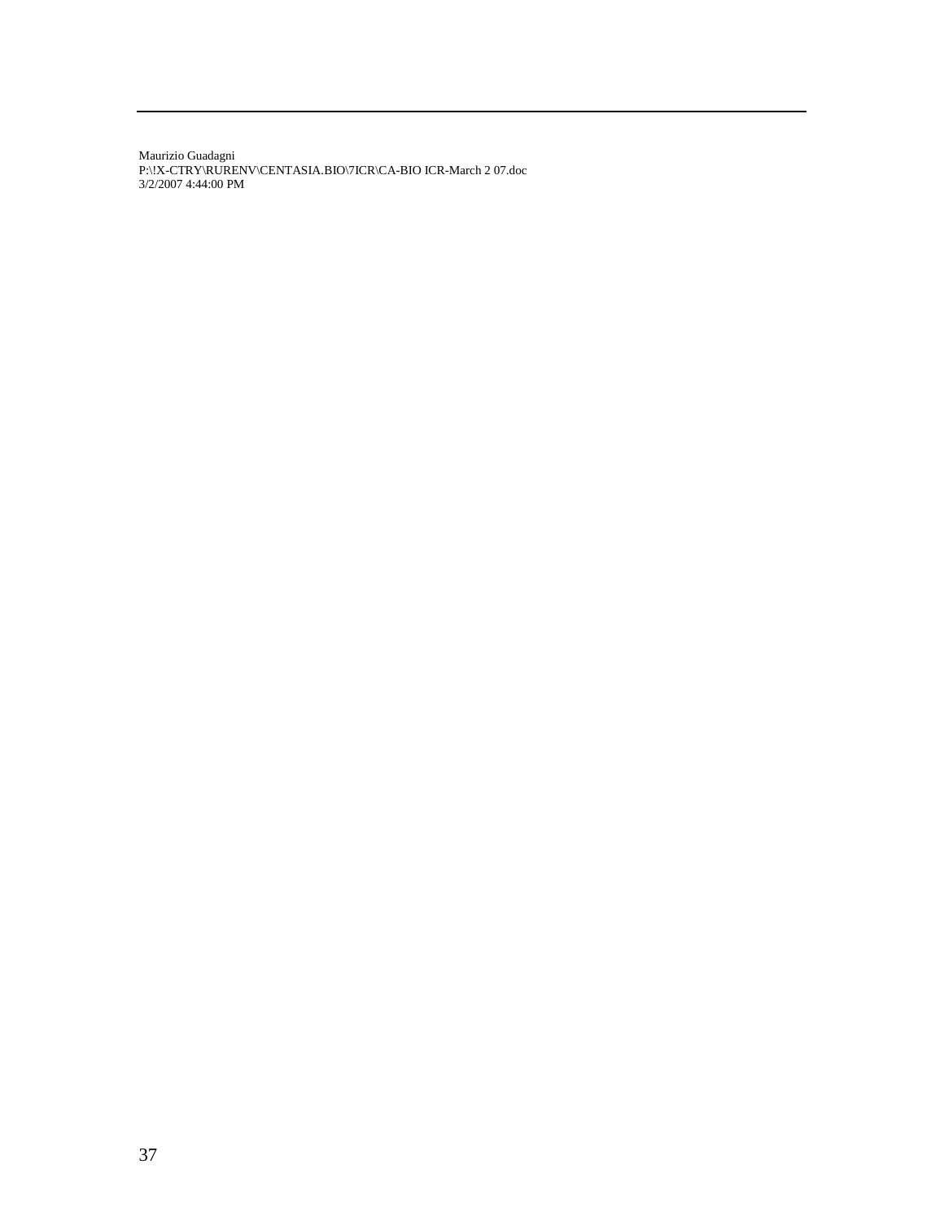Maurizio Guadagni
P:\!X-CTRY\RURENV\CENTASIA.BIO\7ICR\CA-BIO ICR-March 2 07.doc
3/2/2007 4:44:00 PM